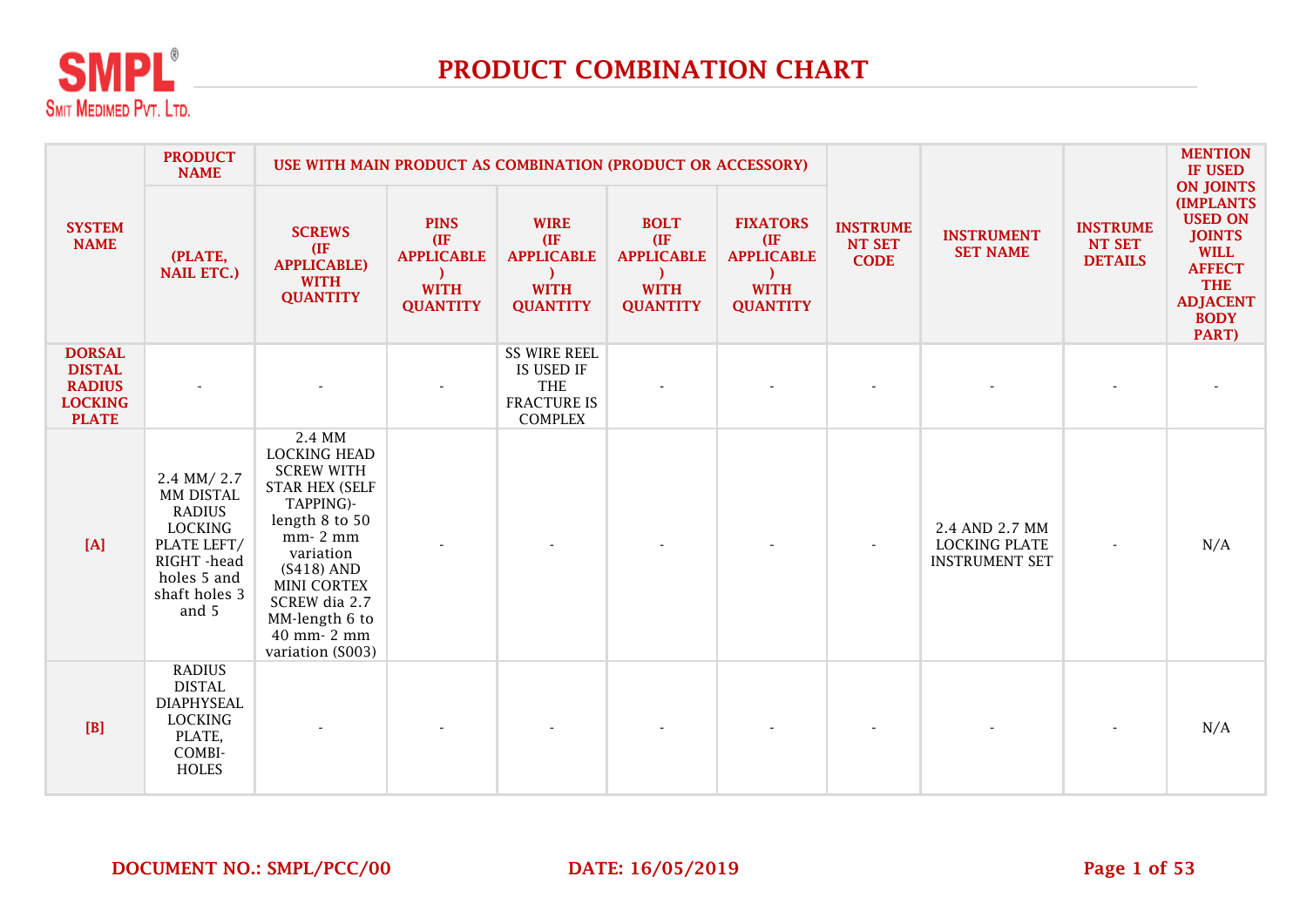SMPL®
SMIT MEDIMED PVT. LTD.

# PRODUCT COMBINATION CHART

| SYSTEM NAME | PRODUCT NAME | USE WITH MAIN PRODUCT AS COMBINATION (PRODUCT OR ACCESSORY) | | | | | INSTRUMENT SET CODE | INSTRUMENT SET NAME | INSTRUMENT SET DETAILS | MENTION IF USED ON JOINTS (IMPLANTS USED ON JOINTS WILL AFFECT THE ADJACENT BODY PART) |
|---|---|---|---|---|---|---|---|---|---|---|
| | (PLATE, NAIL ETC.) | SCREWS (IF APPLICABLE) WITH QUANTITY | PINS (IF APPLICABLE) WITH QUANTITY | WIRE (IF APPLICABLE) WITH QUANTITY | BOLT (IF APPLICABLE) WITH QUANTITY | FIXATORS (IF APPLICABLE) WITH QUANTITY | | | | |
| **DORSAL DISTAL RADIUS LOCKING PLATE** | - | - | - | SS WIRE REEL IS USED IF THE FRACTURE IS COMPLEX | - | - | - | - | - | - |
| **[A]** | 2.4 MM/ 2.7 MM DISTAL RADIUS LOCKING PLATE LEFT/ RIGHT -head holes 5 and shaft holes 3 and 5 | 2.4 MM LOCKING HEAD SCREW WITH STAR HEX (SELF TAPPING)- length 8 to 50 mm- 2 mm variation (S418) AND MINI CORTEX SCREW dia 2.7 MM-length 6 to 40 mm- 2 mm variation (S003) | - | - | - | - | - | 2.4 AND 2.7 MM LOCKING PLATE INSTRUMENT SET | - | N/A |
| **[B]** | RADIUS DISTAL DIAPHYSEAL LOCKING PLATE, COMBI-HOLES | - | - | - | - | - | - | - | - | N/A |

**DOCUMENT NO.: SMPL/PCC/00** **DATE: 16/05/2019**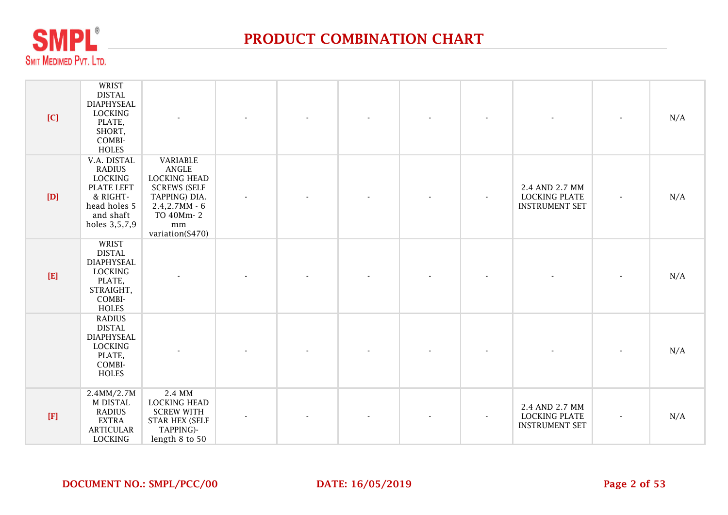# PRODUCT COMBINATION CHART

| | | | | | | | | | | |
|---|---|---|---|---|---|---|---|---|---|---|
| [C] | WRIST DISTAL DIAPHYSEAL LOCKING PLATE, SHORT, COMBI-HOLES | - | - | - | - | - | - | - | - | N/A |
| [D] | V.A. DISTAL RADIUS LOCKING PLATE LEFT & RIGHT-head holes 5 and shaft holes 3,5,7,9 | VARIABLE ANGLE LOCKING HEAD SCREWS (SELF TAPPING) DIA. 2.4,2.7MM - 6 TO 40Mm- 2 mm variation(S470) | - | - | - | - | - | 2.4 AND 2.7 MM LOCKING PLATE INSTRUMENT SET | - | N/A |
| [E] | WRIST DISTAL DIAPHYSEAL LOCKING PLATE, STRAIGHT, COMBI-HOLES | - | - | - | - | - | - | - | - | N/A |
| | RADIUS DISTAL DIAPHYSEAL LOCKING PLATE, COMBI-HOLES | - | - | - | - | - | - | - | - | N/A |
| [F] | 2.4MM/2.7MM DISTAL RADIUS EXTRA ARTICULAR LOCKING | 2.4 MM LOCKING HEAD SCREW WITH STAR HEX (SELF TAPPING)-length 8 to 50 | - | - | - | - | - | 2.4 AND 2.7 MM LOCKING PLATE INSTRUMENT SET | - | N/A |

DOCUMENT NO.: SMPL/PCC/00 DATE: 16/05/2019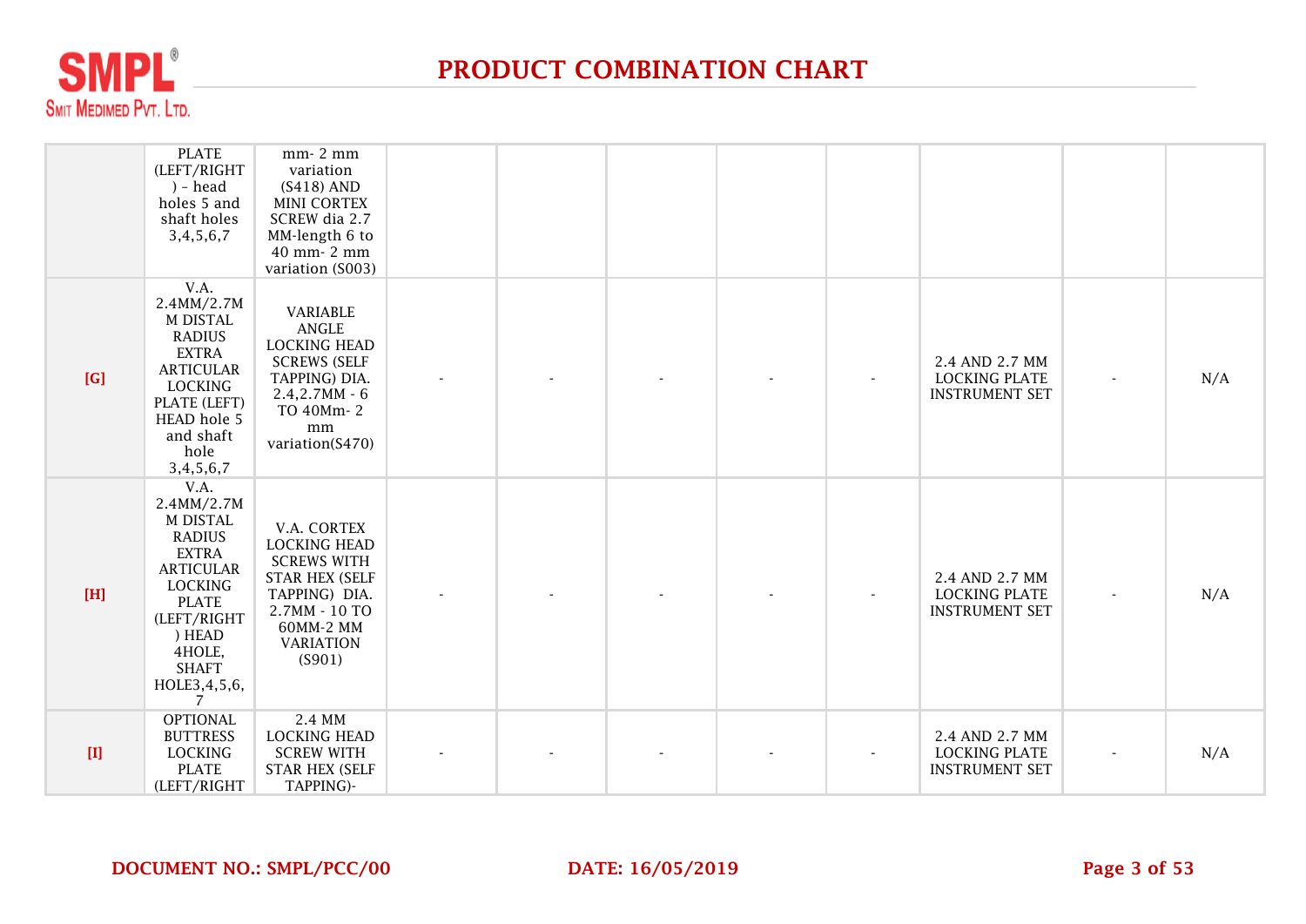# PRODUCT COMBINATION CHART

| | | | | | | | | | | |
|---|---|---|---|---|---|---|---|---|---|---|
| | PLATE (LEFT/RIGHT ) - head holes 5 and shaft holes 3,4,5,6,7 | mm- 2 mm variation (S418) AND MINI CORTEX SCREW dia 2.7 MM-length 6 to 40 mm- 2 mm variation (S003) | | | | | | | | |
| [G] | V.A. 2.4MM/2.7MM DISTAL RADIUS EXTRA ARTICULAR LOCKING PLATE (LEFT) HEAD hole 5 and shaft hole 3,4,5,6,7 | VARIABLE ANGLE LOCKING HEAD SCREWS (SELF TAPPING) DIA. 2.4,2.7MM - 6 TO 40Mm- 2 mm variation(S470) | - | - | - | - | - | 2.4 AND 2.7 MM LOCKING PLATE INSTRUMENT SET | - | N/A |
| [H] | V.A. 2.4MM/2.7MM DISTAL RADIUS EXTRA ARTICULAR LOCKING PLATE (LEFT/RIGHT ) HEAD 4HOLE, SHAFT HOLE3,4,5,6,7 | V.A. CORTEX LOCKING HEAD SCREWS WITH STAR HEX (SELF TAPPING) DIA. 2.7MM - 10 TO 60MM-2 MM VARIATION (S901) | - | - | - | - | - | 2.4 AND 2.7 MM LOCKING PLATE INSTRUMENT SET | - | N/A |
| [I] | OPTIONAL BUTTRESS LOCKING PLATE (LEFT/RIGHT | 2.4 MM LOCKING HEAD SCREW WITH STAR HEX (SELF TAPPING)- | - | - | - | - | - | 2.4 AND 2.7 MM LOCKING PLATE INSTRUMENT SET | - | N/A |

**DOCUMENT NO.: SMPL/PCC/00** **DATE: 16/05/2019**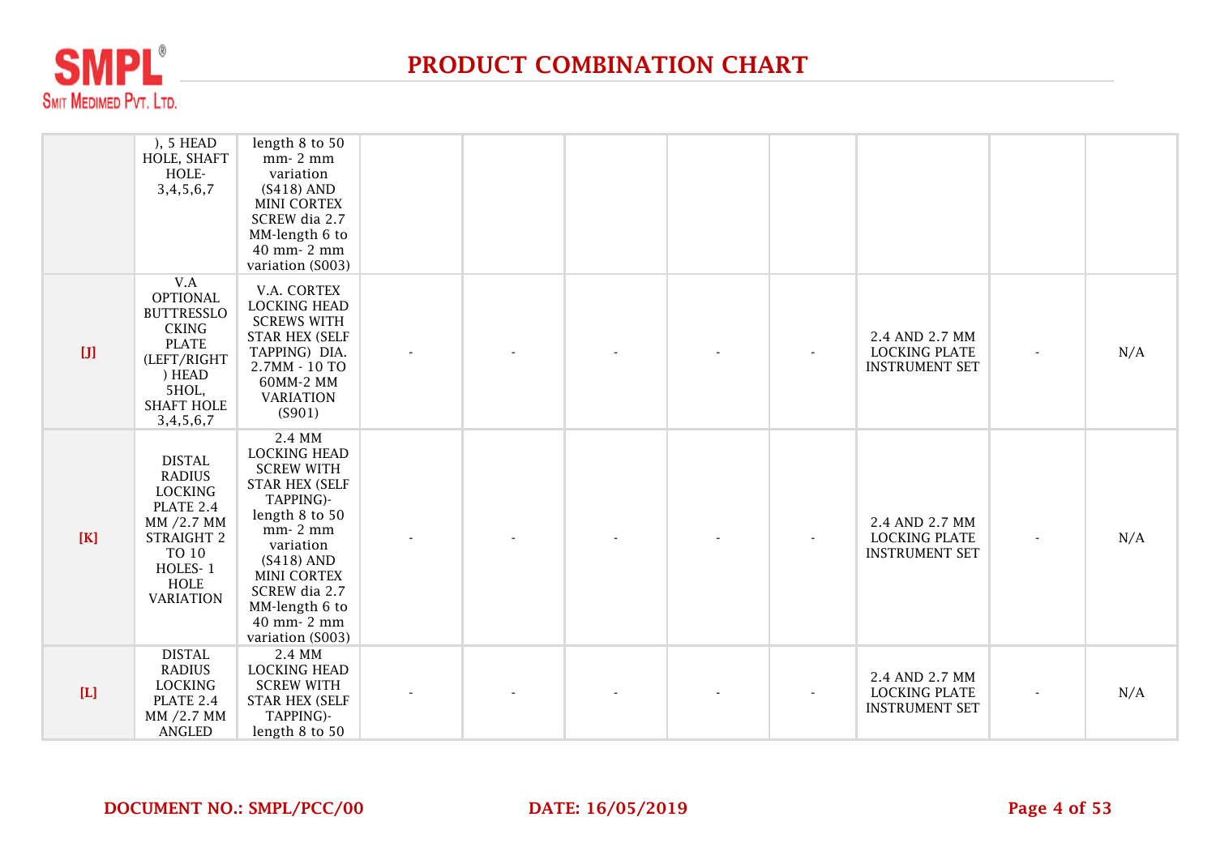# PRODUCT COMBINATION CHART

| | | | | | | | | | | |
|---|---|---|---|---|---|---|---|---|---|---|
| | ), 5 HEAD HOLE, SHAFT HOLE- 3,4,5,6,7 | length 8 to 50 mm- 2 mm variation (S418) AND MINI CORTEX SCREW dia 2.7 MM-length 6 to 40 mm- 2 mm variation (S003) | | | | | | | | |
| [J] | V.A OPTIONAL BUTTRESSLO CKING PLATE (LEFT/RIGHT ) HEAD 5HOL, SHAFT HOLE 3,4,5,6,7 | V.A. CORTEX LOCKING HEAD SCREWS WITH STAR HEX (SELF TAPPING) DIA. 2.7MM - 10 TO 60MM-2 MM VARIATION (S901) | - | - | - | - | - | 2.4 AND 2.7 MM LOCKING PLATE INSTRUMENT SET | - | N/A |
| [K] | DISTAL RADIUS LOCKING PLATE 2.4 MM /2.7 MM STRAIGHT 2 TO 10 HOLES- 1 HOLE VARIATION | 2.4 MM LOCKING HEAD SCREW WITH STAR HEX (SELF TAPPING)- length 8 to 50 mm- 2 mm variation (S418) AND MINI CORTEX SCREW dia 2.7 MM-length 6 to 40 mm- 2 mm variation (S003) | - | - | - | - | - | 2.4 AND 2.7 MM LOCKING PLATE INSTRUMENT SET | - | N/A |
| [L] | DISTAL RADIUS LOCKING PLATE 2.4 MM /2.7 MM ANGLED | 2.4 MM LOCKING HEAD SCREW WITH STAR HEX (SELF TAPPING)- length 8 to 50 | - | - | - | - | - | 2.4 AND 2.7 MM LOCKING PLATE INSTRUMENT SET | - | N/A |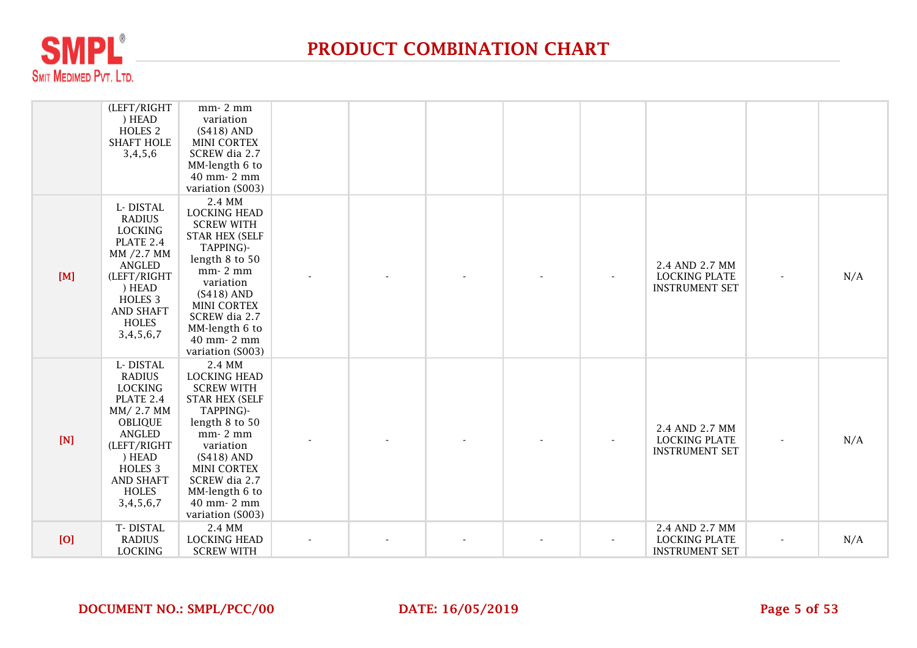# PRODUCT COMBINATION CHART

| | | | | | | | | | | |
|---|---|---|---|---|---|---|---|---|---|---|
| | (LEFT/RIGHT ) HEAD HOLES 2 SHAFT HOLE 3,4,5,6 | mm- 2 mm variation (S418) AND MINI CORTEX SCREW dia 2.7 MM-length 6 to 40 mm- 2 mm variation (S003) | | | | | | | | |
| [M] | L- DISTAL RADIUS LOCKING PLATE 2.4 MM /2.7 MM ANGLED (LEFT/RIGHT ) HEAD HOLES 3 AND SHAFT HOLES 3,4,5,6,7 | 2.4 MM LOCKING HEAD SCREW WITH STAR HEX (SELF TAPPING)- length 8 to 50 mm- 2 mm variation (S418) AND MINI CORTEX SCREW dia 2.7 MM-length 6 to 40 mm- 2 mm variation (S003) | - | - | - | - | - | 2.4 AND 2.7 MM LOCKING PLATE INSTRUMENT SET | - | N/A |
| [N] | L- DISTAL RADIUS LOCKING PLATE 2.4 MM/ 2.7 MM OBLIQUE ANGLED (LEFT/RIGHT ) HEAD HOLES 3 AND SHAFT HOLES 3,4,5,6,7 | 2.4 MM LOCKING HEAD SCREW WITH STAR HEX (SELF TAPPING)- length 8 to 50 mm- 2 mm variation (S418) AND MINI CORTEX SCREW dia 2.7 MM-length 6 to 40 mm- 2 mm variation (S003) | - | - | - | - | - | 2.4 AND 2.7 MM LOCKING PLATE INSTRUMENT SET | - | N/A |
| [O] | T- DISTAL RADIUS LOCKING | 2.4 MM LOCKING HEAD SCREW WITH | - | - | - | - | - | 2.4 AND 2.7 MM LOCKING PLATE INSTRUMENT SET | - | N/A |

**DOCUMENT NO.: SMPL/PCC/00** **DATE: 16/05/2019**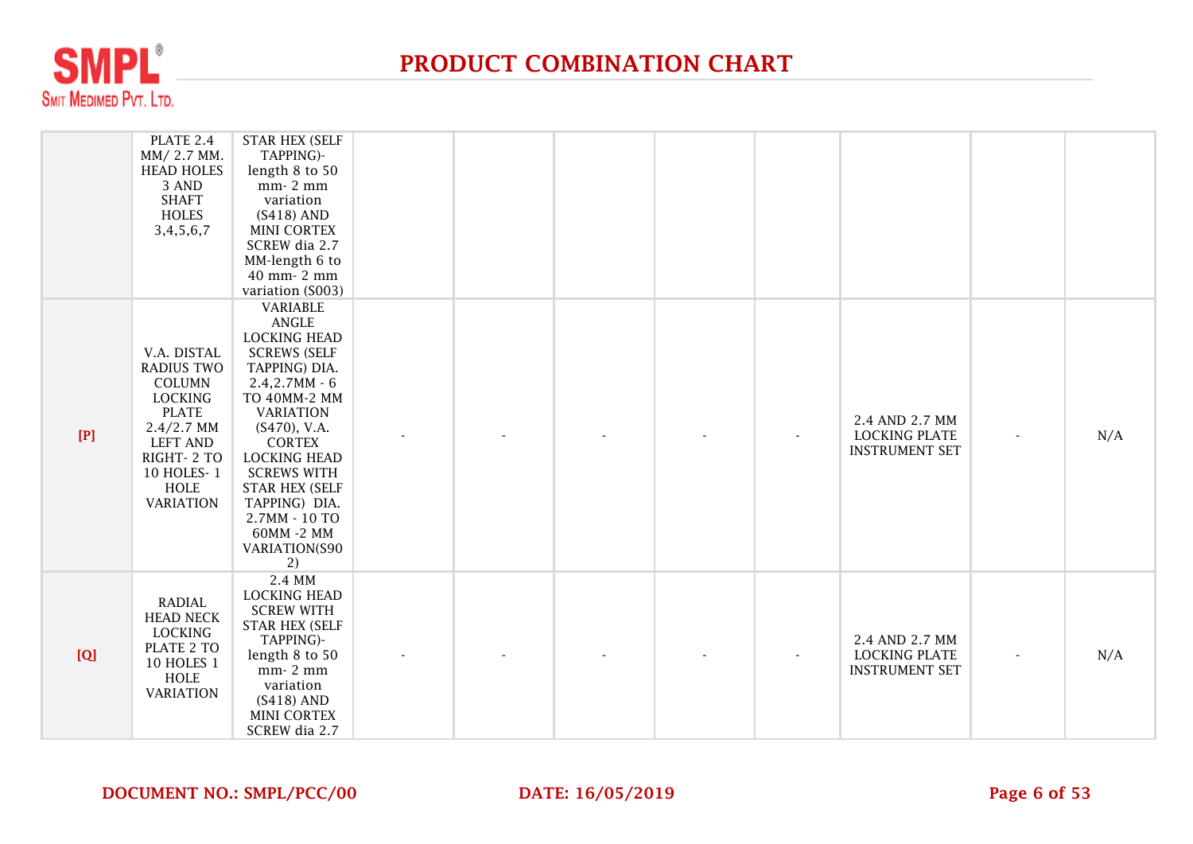# PRODUCT COMBINATION CHART

| | | | | | | | | | | |
|---|---|---|---|---|---|---|---|---|---|---|
| | PLATE 2.4 MM/ 2.7 MM. HEAD HOLES 3 AND SHAFT HOLES 3,4,5,6,7 | STAR HEX (SELF TAPPING)- length 8 to 50 mm- 2 mm variation (S418) AND MINI CORTEX SCREW dia 2.7 MM-length 6 to 40 mm- 2 mm variation (S003) | | | | | | | | |
| [P] | V.A. DISTAL RADIUS TWO COLUMN LOCKING PLATE 2.4/2.7 MM LEFT AND RIGHT- 2 TO 10 HOLES- 1 HOLE VARIATION | VARIABLE ANGLE LOCKING HEAD SCREWS (SELF TAPPING) DIA. 2.4,2.7MM - 6 TO 40MM-2 MM VARIATION (S470), V.A. CORTEX LOCKING HEAD SCREWS WITH STAR HEX (SELF TAPPING) DIA. 2.7MM - 10 TO 60MM -2 MM VARIATION(S902) | - | - | - | - | - | 2.4 AND 2.7 MM LOCKING PLATE INSTRUMENT SET | - | N/A |
| [Q] | RADIAL HEAD NECK LOCKING PLATE 2 TO 10 HOLES 1 HOLE VARIATION | 2.4 MM LOCKING HEAD SCREW WITH STAR HEX (SELF TAPPING)- length 8 to 50 mm- 2 mm variation (S418) AND MINI CORTEX SCREW dia 2.7 | - | - | - | - | - | 2.4 AND 2.7 MM LOCKING PLATE INSTRUMENT SET | - | N/A |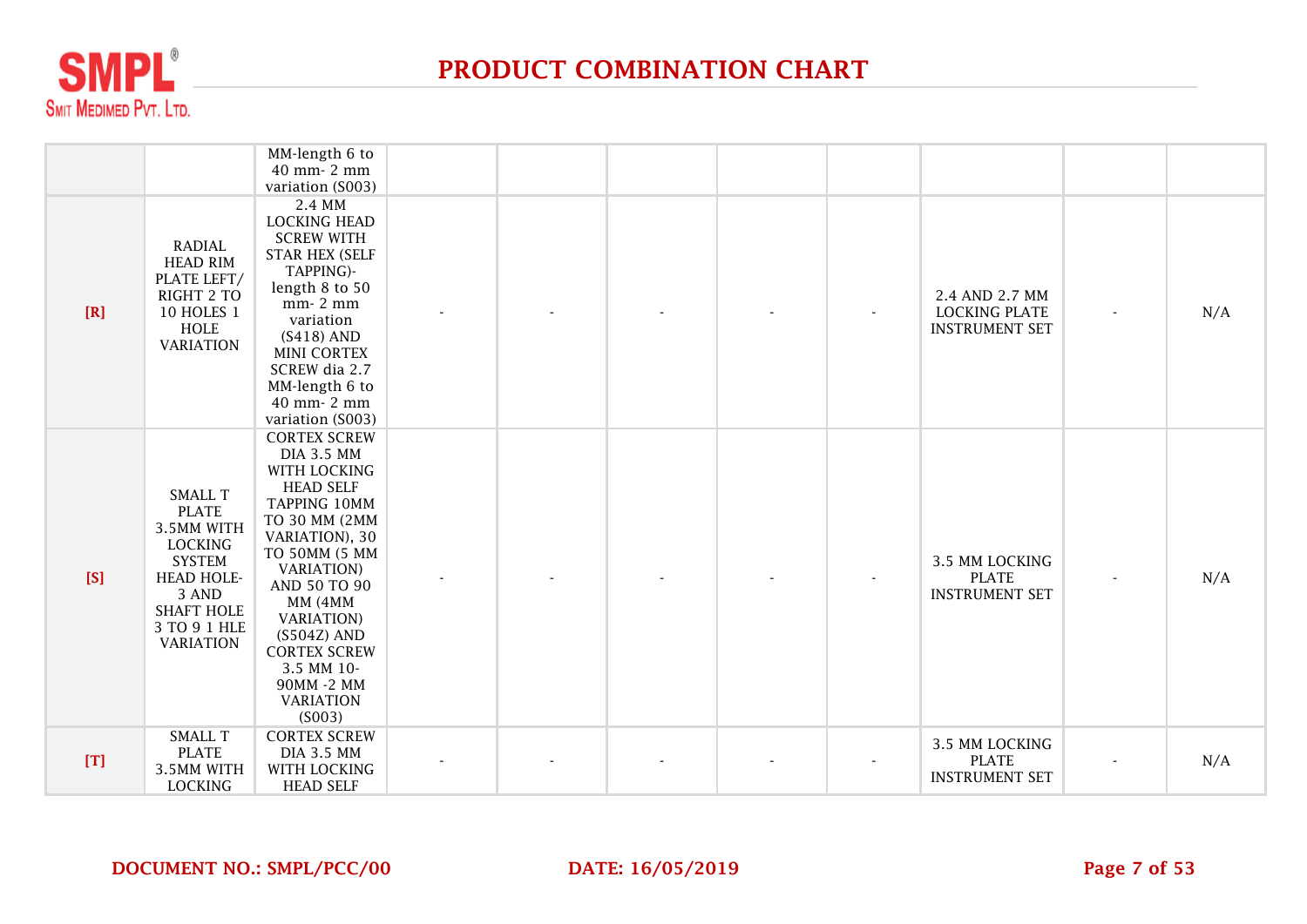# PRODUCT COMBINATION CHART

| | | | | | | | | | | |
|---|---|---|---|---|---|---|---|---|---|---|
| | | MM-length 6 to 40 mm- 2 mm variation (S003) | | | | | | | | |
| [R] | RADIAL HEAD RIM PLATE LEFT/ RIGHT 2 TO 10 HOLES 1 HOLE VARIATION | 2.4 MM LOCKING HEAD SCREW WITH STAR HEX (SELF TAPPING)- length 8 to 50 mm- 2 mm variation (S418) AND MINI CORTEX SCREW dia 2.7 MM-length 6 to 40 mm- 2 mm variation (S003) | - | - | - | - | - | 2.4 AND 2.7 MM LOCKING PLATE INSTRUMENT SET | - | N/A |
| [S] | SMALL T PLATE 3.5MM WITH LOCKING SYSTEM HEAD HOLE- 3 AND SHAFT HOLE 3 TO 9 1 HLE VARIATION | CORTEX SCREW DIA 3.5 MM WITH LOCKING HEAD SELF TAPPING 10MM TO 30 MM (2MM VARIATION), 30 TO 50MM (5 MM VARIATION) AND 50 TO 90 MM (4MM VARIATION) (S504Z) AND CORTEX SCREW 3.5 MM 10- 90MM -2 MM VARIATION (S003) | - | - | - | - | - | 3.5 MM LOCKING PLATE INSTRUMENT SET | - | N/A |
| [T] | SMALL T PLATE 3.5MM WITH LOCKING | CORTEX SCREW DIA 3.5 MM WITH LOCKING HEAD SELF | - | - | - | - | - | 3.5 MM LOCKING PLATE INSTRUMENT SET | - | N/A |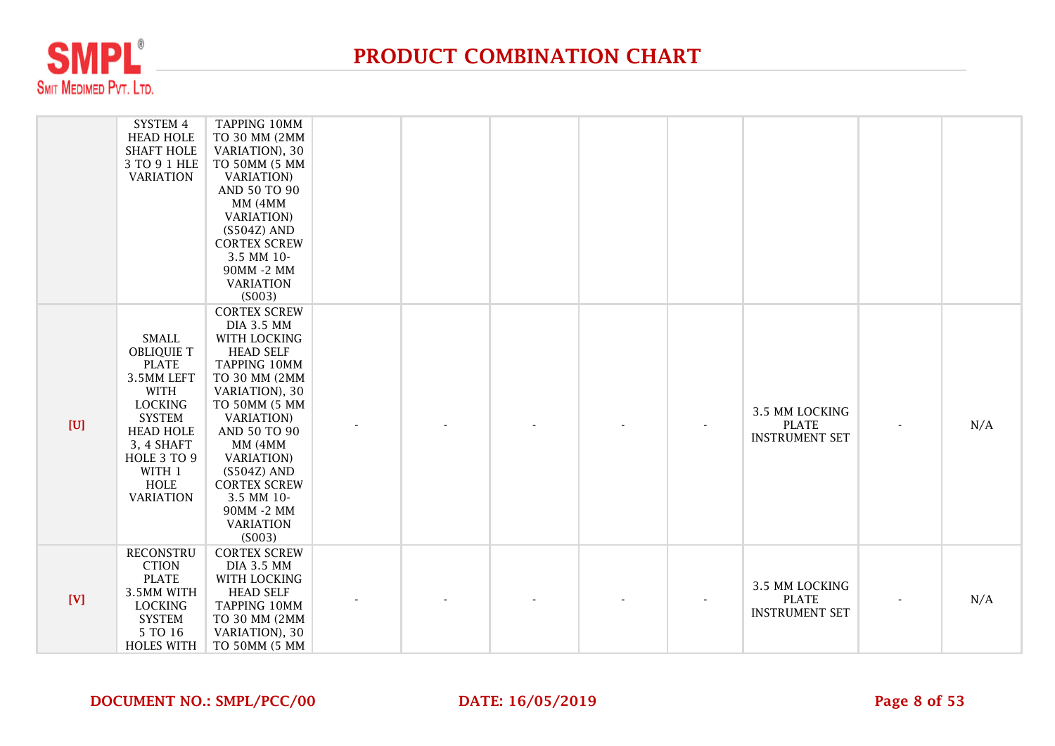# PRODUCT COMBINATION CHART

| | | | | | | | | | | |
|---|---|---|---|---|---|---|---|---|---|---|
| | SYSTEM 4 HEAD HOLE SHAFT HOLE 3 TO 9 1 HLE VARIATION | TAPPING 10MM TO 30 MM (2MM VARIATION), 30 TO 50MM (5 MM VARIATION) AND 50 TO 90 MM (4MM VARIATION) (S504Z) AND CORTEX SCREW 3.5 MM 10-90MM -2 MM VARIATION (S003) | | | | | | | | |
| [U] | SMALL OBLIQUIE T PLATE 3.5MM LEFT WITH LOCKING SYSTEM HEAD HOLE 3, 4 SHAFT HOLE 3 TO 9 WITH 1 HOLE VARIATION | CORTEX SCREW DIA 3.5 MM WITH LOCKING HEAD SELF TAPPING 10MM TO 30 MM (2MM VARIATION), 30 TO 50MM (5 MM VARIATION) AND 50 TO 90 MM (4MM VARIATION) (S504Z) AND CORTEX SCREW 3.5 MM 10-90MM -2 MM VARIATION (S003) | - | - | - | - | - | 3.5 MM LOCKING PLATE INSTRUMENT SET | - | N/A |
| [V] | RECONSTRUCTION PLATE 3.5MM WITH LOCKING SYSTEM 5 TO 16 HOLES WITH | CORTEX SCREW DIA 3.5 MM WITH LOCKING HEAD SELF TAPPING 10MM TO 30 MM (2MM VARIATION), 30 TO 50MM (5 MM | - | - | - | - | - | 3.5 MM LOCKING PLATE INSTRUMENT SET | - | N/A |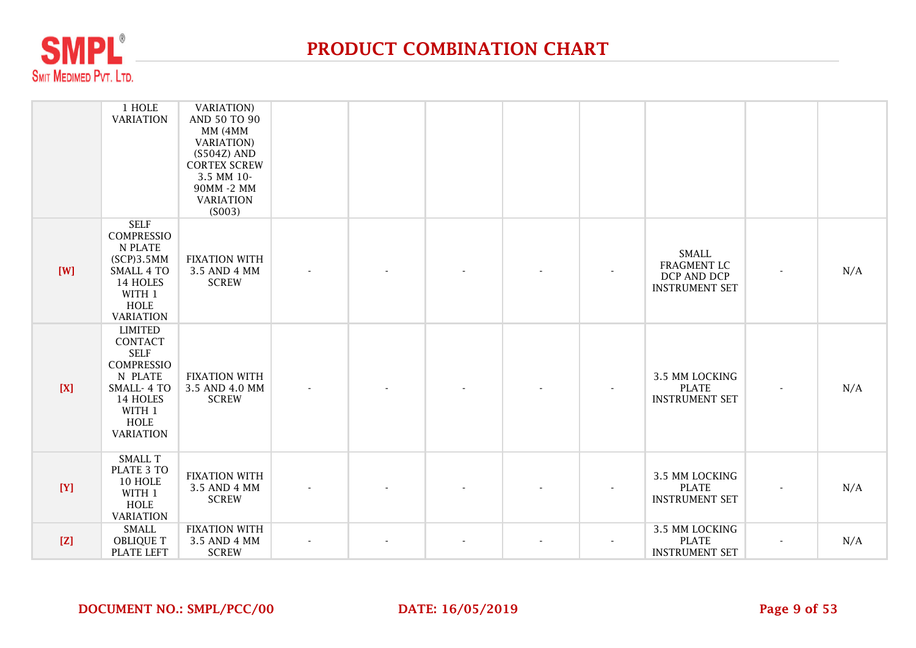# PRODUCT COMBINATION CHART

| | | | | | | | | | | |
|---|---|---|---|---|---|---|---|---|---|---|
| | 1 HOLE VARIATION | VARIATION) AND 50 TO 90 MM (4MM VARIATION) (S504Z) AND CORTEX SCREW 3.5 MM 10-90MM -2 MM VARIATION (S003) | | | | | | | | |
| [W] | SELF COMPRESSION PLATE (SCP)3.5MM SMALL 4 TO 14 HOLES WITH 1 HOLE VARIATION | FIXATION WITH 3.5 AND 4 MM SCREW | - | - | - | - | - | SMALL FRAGMENT LC DCP AND DCP INSTRUMENT SET | - | N/A |
| [X] | LIMITED CONTACT SELF COMPRESSION PLATE SMALL- 4 TO 14 HOLES WITH 1 HOLE VARIATION | FIXATION WITH 3.5 AND 4.0 MM SCREW | - | - | - | - | - | 3.5 MM LOCKING PLATE INSTRUMENT SET | - | N/A |
| [Y] | SMALL T PLATE 3 TO 10 HOLE WITH 1 HOLE VARIATION | FIXATION WITH 3.5 AND 4 MM SCREW | - | - | - | - | - | 3.5 MM LOCKING PLATE INSTRUMENT SET | - | N/A |
| [Z] | SMALL OBLIQUE T PLATE LEFT | FIXATION WITH 3.5 AND 4 MM SCREW | - | - | - | - | - | 3.5 MM LOCKING PLATE INSTRUMENT SET | - | N/A |

**DOCUMENT NO.: SMPL/PCC/00** **DATE: 16/05/2019**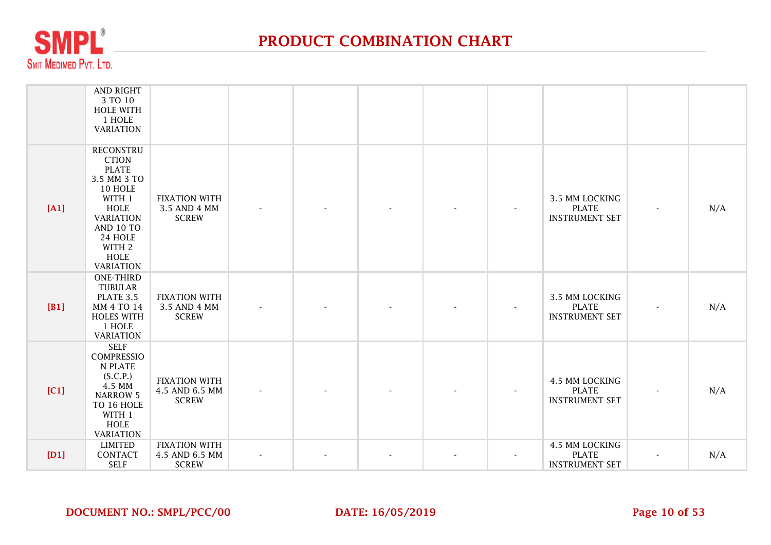# PRODUCT COMBINATION CHART

| | | | | | | | | | | |
|---|---|---|---|---|---|---|---|---|---|---|
| | AND RIGHT 3 TO 10 HOLE WITH 1 HOLE VARIATION | | | | | | | | | |
| [A1] | RECONSTRUCTION PLATE 3.5 MM 3 TO 10 HOLE WITH 1 HOLE VARIATION AND 10 TO 24 HOLE WITH 2 HOLE VARIATION | FIXATION WITH 3.5 AND 4 MM SCREW | - | - | - | - | - | 3.5 MM LOCKING PLATE INSTRUMENT SET | - | N/A |
| [B1] | ONE-THIRD TUBULAR PLATE 3.5 MM 4 TO 14 HOLES WITH 1 HOLE VARIATION | FIXATION WITH 3.5 AND 4 MM SCREW | - | - | - | - | - | 3.5 MM LOCKING PLATE INSTRUMENT SET | - | N/A |
| [C1] | SELF COMPRESSION PLATE (S.C.P.) 4.5 MM NARROW 5 TO 16 HOLE WITH 1 HOLE VARIATION | FIXATION WITH 4.5 AND 6.5 MM SCREW | - | - | - | - | - | 4.5 MM LOCKING PLATE INSTRUMENT SET | - | N/A |
| [D1] | LIMITED CONTACT SELF | FIXATION WITH 4.5 AND 6.5 MM SCREW | - | - | - | - | - | 4.5 MM LOCKING PLATE INSTRUMENT SET | - | N/A |

**DOCUMENT NO.: SMPL/PCC/00** **DATE: 16/05/2019**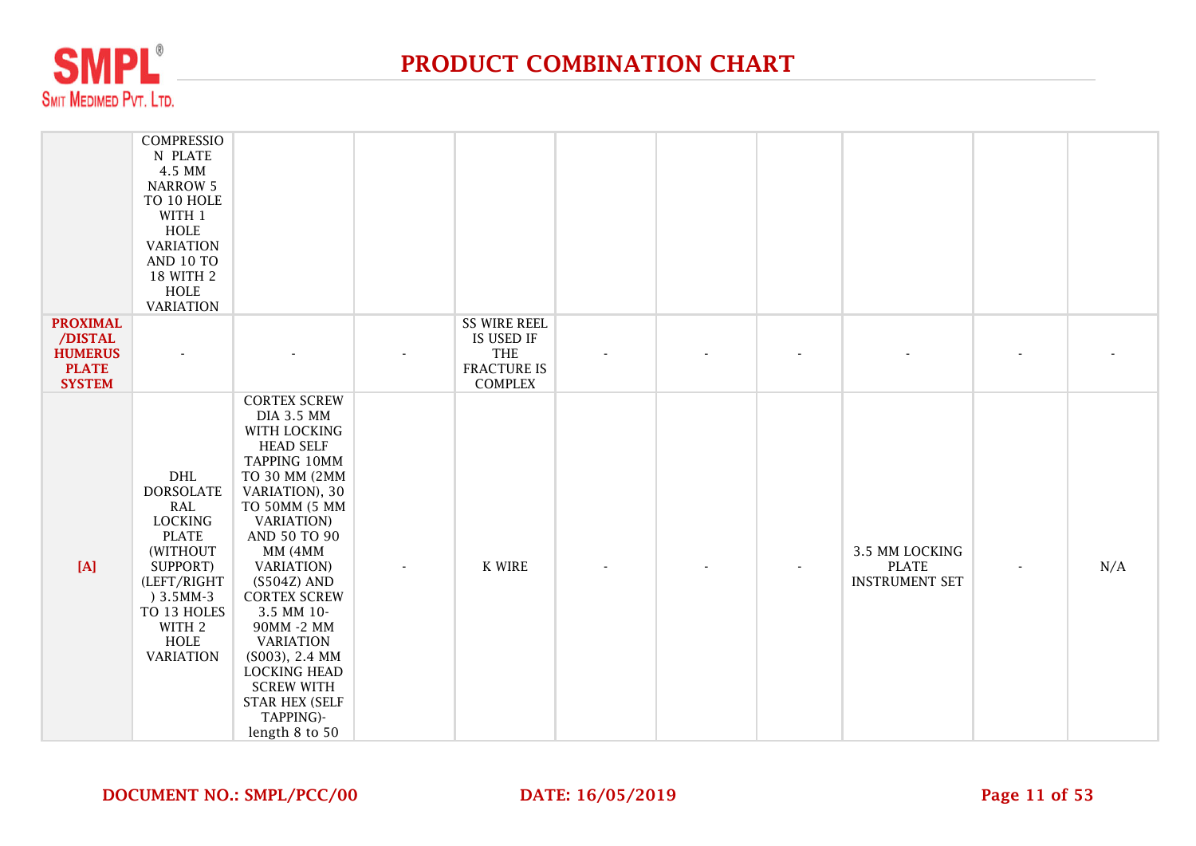# PRODUCT COMBINATION CHART

| | | | | | | | | | | |
|---|---|---|---|---|---|---|---|---|---|---|
| | COMPRESSION PLATE 4.5 MM NARROW 5 TO 10 HOLE WITH 1 HOLE VARIATION AND 10 TO 18 WITH 2 HOLE VARIATION | | | | | | | | | |
| **PROXIMAL /DISTAL HUMERUS PLATE SYSTEM** | - | - | - | SS WIRE REEL IS USED IF THE FRACTURE IS COMPLEX | - | - | - | - | - | - |
| **[A]** | DHL DORSOLATERAL LOCKING PLATE (WITHOUT SUPPORT) (LEFT/RIGHT) 3.5MM-3 TO 13 HOLES WITH 2 HOLE VARIATION | CORTEX SCREW DIA 3.5 MM WITH LOCKING HEAD SELF TAPPING 10MM TO 30 MM (2MM VARIATION), 30 TO 50MM (5 MM VARIATION) AND 50 TO 90 MM (4MM VARIATION) (S504Z) AND CORTEX SCREW 3.5 MM 10-90MM -2 MM VARIATION (S003), 2.4 MM LOCKING HEAD SCREW WITH STAR HEX (SELF TAPPING)- length 8 to 50 | - | K WIRE | - | - | - | 3.5 MM LOCKING PLATE INSTRUMENT SET | - | N/A |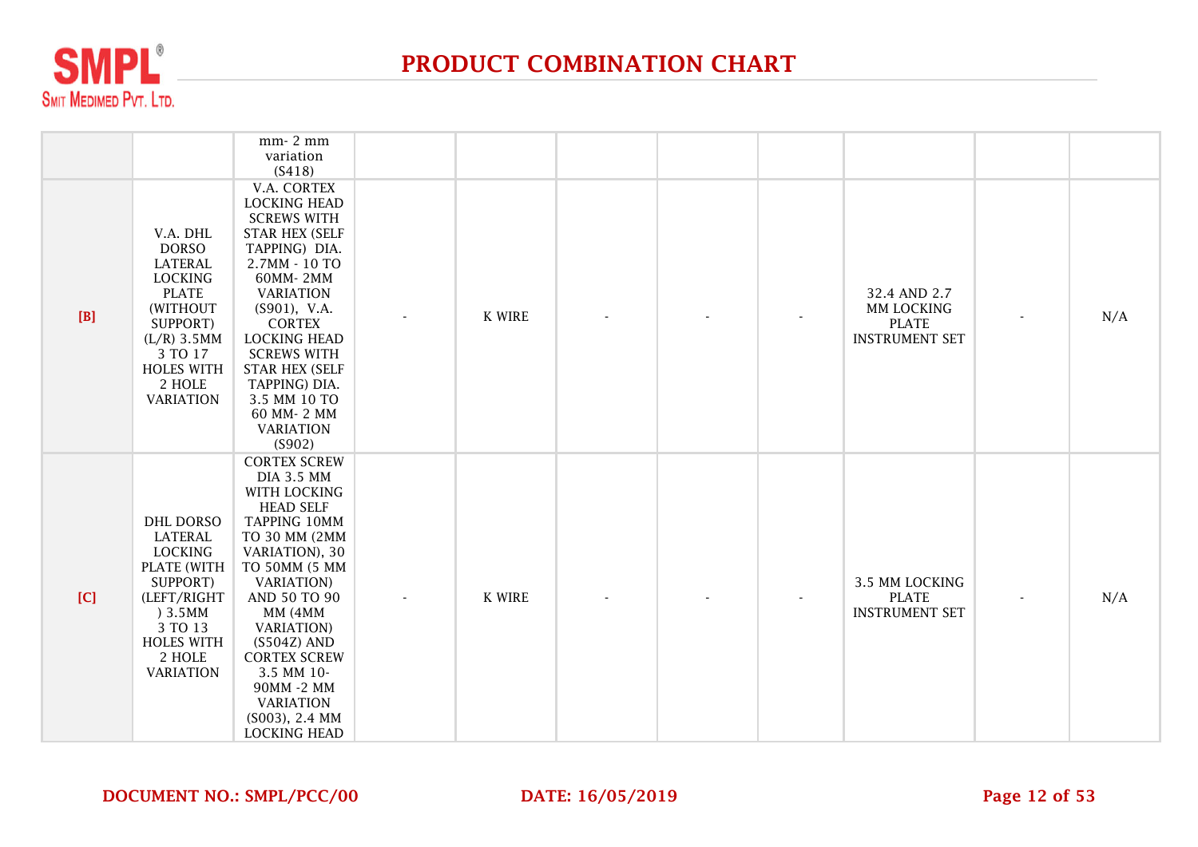# PRODUCT COMBINATION CHART

| | | | | | | | | | | |
|---|---|---|---|---|---|---|---|---|---|---|
| | | mm- 2 mm variation (S418) | | | | | | | | |
| [B] | V.A. DHL DORSO LATERAL LOCKING PLATE (WITHOUT SUPPORT) (L/R) 3.5MM 3 TO 17 HOLES WITH 2 HOLE VARIATION | V.A. CORTEX LOCKING HEAD SCREWS WITH STAR HEX (SELF TAPPING) DIA. 2.7MM - 10 TO 60MM- 2MM VARIATION (S901), V.A. CORTEX LOCKING HEAD SCREWS WITH STAR HEX (SELF TAPPING) DIA. 3.5 MM 10 TO 60 MM- 2 MM VARIATION (S902) | - | K WIRE | - | - | - | 32.4 AND 2.7 MM LOCKING PLATE INSTRUMENT SET | - | N/A |
| [C] | DHL DORSO LATERAL LOCKING PLATE (WITH SUPPORT) (LEFT/RIGHT ) 3.5MM 3 TO 13 HOLES WITH 2 HOLE VARIATION | CORTEX SCREW DIA 3.5 MM WITH LOCKING HEAD SELF TAPPING 10MM TO 30 MM (2MM VARIATION), 30 TO 50MM (5 MM VARIATION) AND 50 TO 90 MM (4MM VARIATION) (S504Z) AND CORTEX SCREW 3.5 MM 10-90MM -2 MM VARIATION (S003), 2.4 MM LOCKING HEAD | - | K WIRE | - | - | - | 3.5 MM LOCKING PLATE INSTRUMENT SET | - | N/A |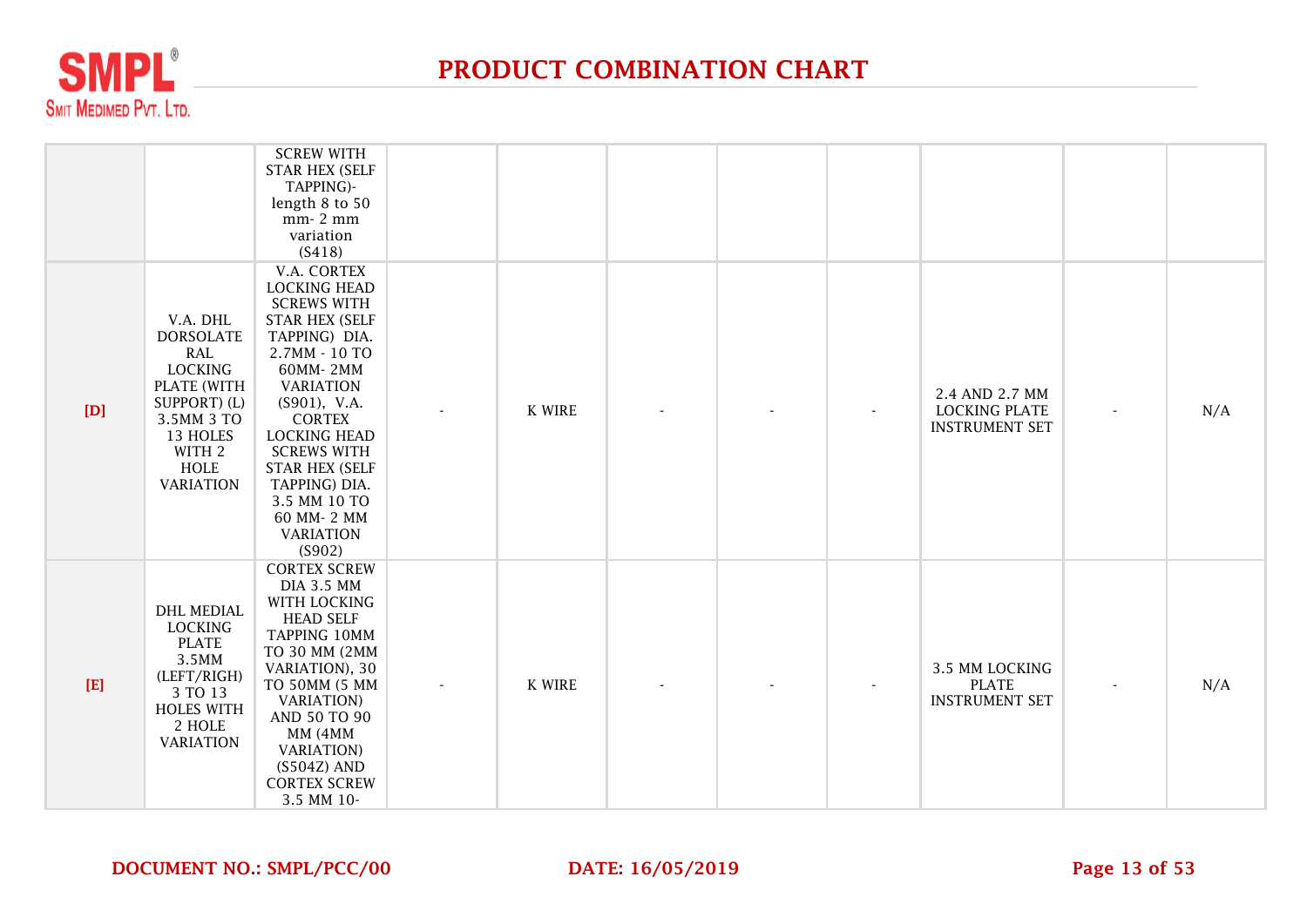# PRODUCT COMBINATION CHART

| | | | | | | | | | | |
|---|---|---|---|---|---|---|---|---|---|---|
| | | SCREW WITH STAR HEX (SELF TAPPING)- length 8 to 50 mm- 2 mm variation (S418) | | | | | | | | |
| [D] | V.A. DHL DORSOLATERAL LOCKING PLATE (WITH SUPPORT) (L) 3.5MM 3 TO 13 HOLES WITH 2 HOLE VARIATION | V.A. CORTEX LOCKING HEAD SCREWS WITH STAR HEX (SELF TAPPING) DIA. 2.7MM - 10 TO 60MM- 2MM VARIATION (S901), V.A. CORTEX LOCKING HEAD SCREWS WITH STAR HEX (SELF TAPPING) DIA. 3.5 MM 10 TO 60 MM- 2 MM VARIATION (S902) | - | K WIRE | - | - | - | 2.4 AND 2.7 MM LOCKING PLATE INSTRUMENT SET | - | N/A |
| [E] | DHL MEDIAL LOCKING PLATE 3.5MM (LEFT/RIGH) 3 TO 13 HOLES WITH 2 HOLE VARIATION | CORTEX SCREW DIA 3.5 MM WITH LOCKING HEAD SELF TAPPING 10MM TO 30 MM (2MM VARIATION), 30 TO 50MM (5 MM VARIATION) AND 50 TO 90 MM (4MM VARIATION) (S504Z) AND CORTEX SCREW 3.5 MM 10- | - | K WIRE | - | - | - | 3.5 MM LOCKING PLATE INSTRUMENT SET | - | N/A |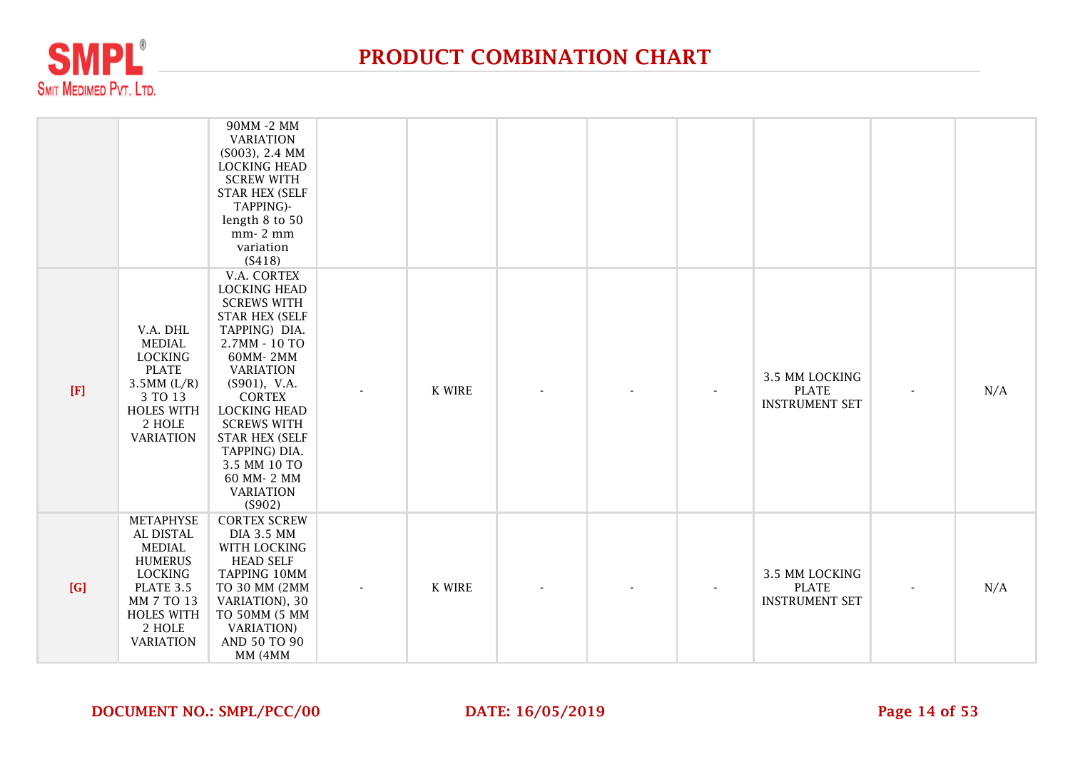# PRODUCT COMBINATION CHART

| | | | | | | | | | | |
|---|---|---|---|---|---|---|---|---|---|---|
| | | 90MM -2 MM VARIATION (S003), 2.4 MM LOCKING HEAD SCREW WITH STAR HEX (SELF TAPPING)- length 8 to 50 mm- 2 mm variation (S418) | | | | | | | | |
| [F] | V.A. DHL MEDIAL LOCKING PLATE 3.5MM (L/R) 3 TO 13 HOLES WITH 2 HOLE VARIATION | V.A. CORTEX LOCKING HEAD SCREWS WITH STAR HEX (SELF TAPPING) DIA. 2.7MM - 10 TO 60MM- 2MM VARIATION (S901), V.A. CORTEX LOCKING HEAD SCREWS WITH STAR HEX (SELF TAPPING) DIA. 3.5 MM 10 TO 60 MM- 2 MM VARIATION (S902) | - | K WIRE | - | - | - | 3.5 MM LOCKING PLATE INSTRUMENT SET | - | N/A |
| [G] | METAPHYSEAL DISTAL MEDIAL HUMERUS LOCKING PLATE 3.5 MM 7 TO 13 HOLES WITH 2 HOLE VARIATION | CORTEX SCREW DIA 3.5 MM WITH LOCKING HEAD SELF TAPPING 10MM TO 30 MM (2MM VARIATION), 30 TO 50MM (5 MM VARIATION) AND 50 TO 90 MM (4MM | - | K WIRE | - | - | - | 3.5 MM LOCKING PLATE INSTRUMENT SET | - | N/A |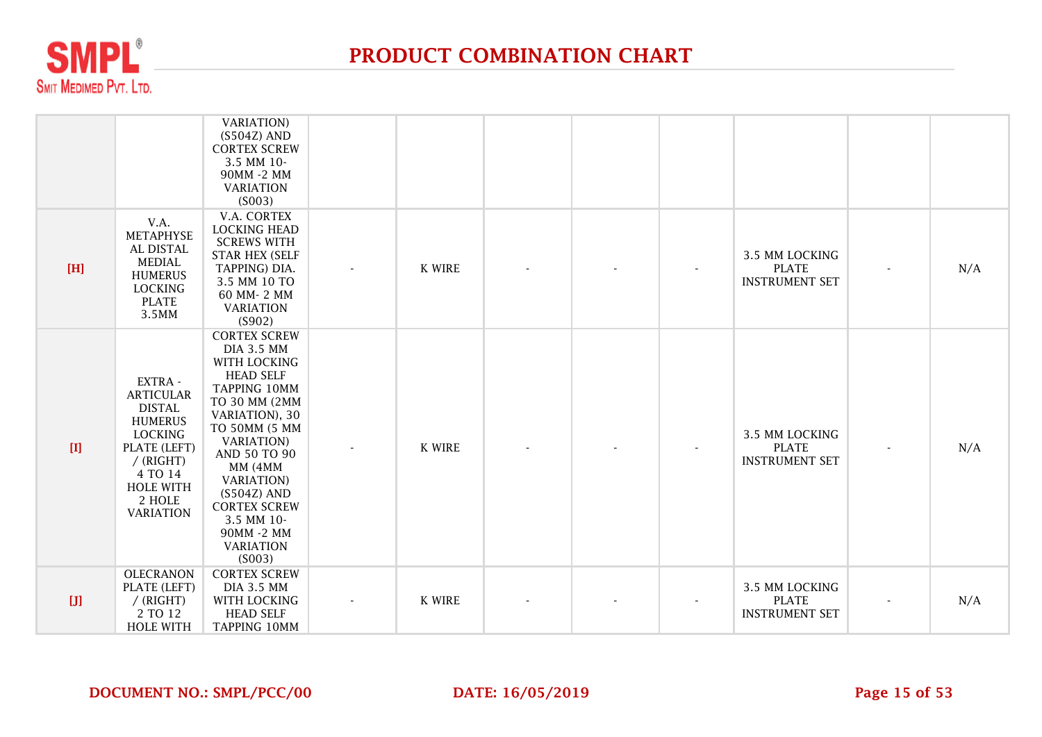# PRODUCT COMBINATION CHART

| | | | | | | | | | | |
|---|---|---|---|---|---|---|---|---|---|---|
| | | VARIATION) (S504Z) AND CORTEX SCREW 3.5 MM 10-90MM -2 MM VARIATION (S003) | | | | | | | | |
| [H] | V.A. METAPHYSEAL DISTAL MEDIAL HUMERUS LOCKING PLATE 3.5MM | V.A. CORTEX LOCKING HEAD SCREWS WITH STAR HEX (SELF TAPPING) DIA. 3.5 MM 10 TO 60 MM- 2 MM VARIATION (S902) | - | K WIRE | - | - | - | 3.5 MM LOCKING PLATE INSTRUMENT SET | - | N/A |
| [I] | EXTRA - ARTICULAR DISTAL HUMERUS LOCKING PLATE (LEFT) / (RIGHT) 4 TO 14 HOLE WITH 2 HOLE VARIATION | CORTEX SCREW DIA 3.5 MM WITH LOCKING HEAD SELF TAPPING 10MM TO 30 MM (2MM VARIATION), 30 TO 50MM (5 MM VARIATION) AND 50 TO 90 MM (4MM VARIATION) (S504Z) AND CORTEX SCREW 3.5 MM 10-90MM -2 MM VARIATION (S003) | - | K WIRE | - | - | - | 3.5 MM LOCKING PLATE INSTRUMENT SET | - | N/A |
| [J] | OLECRANON PLATE (LEFT) / (RIGHT) 2 TO 12 HOLE WITH | CORTEX SCREW DIA 3.5 MM WITH LOCKING HEAD SELF TAPPING 10MM | - | K WIRE | - | - | - | 3.5 MM LOCKING PLATE INSTRUMENT SET | - | N/A |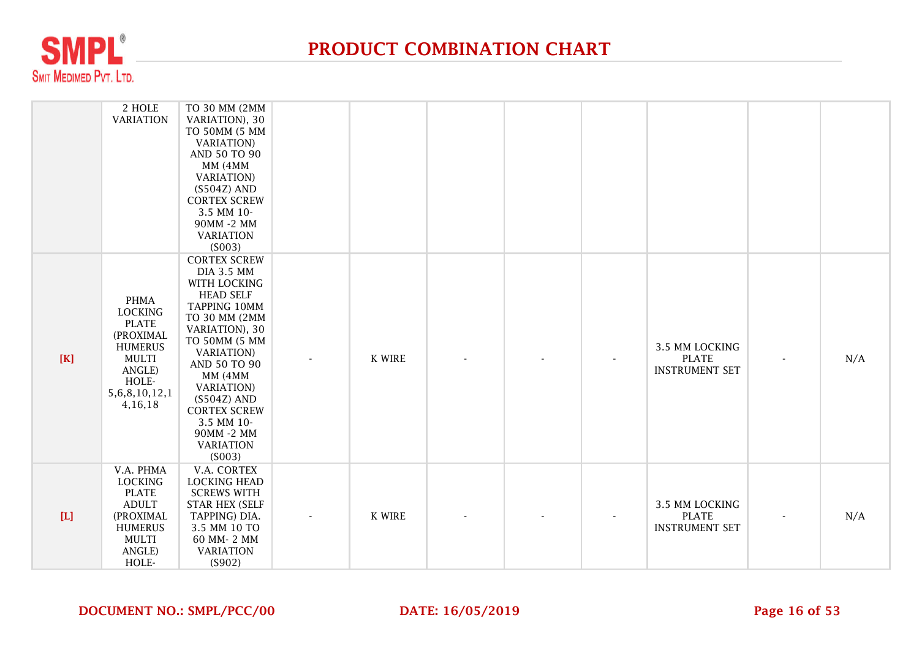# PRODUCT COMBINATION CHART

| | | | | | | | | | | |
|---|---|---|---|---|---|---|---|---|---|---|
| | 2 HOLE VARIATION | TO 30 MM (2MM VARIATION), 30 TO 50MM (5 MM VARIATION) AND 50 TO 90 MM (4MM VARIATION) (S504Z) AND CORTEX SCREW 3.5 MM 10-90MM -2 MM VARIATION (S003) | | | | | | | | |
| [K] | PHMA LOCKING PLATE (PROXIMAL HUMERUS MULTI ANGLE) HOLE-5,6,8,10,12,14,16,18 | CORTEX SCREW DIA 3.5 MM WITH LOCKING HEAD SELF TAPPING 10MM TO 30 MM (2MM VARIATION), 30 TO 50MM (5 MM VARIATION) AND 50 TO 90 MM (4MM VARIATION) (S504Z) AND CORTEX SCREW 3.5 MM 10-90MM -2 MM VARIATION (S003) | - | K WIRE | - | - | - | 3.5 MM LOCKING PLATE INSTRUMENT SET | - | N/A |
| [L] | V.A. PHMA LOCKING PLATE ADULT (PROXIMAL HUMERUS MULTI ANGLE) HOLE- | V.A. CORTEX LOCKING HEAD SCREWS WITH STAR HEX (SELF TAPPING) DIA. 3.5 MM 10 TO 60 MM- 2 MM VARIATION (S902) | - | K WIRE | - | - | - | 3.5 MM LOCKING PLATE INSTRUMENT SET | - | N/A |

**DOCUMENT NO.: SMPL/PCC/00** **DATE: 16/05/2019**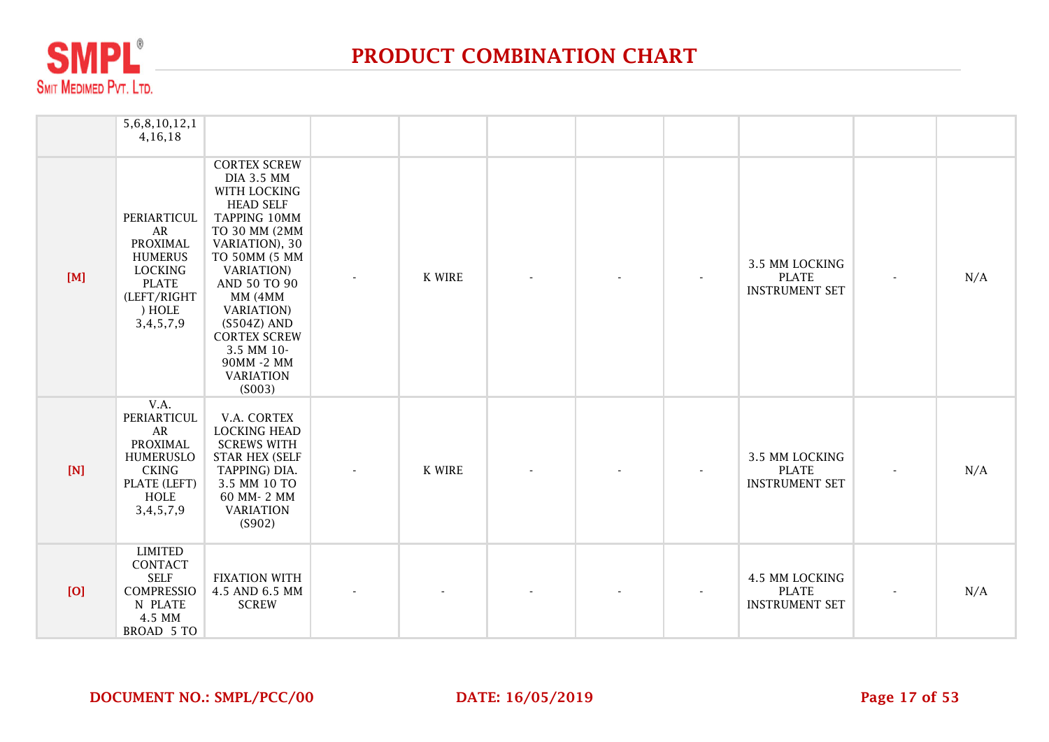# PRODUCT COMBINATION CHART

| | | | | | | | | | | |
|---|---|---|---|---|---|---|---|---|---|---|
| | 5,6,8,10,12,14,16,18 | | | | | | | | | |
| [M] | PERIARTICULAR PROXIMAL HUMERUS LOCKING PLATE (LEFT/RIGHT) HOLE 3,4,5,7,9 | CORTEX SCREW DIA 3.5 MM WITH LOCKING HEAD SELF TAPPING 10MM TO 30 MM (2MM VARIATION), 30 TO 50MM (5 MM VARIATION) AND 50 TO 90 MM (4MM VARIATION) (S504Z) AND CORTEX SCREW 3.5 MM 10-90MM -2 MM VARIATION (S003) | - | K WIRE | - | - | - | 3.5 MM LOCKING PLATE INSTRUMENT SET | - | N/A |
| [N] | V.A. PERIARTICULAR PROXIMAL HUMERUSLOCKING PLATE (LEFT) HOLE 3,4,5,7,9 | V.A. CORTEX LOCKING HEAD SCREWS WITH STAR HEX (SELF TAPPING) DIA. 3.5 MM 10 TO 60 MM- 2 MM VARIATION (S902) | - | K WIRE | - | - | - | 3.5 MM LOCKING PLATE INSTRUMENT SET | - | N/A |
| [O] | LIMITED CONTACT SELF COMPRESSION PLATE 4.5 MM BROAD 5 TO | FIXATION WITH 4.5 AND 6.5 MM SCREW | - | - | - | - | - | 4.5 MM LOCKING PLATE INSTRUMENT SET | - | N/A |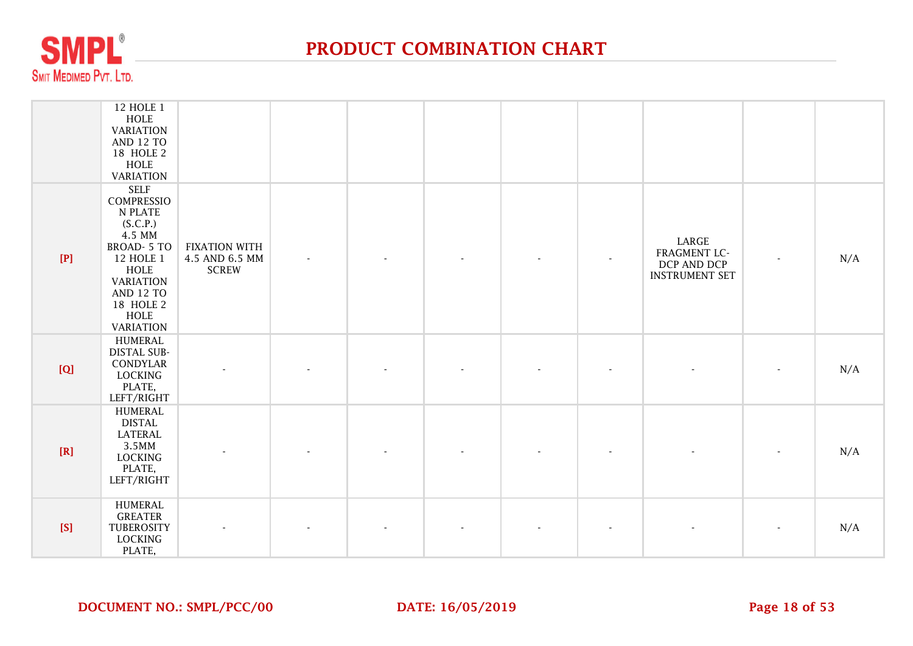# PRODUCT COMBINATION CHART

| | | | | | | | | | | |
|---|---|---|---|---|---|---|---|---|---|---|
| | 12 HOLE 1 HOLE VARIATION AND 12 TO 18 HOLE 2 HOLE VARIATION | | | | | | | | | |
| [P] | SELF COMPRESSION PLATE (S.C.P.) 4.5 MM BROAD- 5 TO 12 HOLE 1 HOLE VARIATION AND 12 TO 18 HOLE 2 HOLE VARIATION | FIXATION WITH 4.5 AND 6.5 MM SCREW | - | - | - | - | - | LARGE FRAGMENT LC-DCP AND DCP INSTRUMENT SET | - | N/A |
| [Q] | HUMERAL DISTAL SUB-CONDYLAR LOCKING PLATE, LEFT/RIGHT | - | - | - | - | - | - | - | - | N/A |
| [R] | HUMERAL DISTAL LATERAL 3.5MM LOCKING PLATE, LEFT/RIGHT | - | - | - | - | - | - | - | - | N/A |
| [S] | HUMERAL GREATER TUBEROSITY LOCKING PLATE, | - | - | - | - | - | - | - | - | N/A |

DOCUMENT NO.: SMPL/PCC/00 DATE: 16/05/2019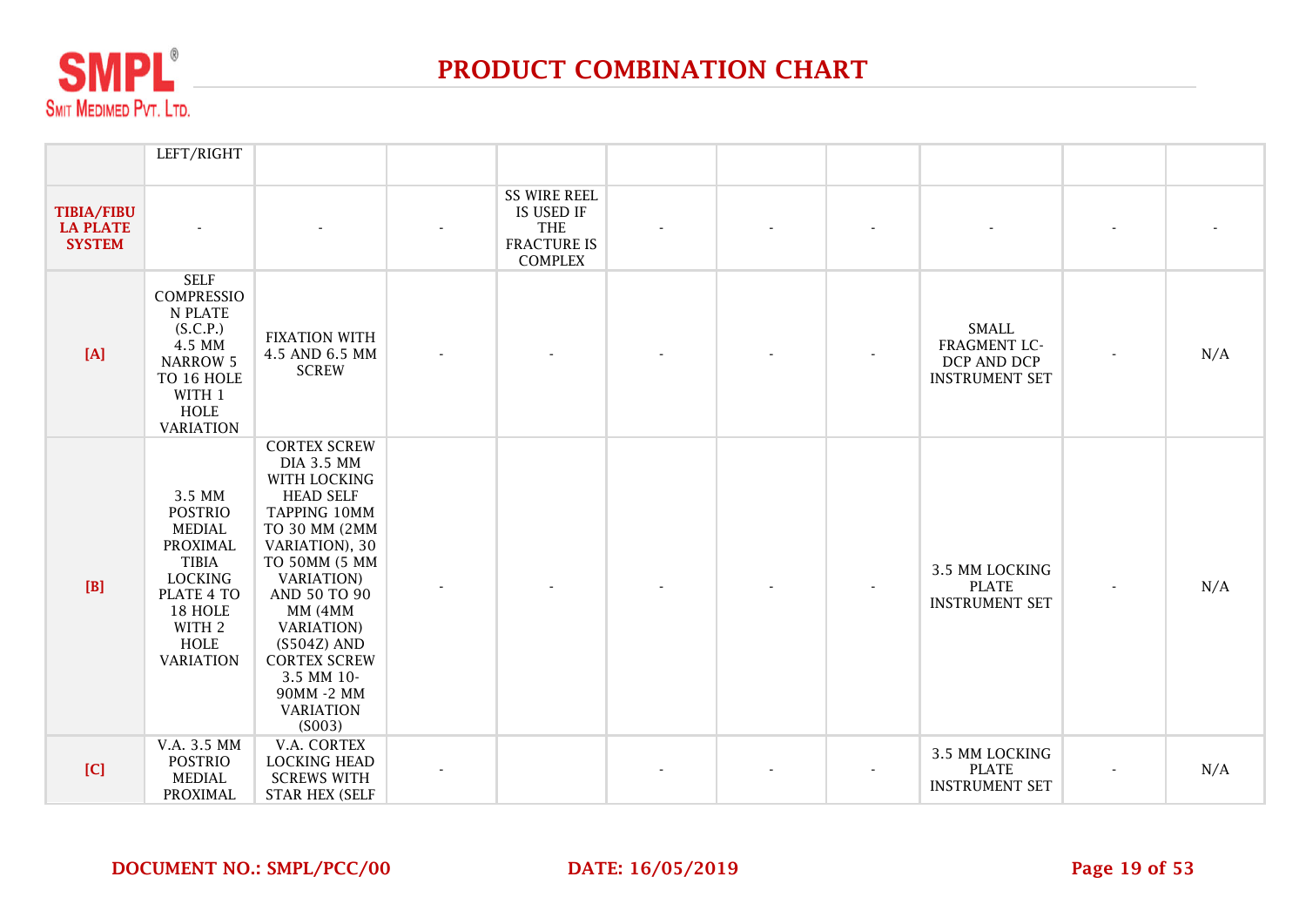# PRODUCT COMBINATION CHART

| | | | | | | | | | | |
|---|---|---|---|---|---|---|---|---|---|---|
| | LEFT/RIGHT | | | | | | | | | |
| **TIBIA/FIBULA PLATE SYSTEM** | - | - | - | SS WIRE REEL IS USED IF THE FRACTURE IS COMPLEX | - | - | - | - | - | - |
| **[A]** | SELF COMPRESSION PLATE (S.C.P.) 4.5 MM NARROW 5 TO 16 HOLE WITH 1 HOLE VARIATION | FIXATION WITH 4.5 AND 6.5 MM SCREW | - | - | - | - | - | SMALL FRAGMENT LC-DCP AND DCP INSTRUMENT SET | - | N/A |
| **[B]** | 3.5 MM POSTRIO MEDIAL PROXIMAL TIBIA LOCKING PLATE 4 TO 18 HOLE WITH 2 HOLE VARIATION | CORTEX SCREW DIA 3.5 MM WITH LOCKING HEAD SELF TAPPING 10MM TO 30 MM (2MM VARIATION), 30 TO 50MM (5 MM VARIATION) AND 50 TO 90 MM (4MM VARIATION) (S504Z) AND CORTEX SCREW 3.5 MM 10-90MM -2 MM VARIATION (S003) | - | - | - | - | - | 3.5 MM LOCKING PLATE INSTRUMENT SET | - | N/A |
| **[C]** | V.A. 3.5 MM POSTRIO MEDIAL PROXIMAL | V.A. CORTEX LOCKING HEAD SCREWS WITH STAR HEX (SELF | - | | - | - | - | 3.5 MM LOCKING PLATE INSTRUMENT SET | - | N/A |

**DOCUMENT NO.: SMPL/PCC/00** **DATE: 16/05/2019**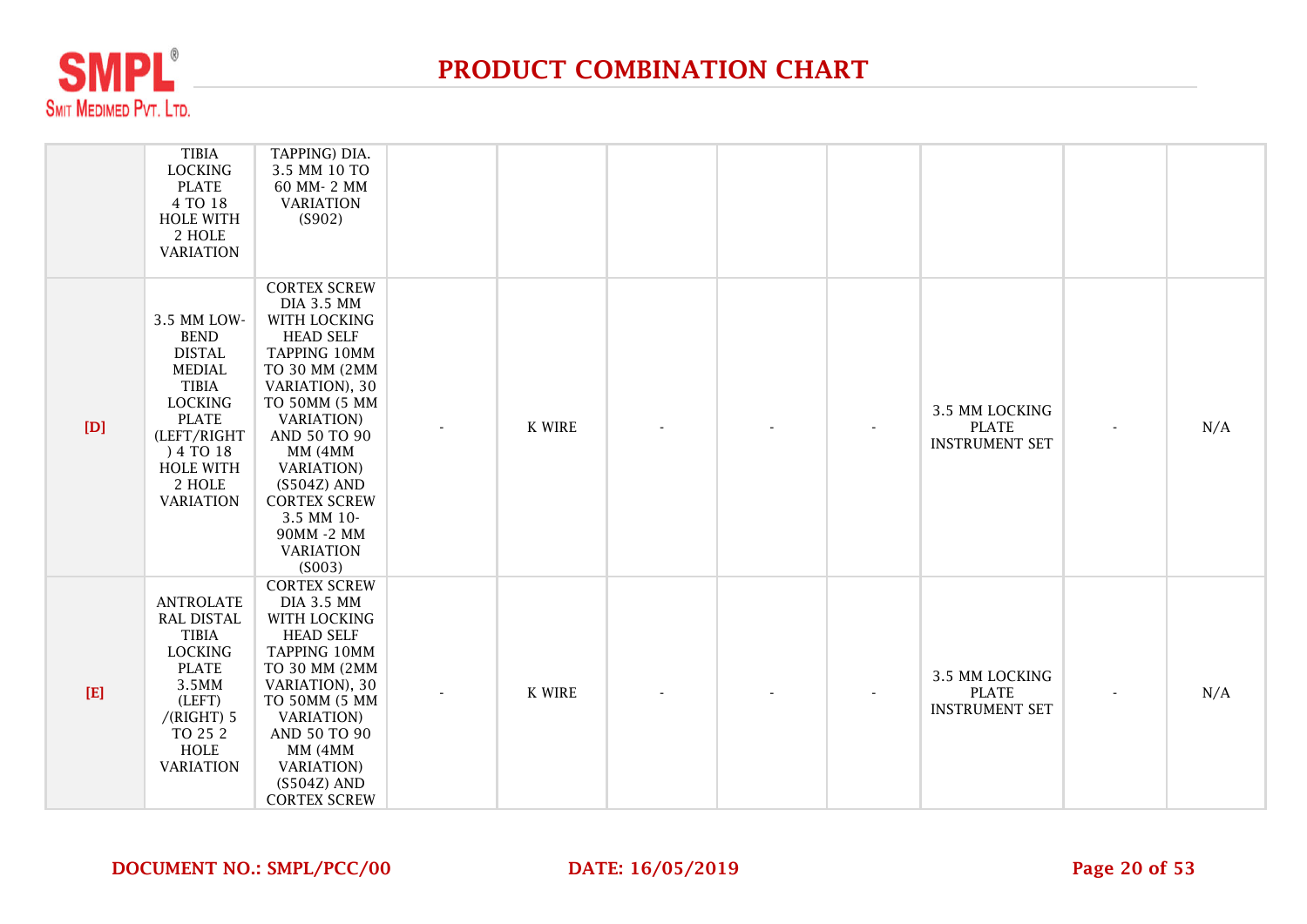# PRODUCT COMBINATION CHART

| | | | | | | | | | | |
|---|---|---|---|---|---|---|---|---|---|---|
| | TIBIA LOCKING PLATE 4 TO 18 HOLE WITH 2 HOLE VARIATION | TAPPING) DIA. 3.5 MM 10 TO 60 MM- 2 MM VARIATION (S902) | | | | | | | | |
| [D] | 3.5 MM LOW-BEND DISTAL MEDIAL TIBIA LOCKING PLATE (LEFT/RIGHT ) 4 TO 18 HOLE WITH 2 HOLE VARIATION | CORTEX SCREW DIA 3.5 MM WITH LOCKING HEAD SELF TAPPING 10MM TO 30 MM (2MM VARIATION), 30 TO 50MM (5 MM VARIATION) AND 50 TO 90 MM (4MM VARIATION) (S504Z) AND CORTEX SCREW 3.5 MM 10-90MM -2 MM VARIATION (S003) | - | K WIRE | - | - | - | 3.5 MM LOCKING PLATE INSTRUMENT SET | - | N/A |
| [E] | ANTROLATE RAL DISTAL TIBIA LOCKING PLATE 3.5MM (LEFT) /(RIGHT) 5 TO 25 2 HOLE VARIATION | CORTEX SCREW DIA 3.5 MM WITH LOCKING HEAD SELF TAPPING 10MM TO 30 MM (2MM VARIATION), 30 TO 50MM (5 MM VARIATION) AND 50 TO 90 MM (4MM VARIATION) (S504Z) AND CORTEX SCREW | - | K WIRE | - | - | - | 3.5 MM LOCKING PLATE INSTRUMENT SET | - | N/A |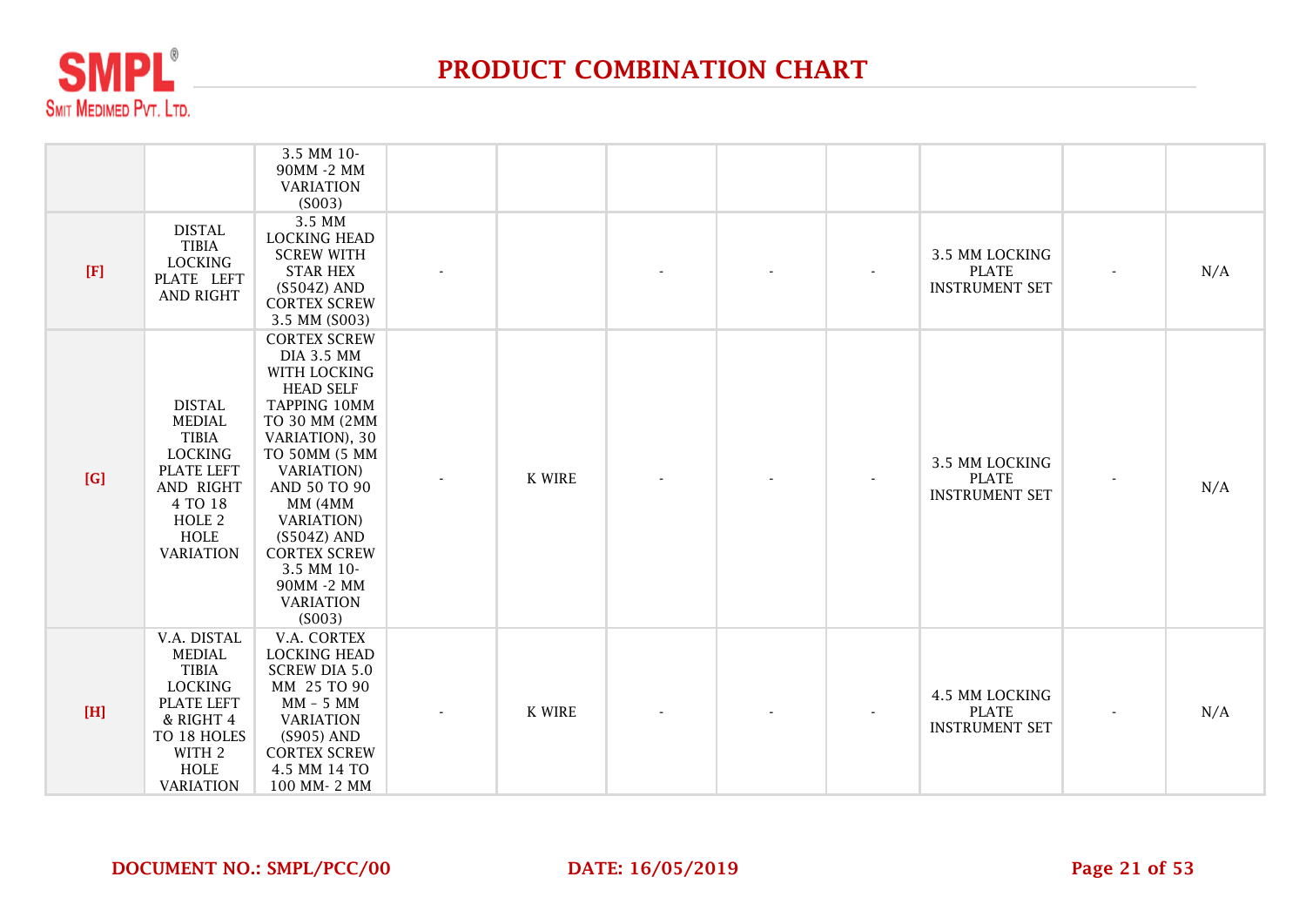# PRODUCT COMBINATION CHART

| | | | | | | | | | | |
|---|---|---|---|---|---|---|---|---|---|---|
| | | 3.5 MM 10-90MM -2 MM VARIATION (S003) | | | | | | | | |
| [F] | DISTAL TIBIA LOCKING PLATE LEFT AND RIGHT | 3.5 MM LOCKING HEAD SCREW WITH STAR HEX (S504Z) AND CORTEX SCREW 3.5 MM (S003) | - | | - | - | - | 3.5 MM LOCKING PLATE INSTRUMENT SET | - | N/A |
| [G] | DISTAL MEDIAL TIBIA LOCKING PLATE LEFT AND RIGHT 4 TO 18 HOLE 2 HOLE VARIATION | CORTEX SCREW DIA 3.5 MM WITH LOCKING HEAD SELF TAPPING 10MM TO 30 MM (2MM VARIATION), 30 TO 50MM (5 MM VARIATION) AND 50 TO 90 MM (4MM VARIATION) (S504Z) AND CORTEX SCREW 3.5 MM 10-90MM -2 MM VARIATION (S003) | - | K WIRE | - | - | - | 3.5 MM LOCKING PLATE INSTRUMENT SET | - | N/A |
| [H] | V.A. DISTAL MEDIAL TIBIA LOCKING PLATE LEFT & RIGHT 4 TO 18 HOLES WITH 2 HOLE VARIATION | V.A. CORTEX LOCKING HEAD SCREW DIA 5.0 MM 25 TO 90 MM – 5 MM VARIATION (S905) AND CORTEX SCREW 4.5 MM 14 TO 100 MM- 2 MM | - | K WIRE | - | - | - | 4.5 MM LOCKING PLATE INSTRUMENT SET | - | N/A |

**DOCUMENT NO.: SMPL/PCC/00** **DATE: 16/05/2019**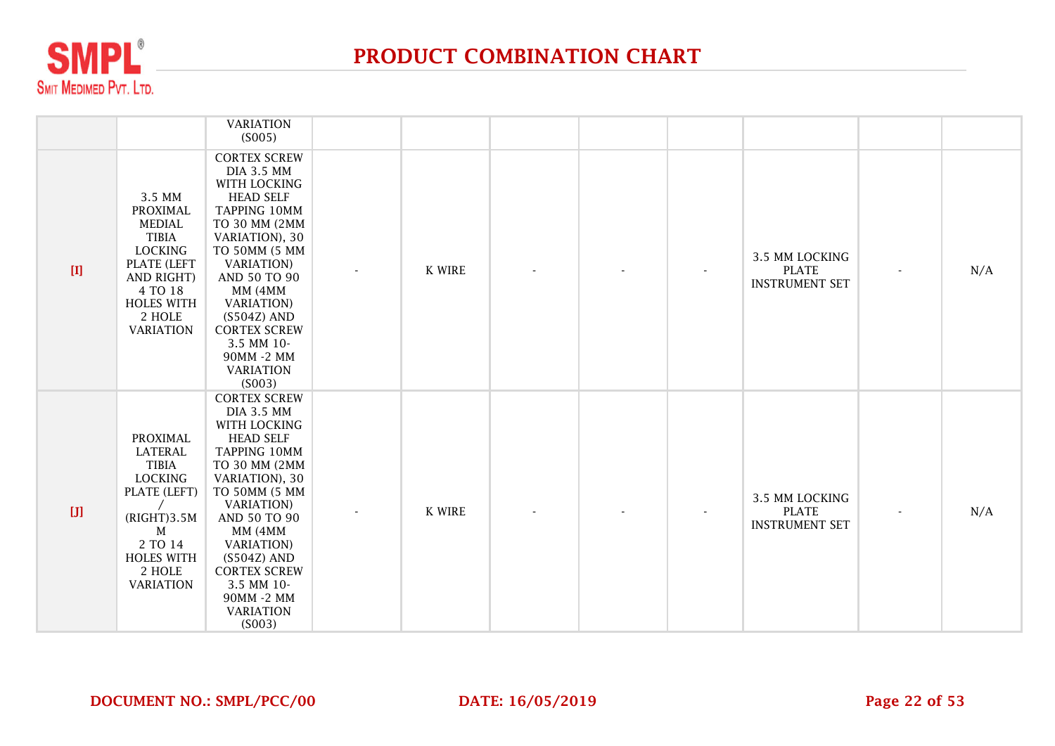# PRODUCT COMBINATION CHART

| | | | | | | | | | | |
|---|---|---|---|---|---|---|---|---|---|---|
| | | VARIATION (S005) | | | | | | | | |
| [I] | 3.5 MM PROXIMAL MEDIAL TIBIA LOCKING PLATE (LEFT AND RIGHT) 4 TO 18 HOLES WITH 2 HOLE VARIATION | CORTEX SCREW DIA 3.5 MM WITH LOCKING HEAD SELF TAPPING 10MM TO 30 MM (2MM VARIATION), 30 TO 50MM (5 MM VARIATION) AND 50 TO 90 MM (4MM VARIATION) (S504Z) AND CORTEX SCREW 3.5 MM 10-90MM -2 MM VARIATION (S003) | - | K WIRE | - | - | - | 3.5 MM LOCKING PLATE INSTRUMENT SET | - | N/A |
| [J] | PROXIMAL LATERAL TIBIA LOCKING PLATE (LEFT) / (RIGHT)3.5M M 2 TO 14 HOLES WITH 2 HOLE VARIATION | CORTEX SCREW DIA 3.5 MM WITH LOCKING HEAD SELF TAPPING 10MM TO 30 MM (2MM VARIATION), 30 TO 50MM (5 MM VARIATION) AND 50 TO 90 MM (4MM VARIATION) (S504Z) AND CORTEX SCREW 3.5 MM 10-90MM -2 MM VARIATION (S003) | - | K WIRE | - | - | - | 3.5 MM LOCKING PLATE INSTRUMENT SET | - | N/A |

**DOCUMENT NO.: SMPL/PCC/00** **DATE: 16/05/2019**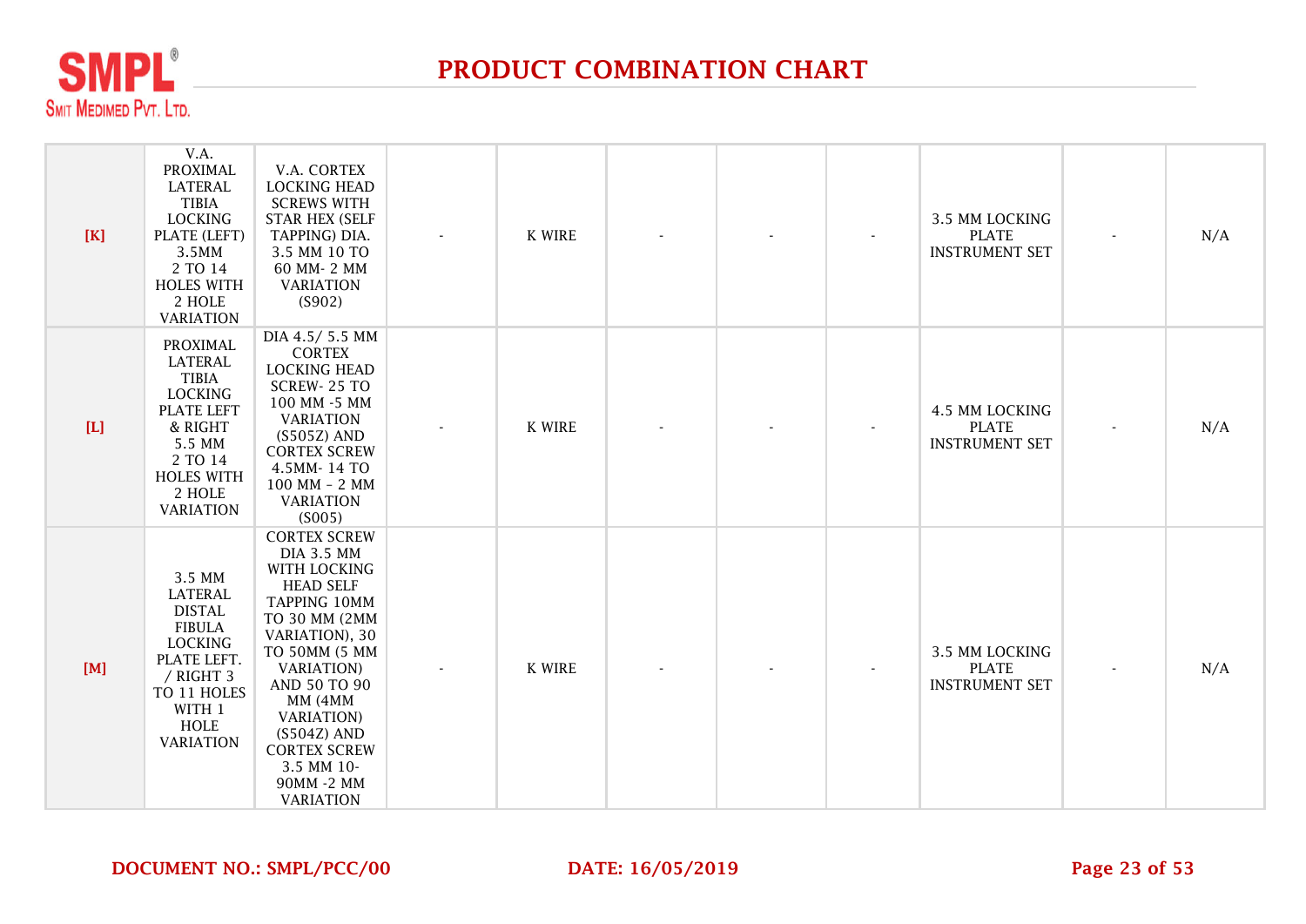# PRODUCT COMBINATION CHART

| | | | | | | | | | | |
|---|---|---|---|---|---|---|---|---|---|---|
| [K] | V.A. PROXIMAL LATERAL TIBIA LOCKING PLATE (LEFT) 3.5MM 2 TO 14 HOLES WITH 2 HOLE VARIATION | V.A. CORTEX LOCKING HEAD SCREWS WITH STAR HEX (SELF TAPPING) DIA. 3.5 MM 10 TO 60 MM- 2 MM VARIATION (S902) | - | K WIRE | - | - | - | 3.5 MM LOCKING PLATE INSTRUMENT SET | - | N/A |
| [L] | PROXIMAL LATERAL TIBIA LOCKING PLATE LEFT & RIGHT 5.5 MM 2 TO 14 HOLES WITH 2 HOLE VARIATION | DIA 4.5/ 5.5 MM CORTEX LOCKING HEAD SCREW- 25 TO 100 MM -5 MM VARIATION (S505Z) AND CORTEX SCREW 4.5MM- 14 TO 100 MM – 2 MM VARIATION (S005) | - | K WIRE | - | - | - | 4.5 MM LOCKING PLATE INSTRUMENT SET | - | N/A |
| [M] | 3.5 MM LATERAL DISTAL FIBULA LOCKING PLATE LEFT. / RIGHT 3 TO 11 HOLES WITH 1 HOLE VARIATION | CORTEX SCREW DIA 3.5 MM WITH LOCKING HEAD SELF TAPPING 10MM TO 30 MM (2MM VARIATION), 30 TO 50MM (5 MM VARIATION) AND 50 TO 90 MM (4MM VARIATION) (S504Z) AND CORTEX SCREW 3.5 MM 10-90MM -2 MM VARIATION | - | K WIRE | - | - | - | 3.5 MM LOCKING PLATE INSTRUMENT SET | - | N/A |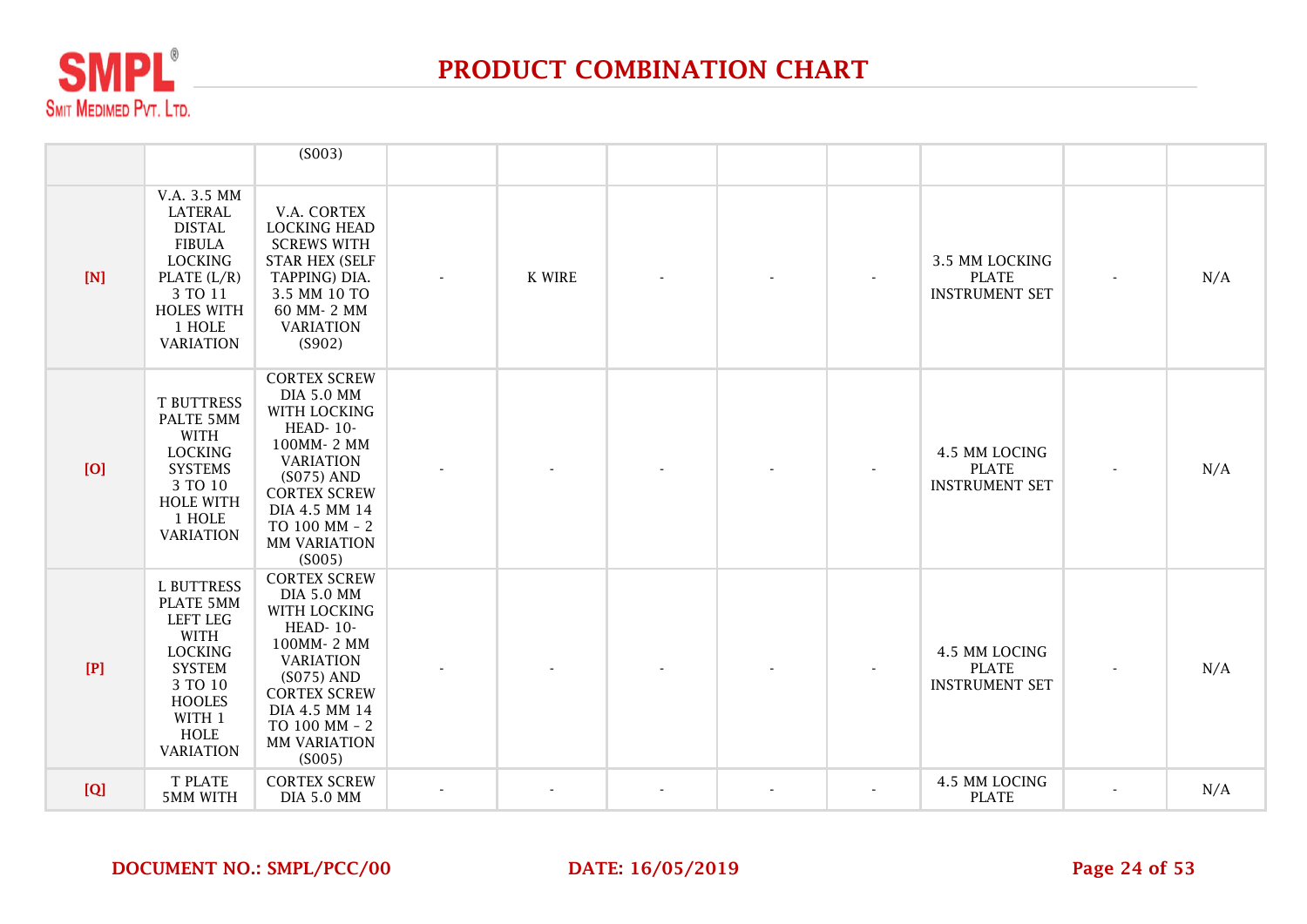# PRODUCT COMBINATION CHART

| | | | | | | | | | | |
|---|---|---|---|---|---|---|---|---|---|---|
| | | (S003) | | | | | | | | |
| [N] | V.A. 3.5 MM LATERAL DISTAL FIBULA LOCKING PLATE (L/R) 3 TO 11 HOLES WITH 1 HOLE VARIATION | V.A. CORTEX LOCKING HEAD SCREWS WITH STAR HEX (SELF TAPPING) DIA. 3.5 MM 10 TO 60 MM- 2 MM VARIATION (S902) | - | K WIRE | - | - | - | 3.5 MM LOCKING PLATE INSTRUMENT SET | - | N/A |
| [O] | T BUTTRESS PALTE 5MM WITH LOCKING SYSTEMS 3 TO 10 HOLE WITH 1 HOLE VARIATION | CORTEX SCREW DIA 5.0 MM WITH LOCKING HEAD- 10-100MM- 2 MM VARIATION (S075) AND CORTEX SCREW DIA 4.5 MM 14 TO 100 MM - 2 MM VARIATION (S005) | - | - | - | - | - | 4.5 MM LOCING PLATE INSTRUMENT SET | - | N/A |
| [P] | L BUTTRESS PLATE 5MM LEFT LEG WITH LOCKING SYSTEM 3 TO 10 HOOLES WITH 1 HOLE VARIATION | CORTEX SCREW DIA 5.0 MM WITH LOCKING HEAD- 10-100MM- 2 MM VARIATION (S075) AND CORTEX SCREW DIA 4.5 MM 14 TO 100 MM - 2 MM VARIATION (S005) | - | - | - | - | - | 4.5 MM LOCING PLATE INSTRUMENT SET | - | N/A |
| [Q] | T PLATE 5MM WITH | CORTEX SCREW DIA 5.0 MM | - | - | - | - | - | 4.5 MM LOCING PLATE | - | N/A |

**DOCUMENT NO.: SMPL/PCC/00** **DATE: 16/05/2019**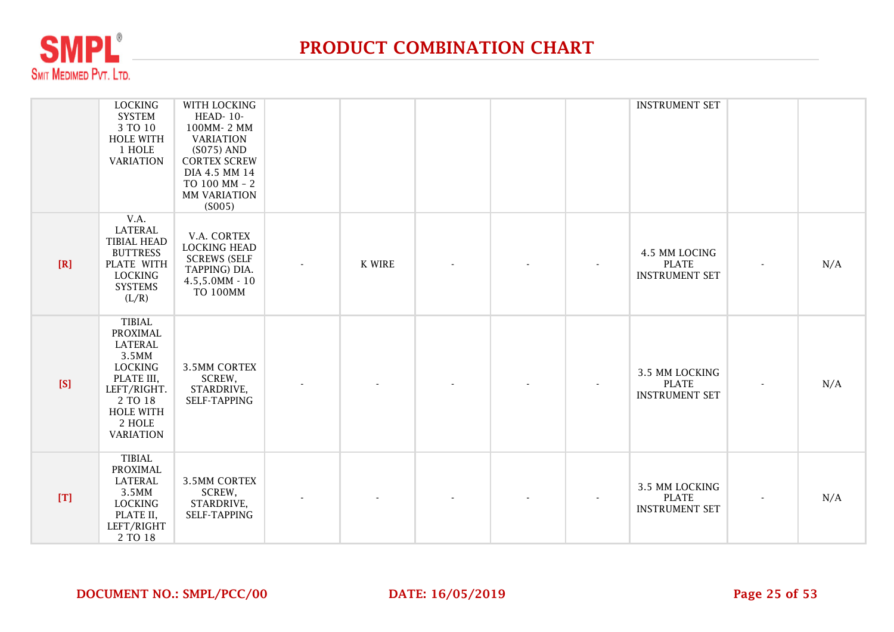# PRODUCT COMBINATION CHART

| | | | | | | | | | | |
|---|---|---|---|---|---|---|---|---|---|---|
| | LOCKING SYSTEM 3 TO 10 HOLE WITH 1 HOLE VARIATION | WITH LOCKING HEAD- 10-100MM- 2 MM VARIATION (S075) AND CORTEX SCREW DIA 4.5 MM 14 TO 100 MM - 2 MM VARIATION (S005) | | | | | | INSTRUMENT SET | | |
| [R] | V.A. LATERAL TIBIAL HEAD BUTTRESS PLATE WITH LOCKING SYSTEMS (L/R) | V.A. CORTEX LOCKING HEAD SCREWS (SELF TAPPING) DIA. 4.5,5.0MM - 10 TO 100MM | - | K WIRE | - | - | - | 4.5 MM LOCING PLATE INSTRUMENT SET | - | N/A |
| [S] | TIBIAL PROXIMAL LATERAL 3.5MM LOCKING PLATE III, LEFT/RIGHT. 2 TO 18 HOLE WITH 2 HOLE VARIATION | 3.5MM CORTEX SCREW, STARDRIVE, SELF-TAPPING | - | - | - | - | - | 3.5 MM LOCKING PLATE INSTRUMENT SET | - | N/A |
| [T] | TIBIAL PROXIMAL LATERAL 3.5MM LOCKING PLATE II, LEFT/RIGHT 2 TO 18 | 3.5MM CORTEX SCREW, STARDRIVE, SELF-TAPPING | - | - | - | - | - | 3.5 MM LOCKING PLATE INSTRUMENT SET | - | N/A |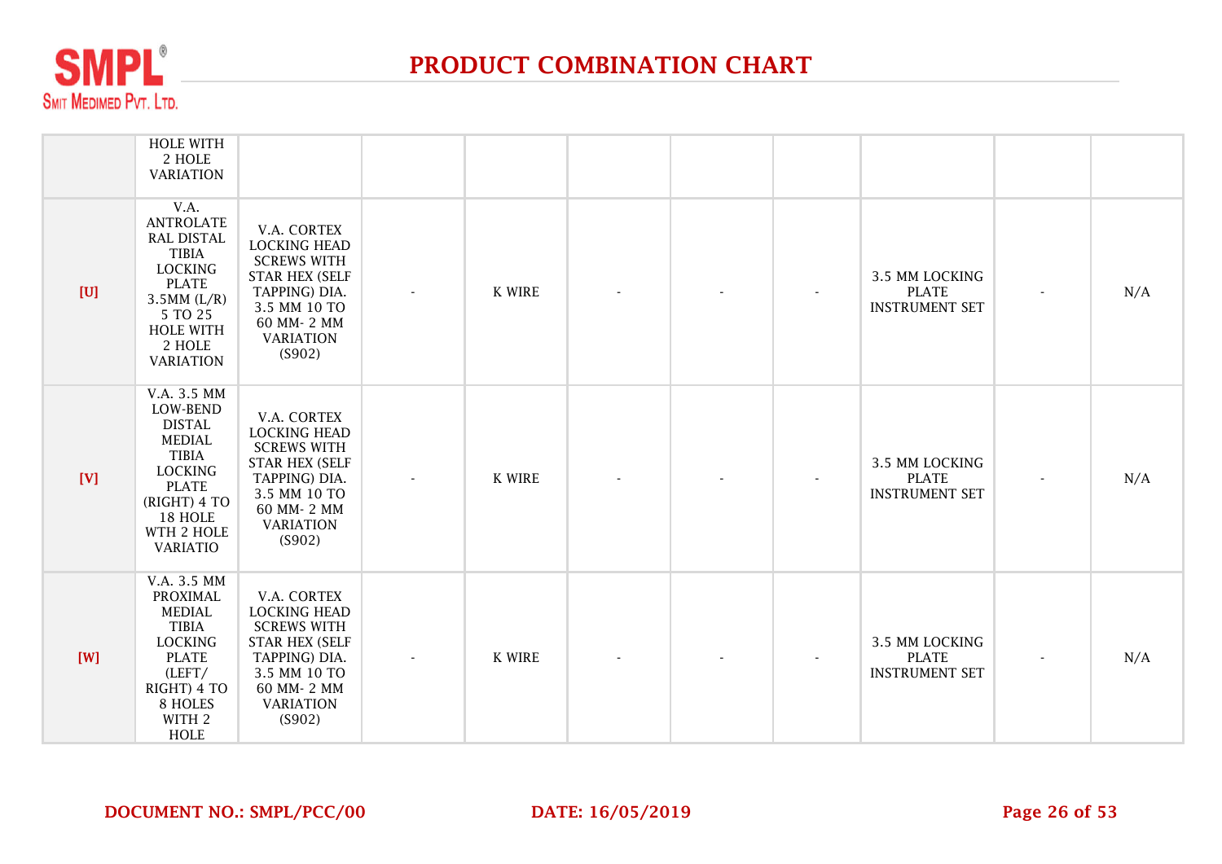# PRODUCT COMBINATION CHART

| | | | | | | | | | | |
|---|---|---|---|---|---|---|---|---|---|---|
| | HOLE WITH 2 HOLE VARIATION | | | | | | | | | |
| [U] | V.A. ANTROLATERAL DISTAL TIBIA LOCKING PLATE 3.5MM (L/R) 5 TO 25 HOLE WITH 2 HOLE VARIATION | V.A. CORTEX LOCKING HEAD SCREWS WITH STAR HEX (SELF TAPPING) DIA. 3.5 MM 10 TO 60 MM- 2 MM VARIATION (S902) | - | K WIRE | - | - | - | 3.5 MM LOCKING PLATE INSTRUMENT SET | - | N/A |
| [V] | V.A. 3.5 MM LOW-BEND DISTAL MEDIAL TIBIA LOCKING PLATE (RIGHT) 4 TO 18 HOLE WTH 2 HOLE VARIATIO | V.A. CORTEX LOCKING HEAD SCREWS WITH STAR HEX (SELF TAPPING) DIA. 3.5 MM 10 TO 60 MM- 2 MM VARIATION (S902) | - | K WIRE | - | - | - | 3.5 MM LOCKING PLATE INSTRUMENT SET | - | N/A |
| [W] | V.A. 3.5 MM PROXIMAL MEDIAL TIBIA LOCKING PLATE (LEFT/ RIGHT) 4 TO 8 HOLES WITH 2 HOLE | V.A. CORTEX LOCKING HEAD SCREWS WITH STAR HEX (SELF TAPPING) DIA. 3.5 MM 10 TO 60 MM- 2 MM VARIATION (S902) | - | K WIRE | - | - | - | 3.5 MM LOCKING PLATE INSTRUMENT SET | - | N/A |

**DOCUMENT NO.: SMPL/PCC/00** **DATE: 16/05/2019**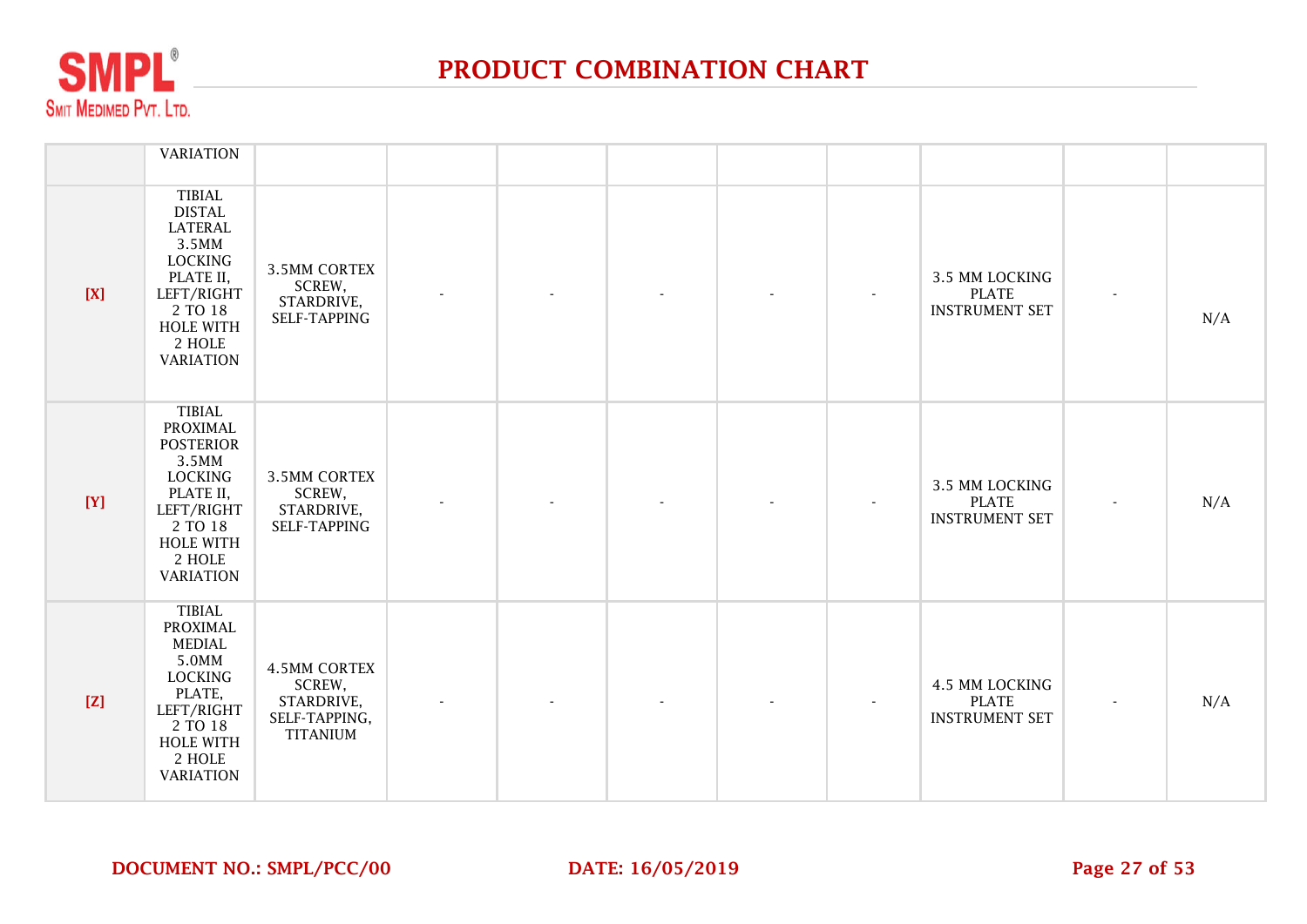# PRODUCT COMBINATION CHART

| | | | | | | | | | | |
|---|---|---|---|---|---|---|---|---|---|---|
| | VARIATION | | | | | | | | | |
| [X] | TIBIAL DISTAL LATERAL 3.5MM LOCKING PLATE II, LEFT/RIGHT 2 TO 18 HOLE WITH 2 HOLE VARIATION | 3.5MM CORTEX SCREW, STARDRIVE, SELF-TAPPING | - | - | - | - | - | 3.5 MM LOCKING PLATE INSTRUMENT SET | - | N/A |
| [Y] | TIBIAL PROXIMAL POSTERIOR 3.5MM LOCKING PLATE II, LEFT/RIGHT 2 TO 18 HOLE WITH 2 HOLE VARIATION | 3.5MM CORTEX SCREW, STARDRIVE, SELF-TAPPING | - | - | - | - | - | 3.5 MM LOCKING PLATE INSTRUMENT SET | - | N/A |
| [Z] | TIBIAL PROXIMAL MEDIAL 5.0MM LOCKING PLATE, LEFT/RIGHT 2 TO 18 HOLE WITH 2 HOLE VARIATION | 4.5MM CORTEX SCREW, STARDRIVE, SELF-TAPPING, TITANIUM | - | - | - | - | - | 4.5 MM LOCKING PLATE INSTRUMENT SET | - | N/A |

**DOCUMENT NO.: SMPL/PCC/00** **DATE: 16/05/2019**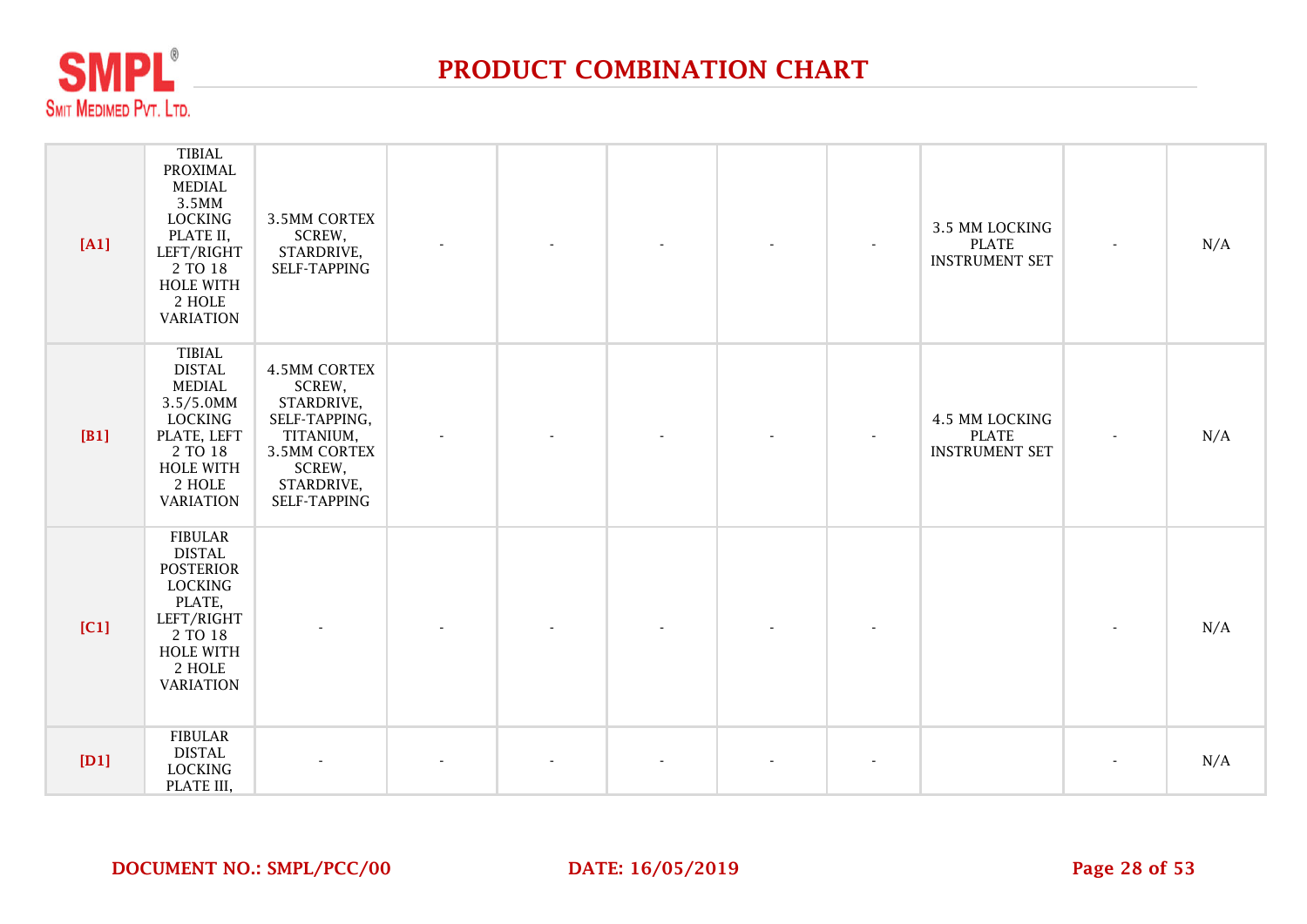# PRODUCT COMBINATION CHART

| | | | | | | | | | | |
|---|---|---|---|---|---|---|---|---|---|---|
| [A1] | TIBIAL PROXIMAL MEDIAL 3.5MM LOCKING PLATE II, LEFT/RIGHT 2 TO 18 HOLE WITH 2 HOLE VARIATION | 3.5MM CORTEX SCREW, STARDRIVE, SELF-TAPPING | - | - | - | - | - | 3.5 MM LOCKING PLATE INSTRUMENT SET | - | N/A |
| [B1] | TIBIAL DISTAL MEDIAL 3.5/5.0MM LOCKING PLATE, LEFT 2 TO 18 HOLE WITH 2 HOLE VARIATION | 4.5MM CORTEX SCREW, STARDRIVE, SELF-TAPPING, TITANIUM, 3.5MM CORTEX SCREW, STARDRIVE, SELF-TAPPING | - | - | - | - | - | 4.5 MM LOCKING PLATE INSTRUMENT SET | - | N/A |
| [C1] | FIBULAR DISTAL POSTERIOR LOCKING PLATE, LEFT/RIGHT 2 TO 18 HOLE WITH 2 HOLE VARIATION | - | - | - | - | - | - | | - | N/A |
| [D1] | FIBULAR DISTAL LOCKING PLATE III, | - | - | - | - | - | - | | - | N/A |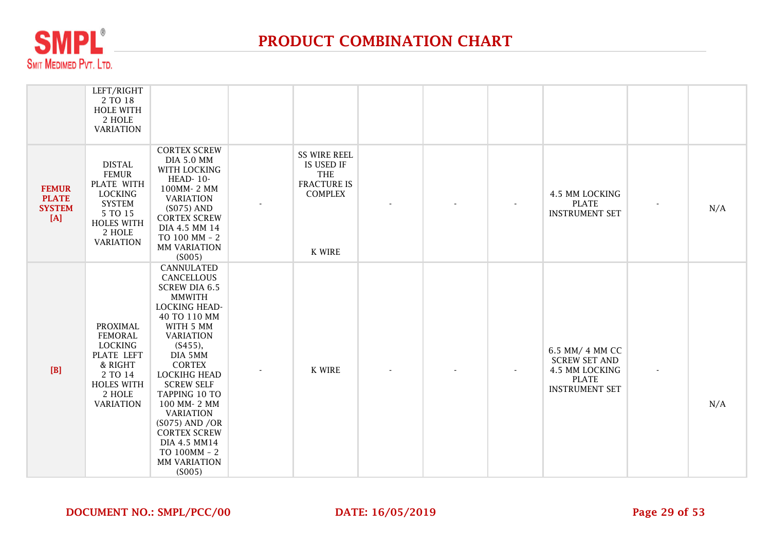# PRODUCT COMBINATION CHART

| | | | | | | | | | | |
|---|---|---|---|---|---|---|---|---|---|---|
| | LEFT/RIGHT 2 TO 18 HOLE WITH 2 HOLE VARIATION | | | | | | | | | |
| **FEMUR PLATE SYSTEM [A]** | DISTAL FEMUR PLATE WITH LOCKING SYSTEM 5 TO 15 HOLES WITH 2 HOLE VARIATION | CORTEX SCREW DIA 5.0 MM WITH LOCKING HEAD- 10-100MM- 2 MM VARIATION (S075) AND CORTEX SCREW DIA 4.5 MM 14 TO 100 MM - 2 MM VARIATION (S005) | - | SS WIRE REEL IS USED IF THE FRACTURE IS COMPLEX<br><br>K WIRE | - | - | - | 4.5 MM LOCKING PLATE INSTRUMENT SET | - | N/A |
| **[B]** | PROXIMAL FEMORAL LOCKING PLATE LEFT & RIGHT 2 TO 14 HOLES WITH 2 HOLE VARIATION | CANNULATED CANCELLOUS SCREW DIA 6.5 MMWITH LOCKING HEAD- 40 TO 110 MM WITH 5 MM VARIATION (S455), DIA 5MM CORTEX LOCKIHG HEAD SCREW SELF TAPPING 10 TO 100 MM- 2 MM VARIATION (S075) AND /OR CORTEX SCREW DIA 4.5 MM14 TO 100MM - 2 MM VARIATION (S005) | - | K WIRE | - | - | - | 6.5 MM/ 4 MM CC SCREW SET AND 4.5 MM LOCKING PLATE INSTRUMENT SET | - | N/A |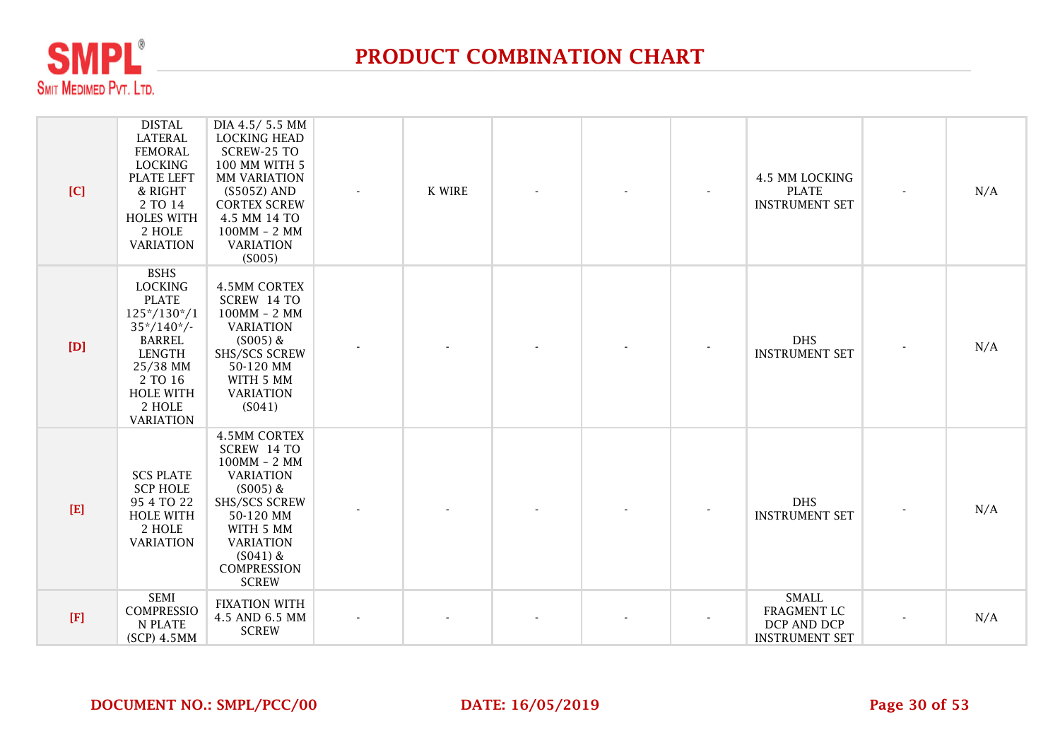# PRODUCT COMBINATION CHART

| | | | | | | | | | | |
|---|---|---|---|---|---|---|---|---|---|---|
| [C] | DISTAL LATERAL FEMORAL LOCKING PLATE LEFT & RIGHT 2 TO 14 HOLES WITH 2 HOLE VARIATION | DIA 4.5/ 5.5 MM LOCKING HEAD SCREW-25 TO 100 MM WITH 5 MM VARIATION (S505Z) AND CORTEX SCREW 4.5 MM 14 TO 100MM - 2 MM VARIATION (S005) | - | K WIRE | - | - | - | 4.5 MM LOCKING PLATE INSTRUMENT SET | - | N/A |
| [D] | BSHS LOCKING PLATE 125*/130*/135*/140*/- BARREL LENGTH 25/38 MM 2 TO 16 HOLE WITH 2 HOLE VARIATION | 4.5MM CORTEX SCREW 14 TO 100MM - 2 MM VARIATION (S005) & SHS/SCS SCREW 50-120 MM WITH 5 MM VARIATION (S041) | - | - | - | - | - | DHS INSTRUMENT SET | - | N/A |
| [E] | SCS PLATE SCP HOLE 95 4 TO 22 HOLE WITH 2 HOLE VARIATION | 4.5MM CORTEX SCREW 14 TO 100MM - 2 MM VARIATION (S005) & SHS/SCS SCREW 50-120 MM WITH 5 MM VARIATION (S041) & COMPRESSION SCREW | - | - | - | - | - | DHS INSTRUMENT SET | - | N/A |
| [F] | SEMI COMPRESSION PLATE (SCP) 4.5MM | FIXATION WITH 4.5 AND 6.5 MM SCREW | - | - | - | - | - | SMALL FRAGMENT LC DCP AND DCP INSTRUMENT SET | - | N/A |

DOCUMENT NO.: SMPL/PCC/00 DATE: 16/05/2019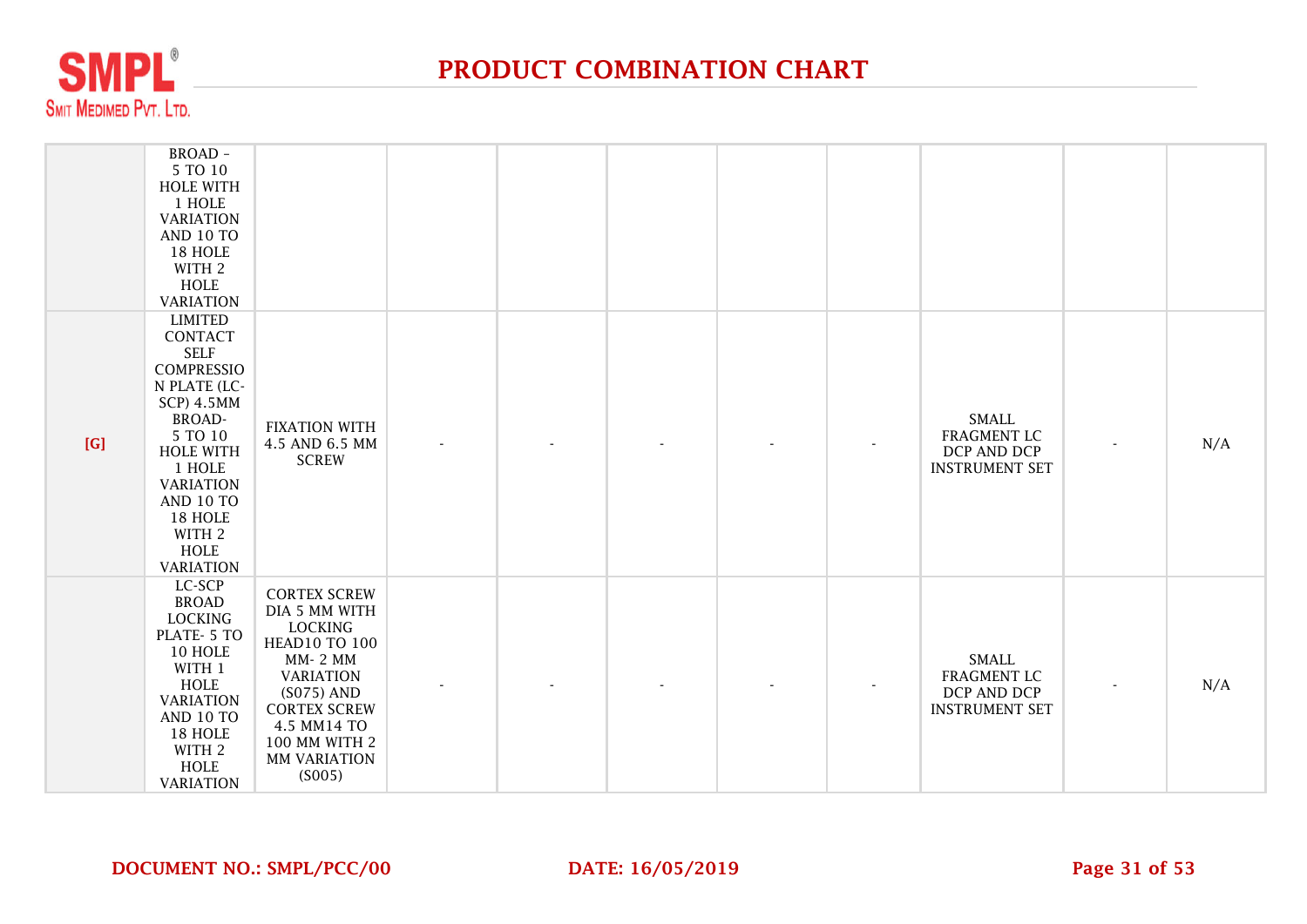# PRODUCT COMBINATION CHART

| | | | | | | | | | | |
|---|---|---|---|---|---|---|---|---|---|---|
| | BROAD - 5 TO 10 HOLE WITH 1 HOLE VARIATION AND 10 TO 18 HOLE WITH 2 HOLE VARIATION | | | | | | | | | |
| [G] | LIMITED CONTACT SELF COMPRESSION PLATE (LC-SCP) 4.5MM BROAD- 5 TO 10 HOLE WITH 1 HOLE VARIATION AND 10 TO 18 HOLE WITH 2 HOLE VARIATION | FIXATION WITH 4.5 AND 6.5 MM SCREW | - | - | - | - | - | SMALL FRAGMENT LC DCP AND DCP INSTRUMENT SET | - | N/A |
| | LC-SCP BROAD LOCKING PLATE- 5 TO 10 HOLE WITH 1 HOLE VARIATION AND 10 TO 18 HOLE WITH 2 HOLE VARIATION | CORTEX SCREW DIA 5 MM WITH LOCKING HEAD10 TO 100 MM- 2 MM VARIATION (S075) AND CORTEX SCREW 4.5 MM14 TO 100 MM WITH 2 MM VARIATION (S005) | - | - | - | - | - | SMALL FRAGMENT LC DCP AND DCP INSTRUMENT SET | - | N/A |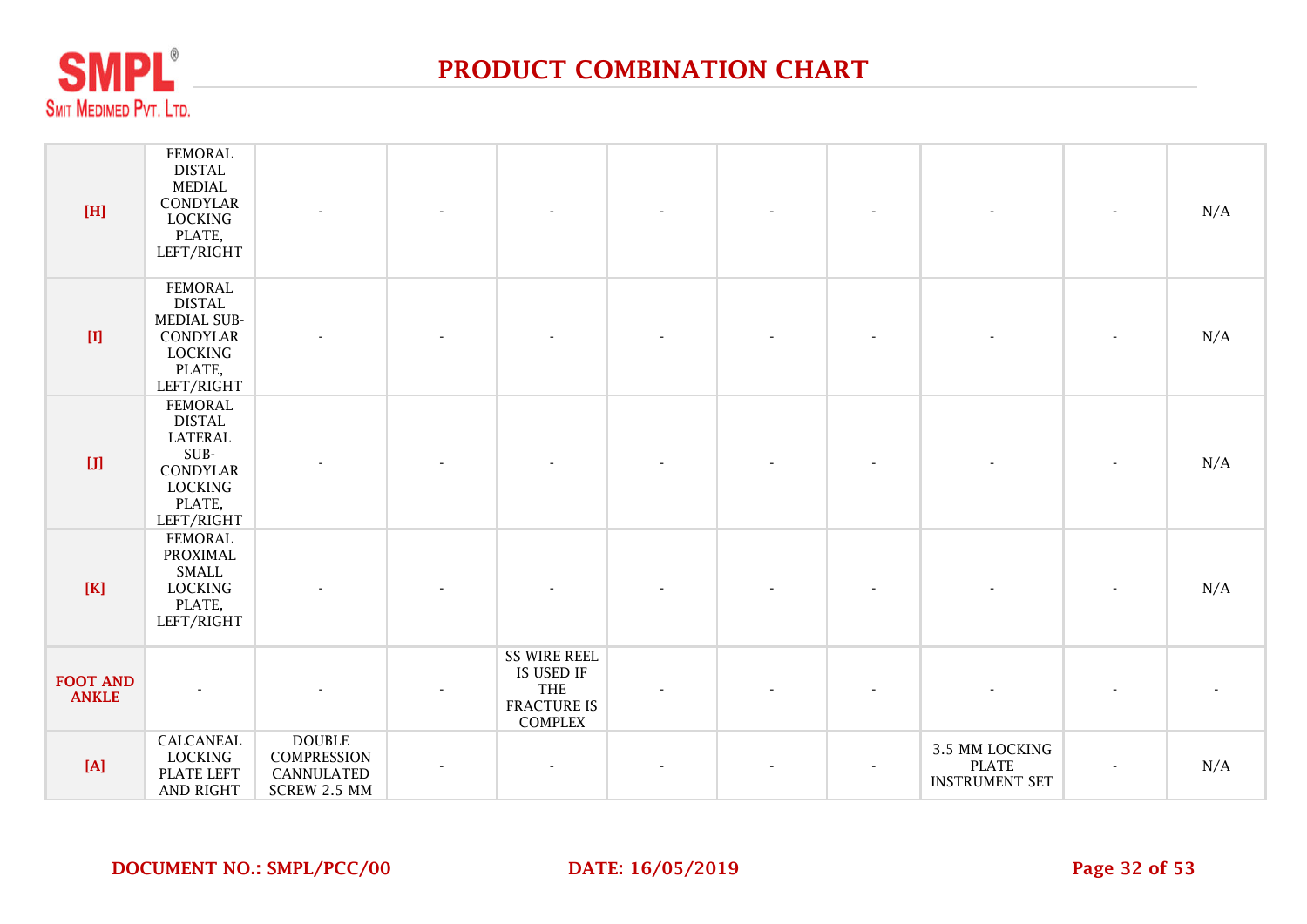# PRODUCT COMBINATION CHART

| | | | | | | | | | | |
|---|---|---|---|---|---|---|---|---|---|---|
| [H] | FEMORAL DISTAL MEDIAL CONDYLAR LOCKING PLATE, LEFT/RIGHT | - | - | - | - | - | - | - | - | N/A |
| [I] | FEMORAL DISTAL MEDIAL SUB-CONDYLAR LOCKING PLATE, LEFT/RIGHT | - | - | - | - | - | - | - | - | N/A |
| [J] | FEMORAL DISTAL LATERAL SUB-CONDYLAR LOCKING PLATE, LEFT/RIGHT | - | - | - | - | - | - | - | - | N/A |
| [K] | FEMORAL PROXIMAL SMALL LOCKING PLATE, LEFT/RIGHT | - | - | - | - | - | - | - | - | N/A |
| **FOOT AND ANKLE** | - | - | - | SS WIRE REEL IS USED IF THE FRACTURE IS COMPLEX | - | - | - | - | - | - |
| [A] | CALCANEAL LOCKING PLATE LEFT AND RIGHT | DOUBLE COMPRESSION CANNULATED SCREW 2.5 MM | - | - | - | - | - | 3.5 MM LOCKING PLATE INSTRUMENT SET | - | N/A |

**DOCUMENT NO.: SMPL/PCC/00** **DATE: 16/05/2019**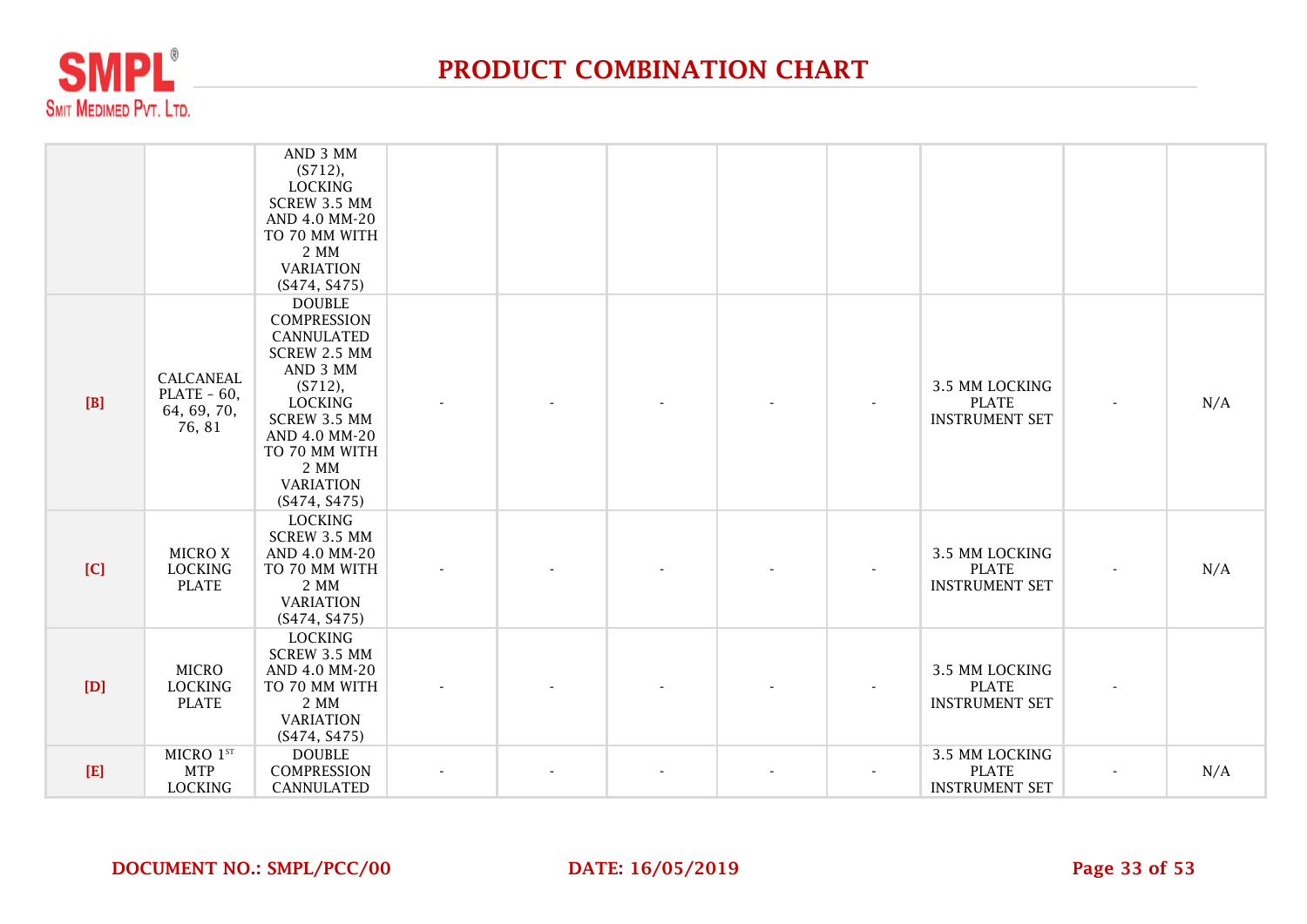# PRODUCT COMBINATION CHART

| | | | | | | | | | | |
|---|---|---|---|---|---|---|---|---|---|---|
| | | AND 3 MM (S712), LOCKING SCREW 3.5 MM AND 4.0 MM-20 TO 70 MM WITH 2 MM VARIATION (S474, S475) | | | | | | | | |
| [B] | CALCANEAL PLATE - 60, 64, 69, 70, 76, 81 | DOUBLE COMPRESSION CANNULATED SCREW 2.5 MM AND 3 MM (S712), LOCKING SCREW 3.5 MM AND 4.0 MM-20 TO 70 MM WITH 2 MM VARIATION (S474, S475) | - | - | - | - | - | 3.5 MM LOCKING PLATE INSTRUMENT SET | - | N/A |
| [C] | MICRO X LOCKING PLATE | LOCKING SCREW 3.5 MM AND 4.0 MM-20 TO 70 MM WITH 2 MM VARIATION (S474, S475) | - | - | - | - | - | 3.5 MM LOCKING PLATE INSTRUMENT SET | - | N/A |
| [D] | MICRO LOCKING PLATE | LOCKING SCREW 3.5 MM AND 4.0 MM-20 TO 70 MM WITH 2 MM VARIATION (S474, S475) | - | - | - | - | - | 3.5 MM LOCKING PLATE INSTRUMENT SET | - | |
| [E] | MICRO 1ST MTP LOCKING | DOUBLE COMPRESSION CANNULATED | - | - | - | - | - | 3.5 MM LOCKING PLATE INSTRUMENT SET | - | N/A |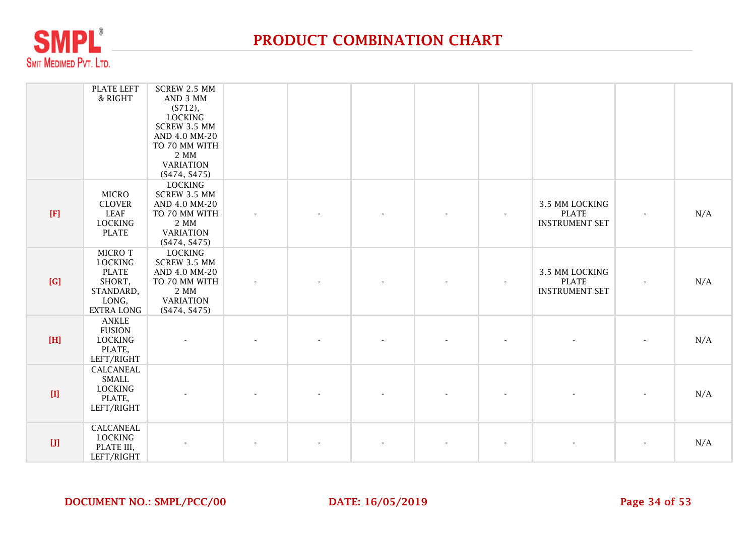# PRODUCT COMBINATION CHART

| | | | | | | | | | | |
|---|---|---|---|---|---|---|---|---|---|---|
| | PLATE LEFT & RIGHT | SCREW 2.5 MM AND 3 MM (S712), LOCKING SCREW 3.5 MM AND 4.0 MM-20 TO 70 MM WITH 2 MM VARIATION (S474, S475) | | | | | | | | |
| [F] | MICRO CLOVER LEAF LOCKING PLATE | LOCKING SCREW 3.5 MM AND 4.0 MM-20 TO 70 MM WITH 2 MM VARIATION (S474, S475) | - | - | - | - | - | 3.5 MM LOCKING PLATE INSTRUMENT SET | - | N/A |
| [G] | MICRO T LOCKING PLATE SHORT, STANDARD, LONG, EXTRA LONG | LOCKING SCREW 3.5 MM AND 4.0 MM-20 TO 70 MM WITH 2 MM VARIATION (S474, S475) | - | - | - | - | - | 3.5 MM LOCKING PLATE INSTRUMENT SET | - | N/A |
| [H] | ANKLE FUSION LOCKING PLATE, LEFT/RIGHT | - | - | - | - | - | - | - | - | N/A |
| [I] | CALCANEAL SMALL LOCKING PLATE, LEFT/RIGHT | - | - | - | - | - | - | - | - | N/A |
| [J] | CALCANEAL LOCKING PLATE III, LEFT/RIGHT | - | - | - | - | - | - | - | - | N/A |

DOCUMENT NO.: SMPL/PCC/00 DATE: 16/05/2019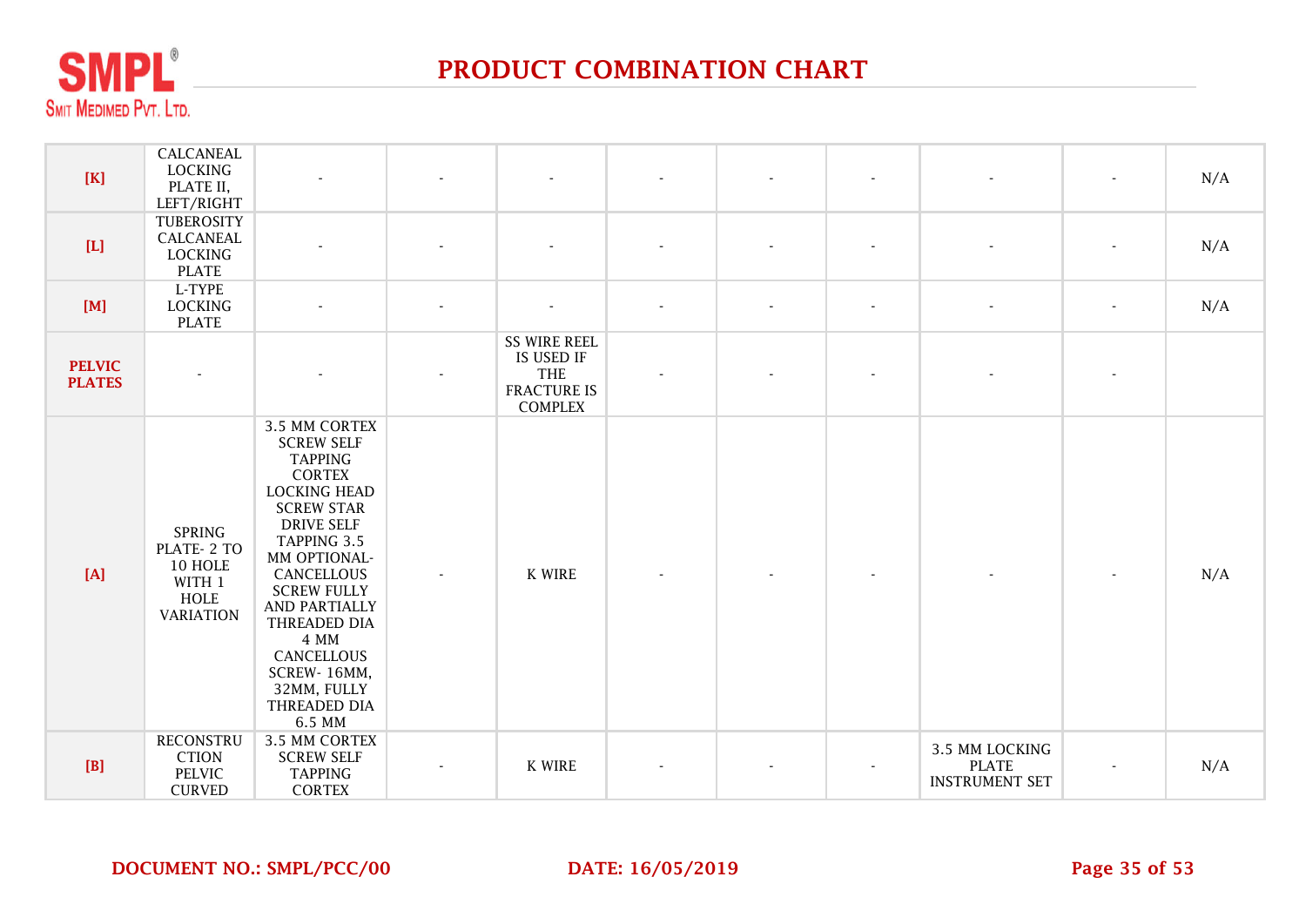# PRODUCT COMBINATION CHART

| | | | | | | | | | | |
|---|---|---|---|---|---|---|---|---|---|---|
| **[K]** | CALCANEAL LOCKING PLATE II, LEFT/RIGHT | - | - | - | - | - | - | - | - | N/A |
| **[L]** | TUBEROSITY CALCANEAL LOCKING PLATE | - | - | - | - | - | - | - | - | N/A |
| **[M]** | L-TYPE LOCKING PLATE | - | - | - | - | - | - | - | - | N/A |
| **PELVIC PLATES** | - | - | - | SS WIRE REEL IS USED IF THE FRACTURE IS COMPLEX | - | - | - | - | - | |
| **[A]** | SPRING PLATE- 2 TO 10 HOLE WITH 1 HOLE VARIATION | 3.5 MM CORTEX SCREW SELF TAPPING CORTEX LOCKING HEAD SCREW STAR DRIVE SELF TAPPING 3.5 MM OPTIONAL-CANCELLOUS SCREW FULLY AND PARTIALLY THREADED DIA 4 MM CANCELLOUS SCREW- 16MM, 32MM, FULLY THREADED DIA 6.5 MM | - | K WIRE | - | - | - | - | - | N/A |
| **[B]** | RECONSTRUCTION PELVIC CURVED | 3.5 MM CORTEX SCREW SELF TAPPING CORTEX | - | K WIRE | - | - | - | 3.5 MM LOCKING PLATE INSTRUMENT SET | - | N/A |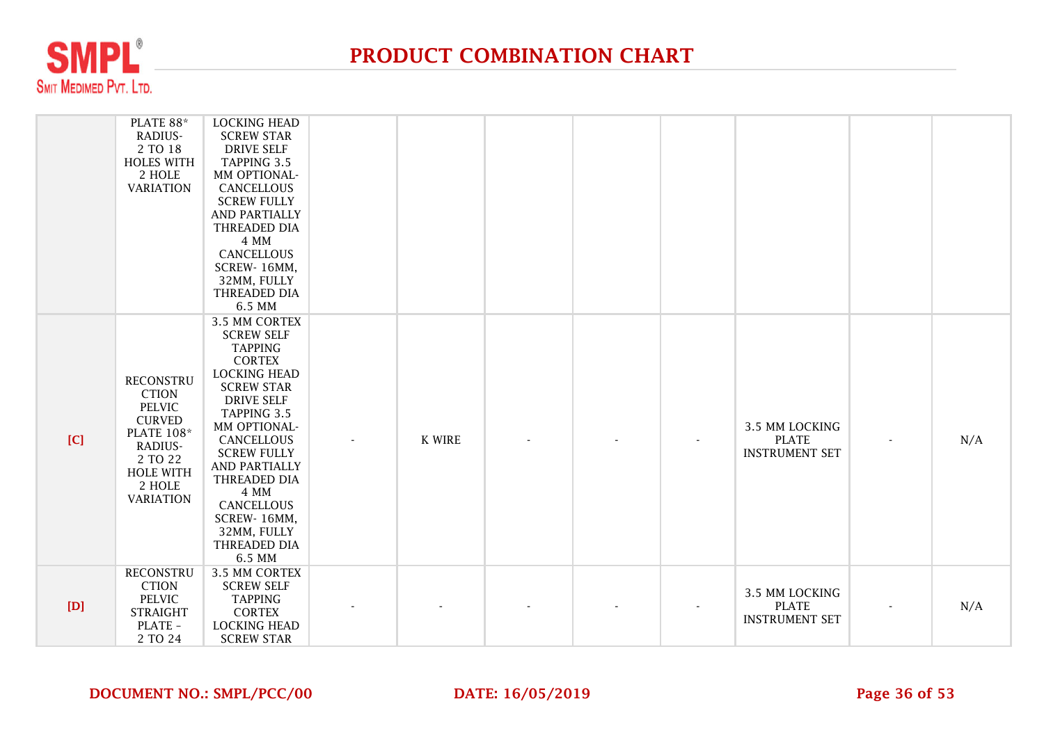# PRODUCT COMBINATION CHART

| | | | | | | | | | | |
|---|---|---|---|---|---|---|---|---|---|---|
| | PLATE 88* RADIUS- 2 TO 18 HOLES WITH 2 HOLE VARIATION | LOCKING HEAD SCREW STAR DRIVE SELF TAPPING 3.5 MM OPTIONAL- CANCELLOUS SCREW FULLY AND PARTIALLY THREADED DIA 4 MM CANCELLOUS SCREW- 16MM, 32MM, FULLY THREADED DIA 6.5 MM | | | | | | | | |
| [C] | RECONSTRUCTION PELVIC CURVED PLATE 108* RADIUS- 2 TO 22 HOLE WITH 2 HOLE VARIATION | 3.5 MM CORTEX SCREW SELF TAPPING CORTEX LOCKING HEAD SCREW STAR DRIVE SELF TAPPING 3.5 MM OPTIONAL- CANCELLOUS SCREW FULLY AND PARTIALLY THREADED DIA 4 MM CANCELLOUS SCREW- 16MM, 32MM, FULLY THREADED DIA 6.5 MM | - | K WIRE | - | - | - | 3.5 MM LOCKING PLATE INSTRUMENT SET | - | N/A |
| [D] | RECONSTRUCTION PELVIC STRAIGHT PLATE - 2 TO 24 | 3.5 MM CORTEX SCREW SELF TAPPING CORTEX LOCKING HEAD SCREW STAR | - | - | - | - | - | 3.5 MM LOCKING PLATE INSTRUMENT SET | - | N/A |

**DOCUMENT NO.: SMPL/PCC/00** **DATE: 16/05/2019**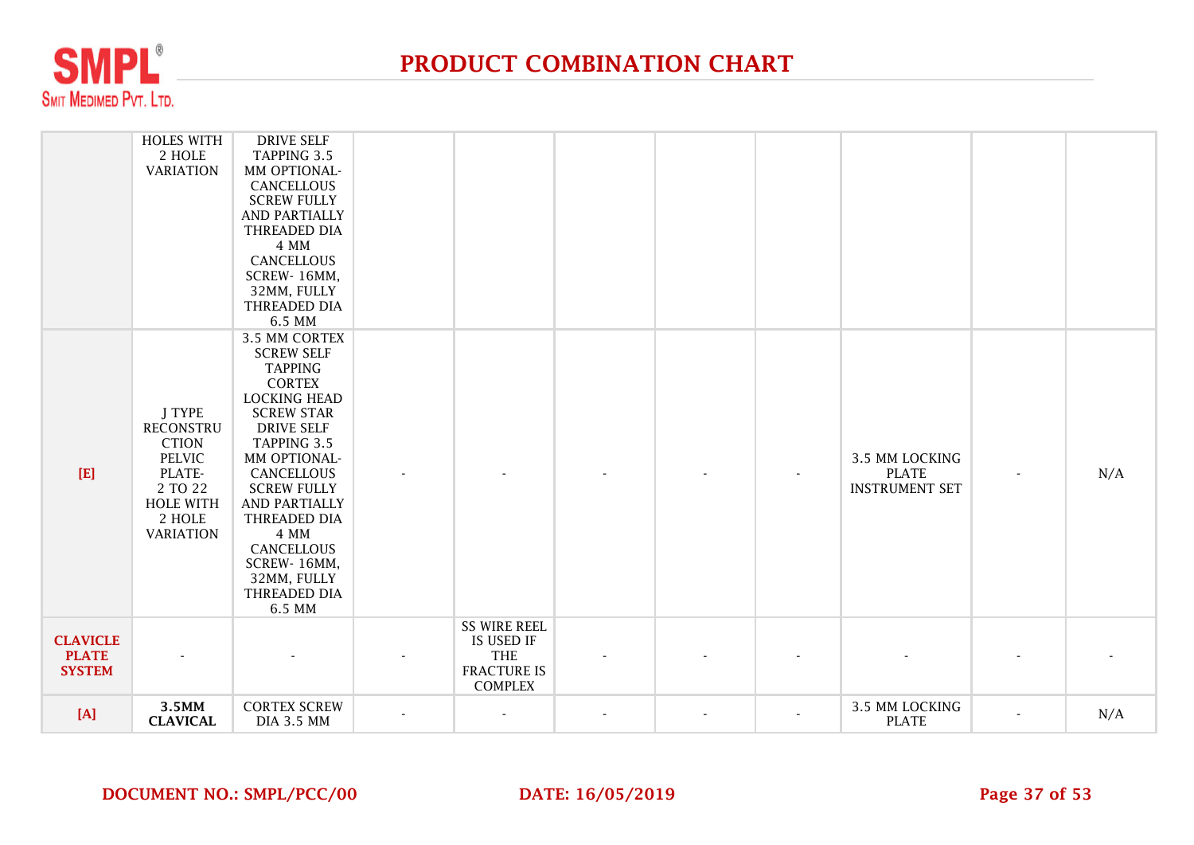## PRODUCT COMBINATION CHART

| | | | | | | | | | | |
|---|---|---|---|---|---|---|---|---|---|---|
| | HOLES WITH 2 HOLE VARIATION | DRIVE SELF TAPPING 3.5 MM OPTIONAL-CANCELLOUS SCREW FULLY AND PARTIALLY THREADED DIA 4 MM CANCELLOUS SCREW- 16MM, 32MM, FULLY THREADED DIA 6.5 MM | | | | | | | | |
| **[E]** | J TYPE RECONSTRUCTION PELVIC PLATE- 2 TO 22 HOLE WITH 2 HOLE VARIATION | 3.5 MM CORTEX SCREW SELF TAPPING CORTEX LOCKING HEAD SCREW STAR DRIVE SELF TAPPING 3.5 MM OPTIONAL-CANCELLOUS SCREW FULLY AND PARTIALLY THREADED DIA 4 MM CANCELLOUS SCREW- 16MM, 32MM, FULLY THREADED DIA 6.5 MM | - | - | - | - | - | 3.5 MM LOCKING PLATE INSTRUMENT SET | - | N/A |
| **CLAVICLE PLATE SYSTEM** | - | - | - | SS WIRE REEL IS USED IF THE FRACTURE IS COMPLEX | - | - | - | - | - | - |
| **[A]** | **3.5MM CLAVICAL** | CORTEX SCREW DIA 3.5 MM | - | - | - | - | - | 3.5 MM LOCKING PLATE | - | N/A |

DOCUMENT NO.: SMPL/PCC/00 DATE: 16/05/2019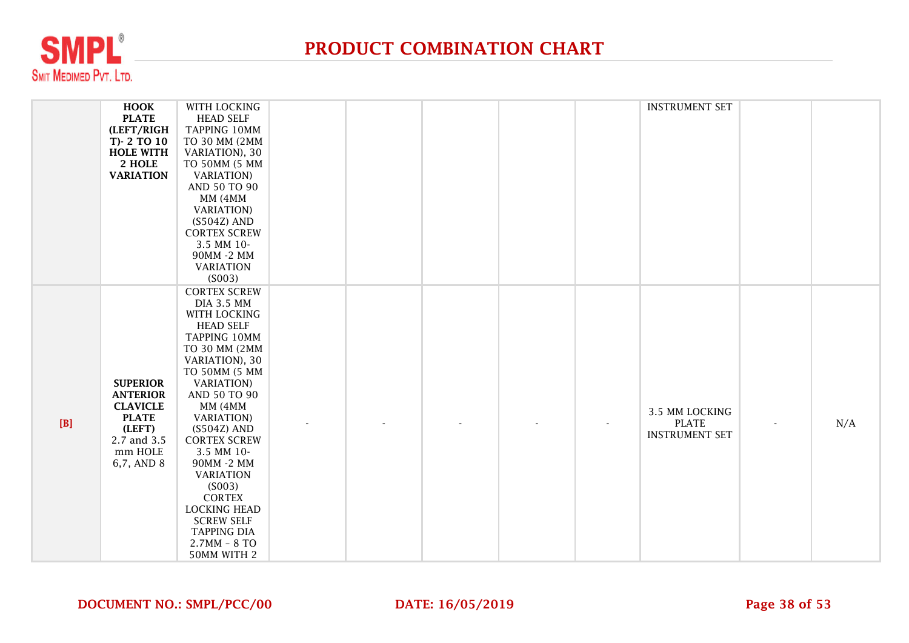# PRODUCT COMBINATION CHART

| | | | | | | | | | | |
|---|---|---|---|---|---|---|---|---|---|---|
| | **HOOK PLATE (LEFT/RIGHT)- 2 TO 10 HOLE WITH 2 HOLE VARIATION** | WITH LOCKING HEAD SELF TAPPING 10MM TO 30 MM (2MM VARIATION), 30 TO 50MM (5 MM VARIATION) AND 50 TO 90 MM (4MM VARIATION) (S504Z) AND CORTEX SCREW 3.5 MM 10-90MM -2 MM VARIATION (S003) | | | | | | INSTRUMENT SET | | |
| **[B]** | **SUPERIOR ANTERIOR CLAVICLE PLATE (LEFT)** 2.7 and 3.5 mm HOLE 6,7, AND 8 | CORTEX SCREW DIA 3.5 MM WITH LOCKING HEAD SELF TAPPING 10MM TO 30 MM (2MM VARIATION), 30 TO 50MM (5 MM VARIATION) AND 50 TO 90 MM (4MM VARIATION) (S504Z) AND CORTEX SCREW 3.5 MM 10-90MM -2 MM VARIATION (S003) CORTEX LOCKING HEAD SCREW SELF TAPPING DIA 2.7MM - 8 TO 50MM WITH 2 | - | - | - | - | - | 3.5 MM LOCKING PLATE INSTRUMENT SET | - | N/A |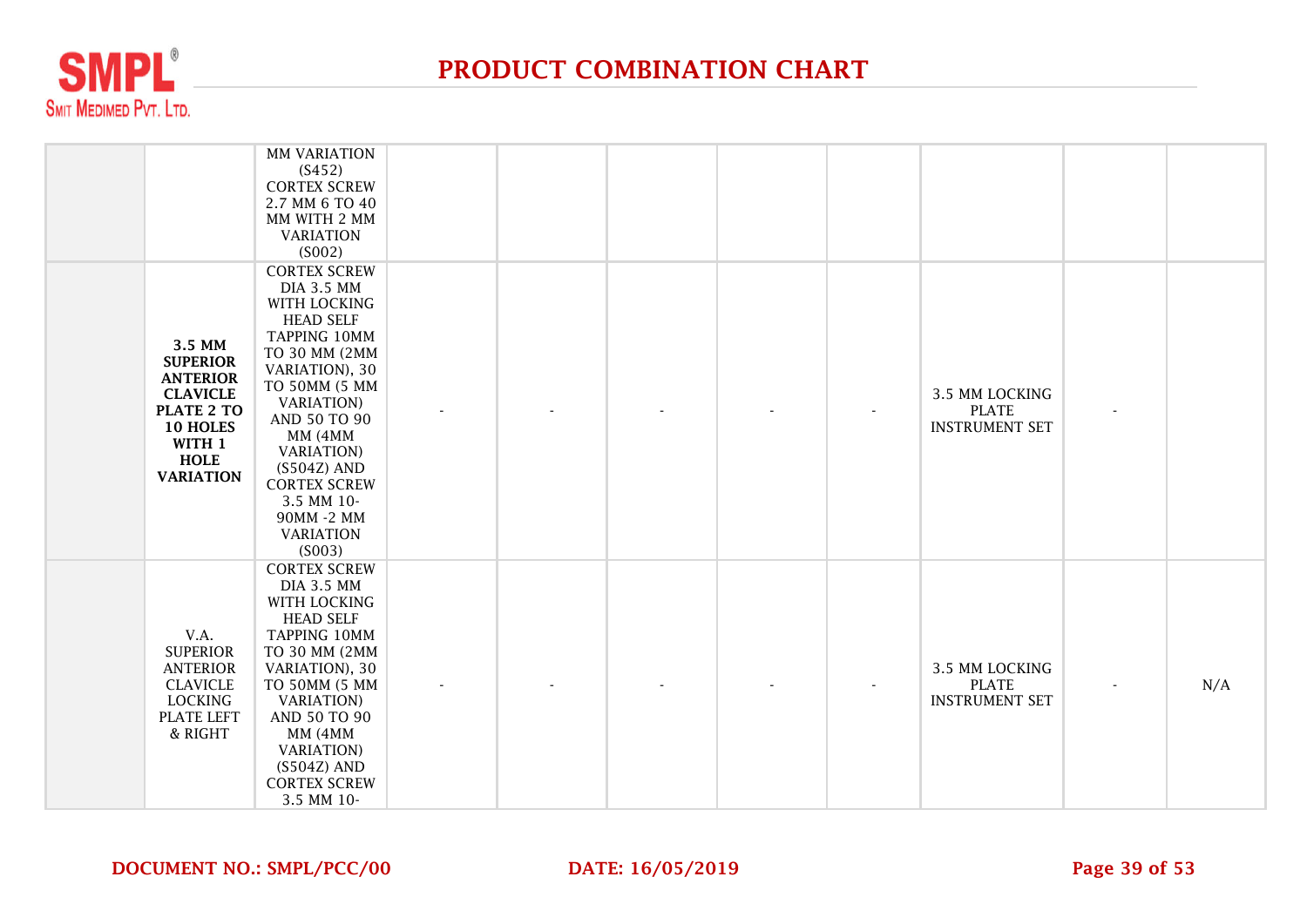# PRODUCT COMBINATION CHART

| | | | | | | | | | | |
|---|---|---|---|---|---|---|---|---|---|---|
| | | MM VARIATION (S452) CORTEX SCREW 2.7 MM 6 TO 40 MM WITH 2 MM VARIATION (S002) | | | | | | | | |
| | **3.5 MM SUPERIOR ANTERIOR CLAVICLE PLATE 2 TO 10 HOLES WITH 1 HOLE VARIATION** | CORTEX SCREW DIA 3.5 MM WITH LOCKING HEAD SELF TAPPING 10MM TO 30 MM (2MM VARIATION), 30 TO 50MM (5 MM VARIATION) AND 50 TO 90 MM (4MM VARIATION) (S504Z) AND CORTEX SCREW 3.5 MM 10-90MM -2 MM VARIATION (S003) | - | - | - | - | - | 3.5 MM LOCKING PLATE INSTRUMENT SET | - | |
| | V.A. SUPERIOR ANTERIOR CLAVICLE LOCKING PLATE LEFT & RIGHT | CORTEX SCREW DIA 3.5 MM WITH LOCKING HEAD SELF TAPPING 10MM TO 30 MM (2MM VARIATION), 30 TO 50MM (5 MM VARIATION) AND 50 TO 90 MM (4MM VARIATION) (S504Z) AND CORTEX SCREW 3.5 MM 10- | - | - | - | - | - | 3.5 MM LOCKING PLATE INSTRUMENT SET | - | N/A |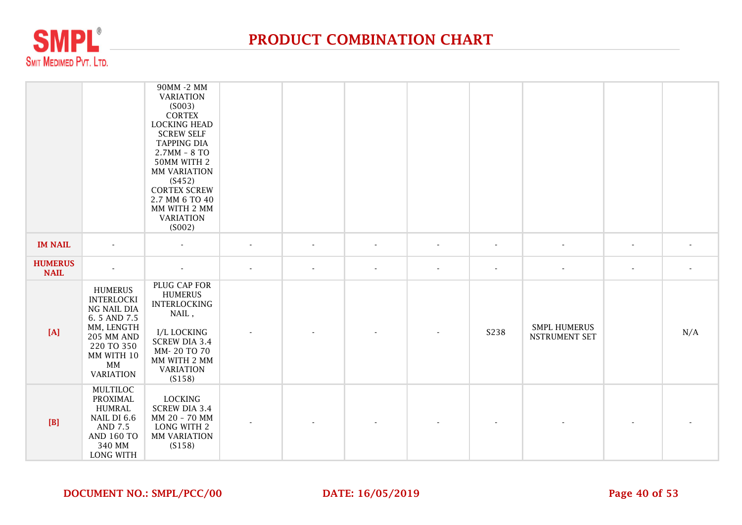# PRODUCT COMBINATION CHART

| | | | | | | | | | | |
|---|---|---|---|---|---|---|---|---|---|---|
| | | 90MM -2 MM VARIATION (S003) CORTEX LOCKING HEAD SCREW SELF TAPPING DIA 2.7MM – 8 TO 50MM WITH 2 MM VARIATION (S452) CORTEX SCREW 2.7 MM 6 TO 40 MM WITH 2 MM VARIATION (S002) | | | | | | | | |
| **IM NAIL** | - | - | - | - | - | - | - | - | - | - |
| **HUMERUS NAIL** | - | - | - | - | - | - | - | - | - | - |
| **[A]** | HUMERUS INTERLOCKING NAIL DIA 6. 5 AND 7.5 MM, LENGTH 205 MM AND 220 TO 350 MM WITH 10 MM VARIATION | PLUG CAP FOR HUMERUS INTERLOCKING NAIL , I/L LOCKING SCREW DIA 3.4 MM- 20 TO 70 MM WITH 2 MM VARIATION (S158) | - | - | - | - | S238 | SMPL HUMERUS NSTRUMENT SET | | N/A |
| **[B]** | MULTILOC PROXIMAL HUMRAL NAIL DI 6.6 AND 7.5 AND 160 TO 340 MM LONG WITH | LOCKING SCREW DIA 3.4 MM 20 – 70 MM LONG WITH 2 MM VARIATION (S158) | - | - | - | - | - | - | - | - |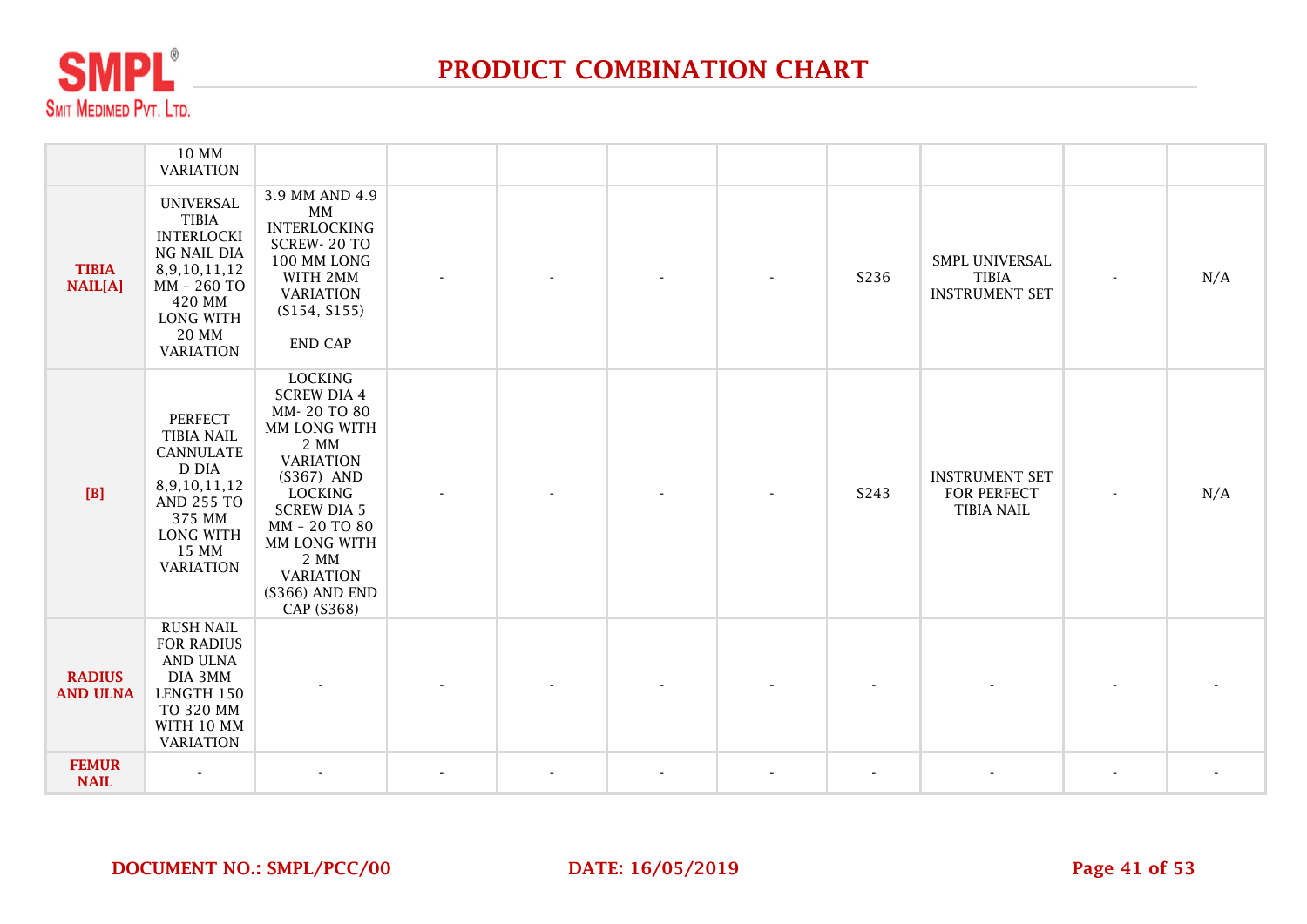# PRODUCT COMBINATION CHART

| | | | | | | | | | | |
|---|---|---|---|---|---|---|---|---|---|---|
| | 10 MM VARIATION | | | | | | | | | |
| **TIBIA NAIL[A]** | UNIVERSAL TIBIA INTERLOCKING NAIL DIA 8,9,10,11,12 MM - 260 TO 420 MM LONG WITH 20 MM VARIATION | 3.9 MM AND 4.9 MM INTERLOCKING SCREW- 20 TO 100 MM LONG WITH 2MM VARIATION (S154, S155) END CAP | - | - | - | - | S236 | SMPL UNIVERSAL TIBIA INSTRUMENT SET | - | N/A |
| **[B]** | PERFECT TIBIA NAIL CANNULATED DIA 8,9,10,11,12 AND 255 TO 375 MM LONG WITH 15 MM VARIATION | LOCKING SCREW DIA 4 MM- 20 TO 80 MM LONG WITH 2 MM VARIATION (S367) AND LOCKING SCREW DIA 5 MM - 20 TO 80 MM LONG WITH 2 MM VARIATION (S366) AND END CAP (S368) | - | - | - | - | S243 | INSTRUMENT SET FOR PERFECT TIBIA NAIL | - | N/A |
| **RADIUS AND ULNA** | RUSH NAIL FOR RADIUS AND ULNA DIA 3MM LENGTH 150 TO 320 MM WITH 10 MM VARIATION | - | - | - | - | - | - | - | - | - |
| **FEMUR NAIL** | - | - | - | - | - | - | - | - | - | - |

**DOCUMENT NO.: SMPL/PCC/00** **DATE: 16/05/2019**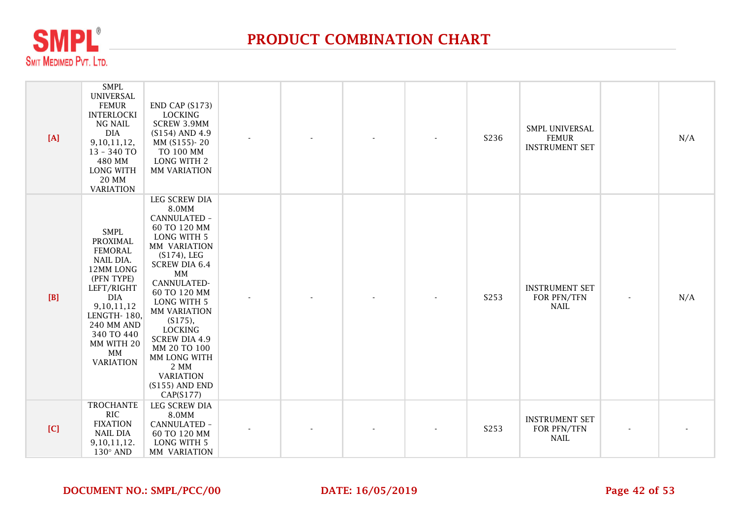# PRODUCT COMBINATION CHART

| | | | | | | | | | | |
|---|---|---|---|---|---|---|---|---|---|---|
| [A] | SMPL UNIVERSAL FEMUR INTERLOCKING NAIL DIA 9,10,11,12, 13 - 340 TO 480 MM LONG WITH 20 MM VARIATION | END CAP (S173) LOCKING SCREW 3.9MM (S154) AND 4.9 MM (S155)- 20 TO 100 MM LONG WITH 2 MM VARIATION | - | - | - | - | S236 | SMPL UNIVERSAL FEMUR INSTRUMENT SET | | N/A |
| [B] | SMPL PROXIMAL FEMORAL NAIL DIA. 12MM LONG (PFN TYPE) LEFT/RIGHT DIA 9,10,11,12 LENGTH- 180, 240 MM AND 340 TO 440 MM WITH 20 MM VARIATION | LEG SCREW DIA 8.0MM CANNULATED - 60 TO 120 MM LONG WITH 5 MM VARIATION (S174), LEG SCREW DIA 6.4 MM CANNULATED- 60 TO 120 MM LONG WITH 5 MM VARIATION (S175), LOCKING SCREW DIA 4.9 MM 20 TO 100 MM LONG WITH 2 MM VARIATION (S155) AND END CAP(S177) | - | - | - | - | S253 | INSTRUMENT SET FOR PFN/TFN NAIL | - | N/A |
| [C] | TROCHANTERIC FIXATION NAIL DIA 9,10,11,12. 130° AND | LEG SCREW DIA 8.0MM CANNULATED - 60 TO 120 MM LONG WITH 5 MM VARIATION | - | - | - | - | S253 | INSTRUMENT SET FOR PFN/TFN NAIL | - | - |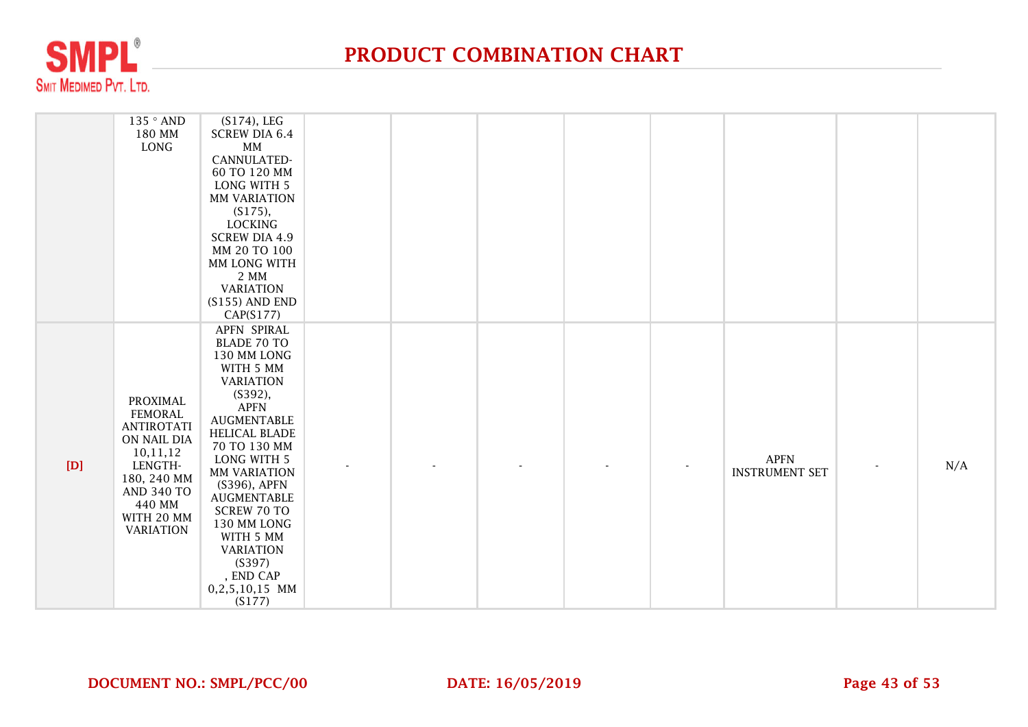# PRODUCT COMBINATION CHART

| | | | | | | | | | | |
|---|---|---|---|---|---|---|---|---|---|---|
| | 135 ° AND 180 MM LONG | (S174), LEG SCREW DIA 6.4 MM CANNULATED-60 TO 120 MM LONG WITH 5 MM VARIATION (S175), LOCKING SCREW DIA 4.9 MM 20 TO 100 MM LONG WITH 2 MM VARIATION (S155) AND END CAP(S177) | | | | | | | | |
| [D] | PROXIMAL FEMORAL ANTIROTATION NAIL DIA 10,11,12 LENGTH-180, 240 MM AND 340 TO 440 MM WITH 20 MM VARIATION | APFN SPIRAL BLADE 70 TO 130 MM LONG WITH 5 MM VARIATION (S392), APFN AUGMENTABLE HELICAL BLADE 70 TO 130 MM LONG WITH 5 MM VARIATION (S396), APFN AUGMENTABLE SCREW 70 TO 130 MM LONG WITH 5 MM VARIATION (S397) , END CAP 0,2,5,10,15 MM (S177) | - | - | - | - | - | APFN INSTRUMENT SET | - | N/A |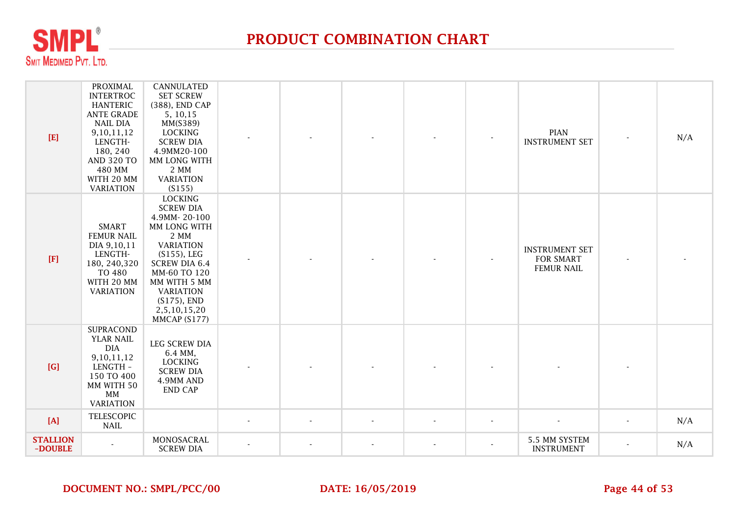# PRODUCT COMBINATION CHART

| | | | | | | | | | | |
|---|---|---|---|---|---|---|---|---|---|---|
| [E] | PROXIMAL INTERTROCHANTERIC ANTE GRADE NAIL DIA 9,10,11,12 LENGTH- 180, 240 AND 320 TO 480 MM WITH 20 MM VARIATION | CANNULATED SET SCREW (388), END CAP 5, 10,15 MM(S389) LOCKING SCREW DIA 4.9MM20-100 MM LONG WITH 2 MM VARIATION (S155) | - | - | - | - | - | PIAN INSTRUMENT SET | - | N/A |
| [F] | SMART FEMUR NAIL DIA 9,10,11 LENGTH- 180, 240,320 TO 480 WITH 20 MM VARIATION | LOCKING SCREW DIA 4.9MM- 20-100 MM LONG WITH 2 MM VARIATION (S155), LEG SCREW DIA 6.4 MM-60 TO 120 MM WITH 5 MM VARIATION (S175), END 2,5,10,15,20 MMCAP (S177) | - | - | - | - | - | INSTRUMENT SET FOR SMART FEMUR NAIL | - | - |
| [G] | SUPRACONDYLAR NAIL DIA 9,10,11,12 LENGTH - 150 TO 400 MM WITH 50 MM VARIATION | LEG SCREW DIA 6.4 MM, LOCKING SCREW DIA 4.9MM AND END CAP | - | - | - | - | - | - | - | |
| [A] | TELESCOPIC NAIL | | - | - | - | - | - | - | - | N/A |
| STALLION -DOUBLE | - | MONOSACRAL SCREW DIA | - | - | - | - | - | 5.5 MM SYSTEM INSTRUMENT | - | N/A |

**DOCUMENT NO.: SMPL/PCC/00** **DATE: 16/05/2019**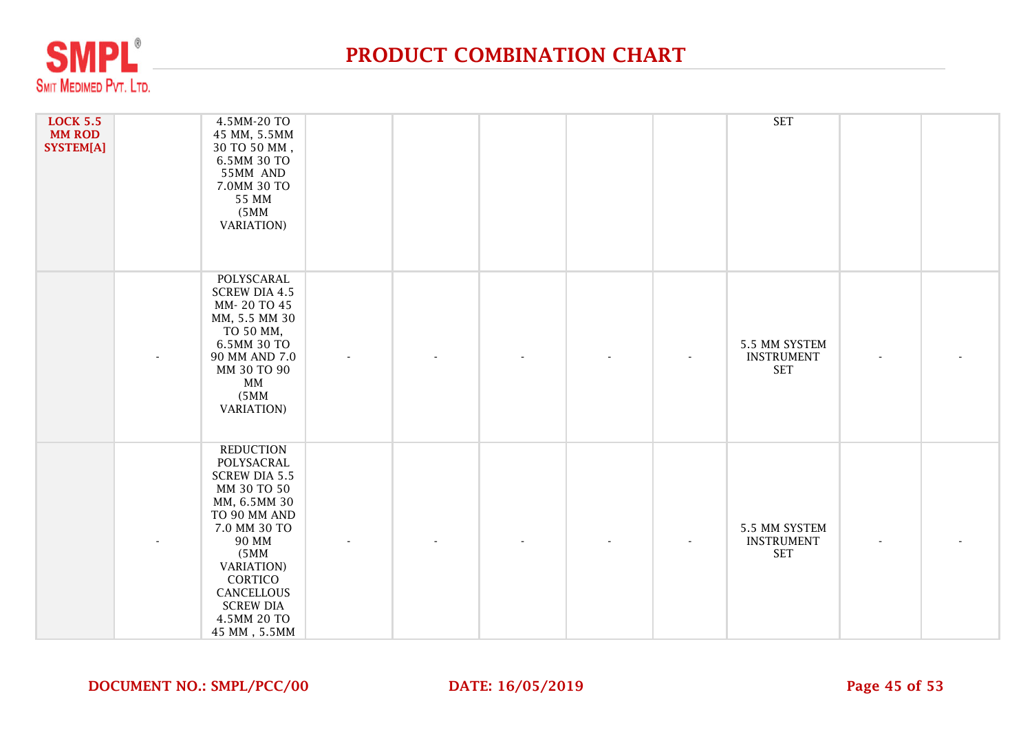# PRODUCT COMBINATION CHART

| | | | | | | | | | | |
|---|---|---|---|---|---|---|---|---|---|---|
| **LOCK 5.5 MM ROD SYSTEM[A]** | | 4.5MM-20 TO 45 MM, 5.5MM 30 TO 50 MM , 6.5MM 30 TO 55MM AND 7.0MM 30 TO 55 MM (5MM VARIATION) | | | | | | SET | | |
| | - | POLYSCARAL SCREW DIA 4.5 MM- 20 TO 45 MM, 5.5 MM 30 TO 50 MM, 6.5MM 30 TO 90 MM AND 7.0 MM 30 TO 90 MM (5MM VARIATION) | - | - | - | - | - | 5.5 MM SYSTEM INSTRUMENT SET | - | - |
| | - | REDUCTION POLYSACRAL SCREW DIA 5.5 MM 30 TO 50 MM, 6.5MM 30 TO 90 MM AND 7.0 MM 30 TO 90 MM (5MM VARIATION) CORTICO CANCELLOUS SCREW DIA 4.5MM 20 TO 45 MM , 5.5MM | - | - | - | - | - | 5.5 MM SYSTEM INSTRUMENT SET | - | - |

**DOCUMENT NO.: SMPL/PCC/00** **DATE: 16/05/2019**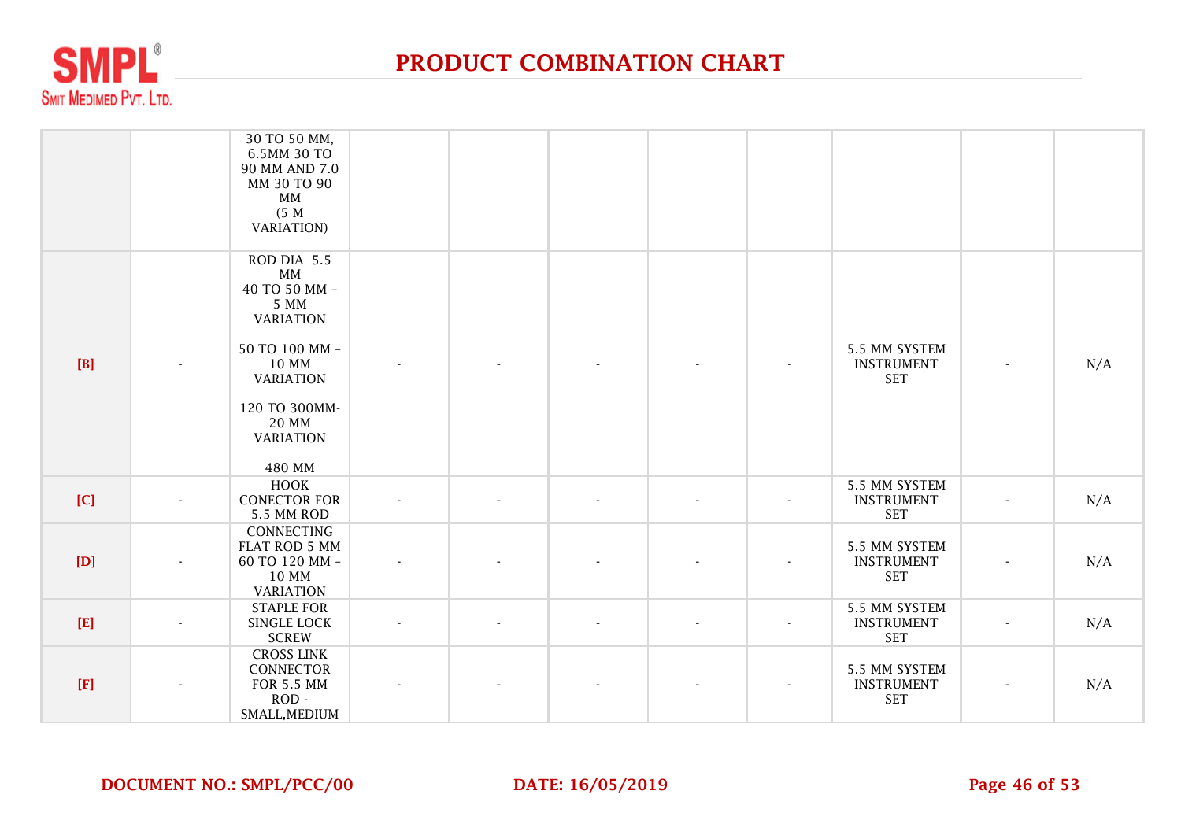# PRODUCT COMBINATION CHART

| | | | | | | | | | | |
|---|---|---|---|---|---|---|---|---|---|---|
| | | 30 TO 50 MM, 6.5MM 30 TO 90 MM AND 7.0 MM 30 TO 90 MM (5 M VARIATION) | | | | | | | | |
| [B] | - | ROD DIA 5.5 MM 40 TO 50 MM - 5 MM VARIATION 50 TO 100 MM - 10 MM VARIATION 120 TO 300MM- 20 MM VARIATION 480 MM | - | - | - | - | - | 5.5 MM SYSTEM INSTRUMENT SET | - | N/A |
| [C] | - | HOOK CONECTOR FOR 5.5 MM ROD | - | - | - | - | - | 5.5 MM SYSTEM INSTRUMENT SET | - | N/A |
| [D] | - | CONNECTING FLAT ROD 5 MM 60 TO 120 MM - 10 MM VARIATION | - | - | - | - | - | 5.5 MM SYSTEM INSTRUMENT SET | - | N/A |
| [E] | - | STAPLE FOR SINGLE LOCK SCREW | - | - | - | - | - | 5.5 MM SYSTEM INSTRUMENT SET | - | N/A |
| [F] | - | CROSS LINK CONNECTOR FOR 5.5 MM ROD - SMALL,MEDIUM | - | - | - | - | - | 5.5 MM SYSTEM INSTRUMENT SET | - | N/A |

**DOCUMENT NO.: SMPL/PCC/00** **DATE: 16/05/2019**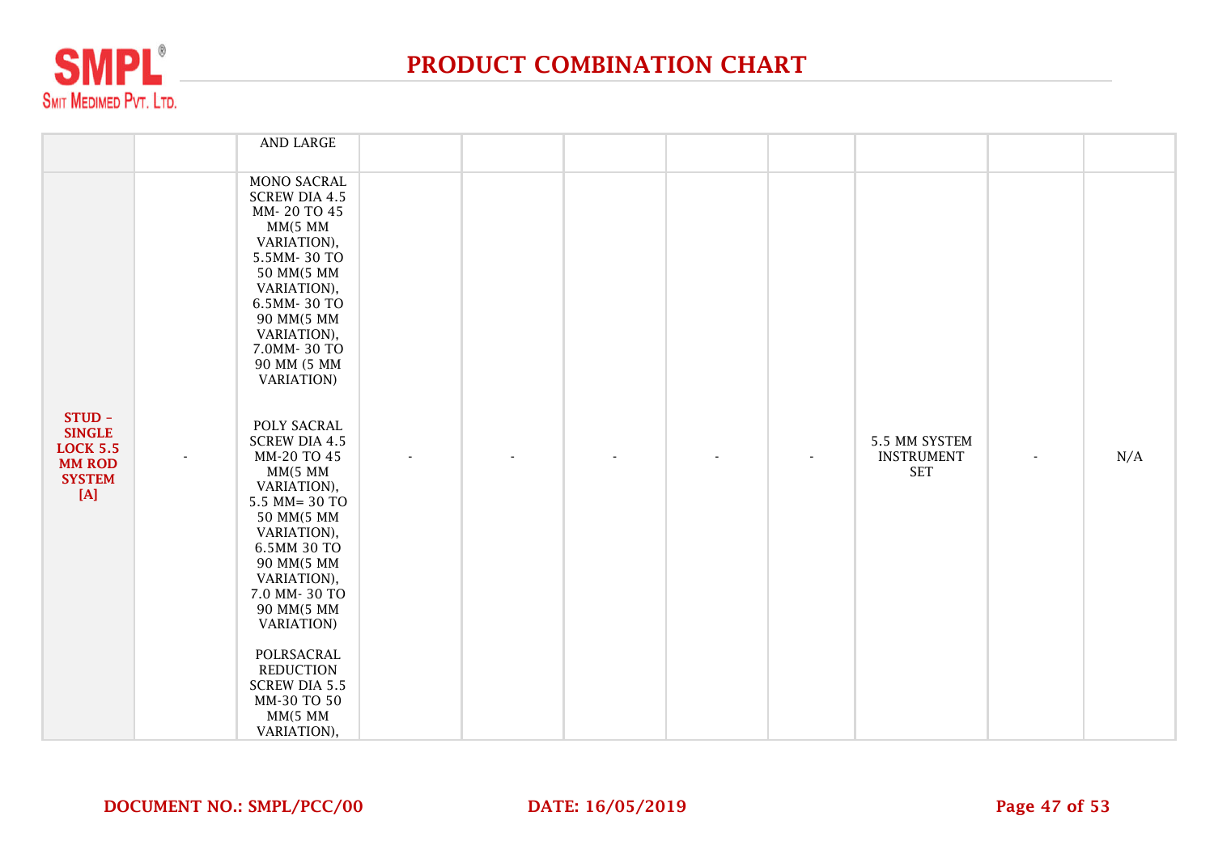# PRODUCT COMBINATION CHART

| | | | | | | | | | | |
|---|---|---|---|---|---|---|---|---|---|---|
| | | AND LARGE | | | | | | | | |
| **STUD - SINGLE LOCK 5.5 MM ROD SYSTEM [A]** | - | MONO SACRAL SCREW DIA 4.5 MM- 20 TO 45 MM(5 MM VARIATION), 5.5MM- 30 TO 50 MM(5 MM VARIATION), 6.5MM- 30 TO 90 MM(5 MM VARIATION), 7.0MM- 30 TO 90 MM (5 MM VARIATION)<br><br>POLY SACRAL SCREW DIA 4.5 MM-20 TO 45 MM(5 MM VARIATION), 5.5 MM= 30 TO 50 MM(5 MM VARIATION), 6.5MM 30 TO 90 MM(5 MM VARIATION), 7.0 MM- 30 TO 90 MM(5 MM VARIATION)<br><br>POLRSACRAL REDUCTION SCREW DIA 5.5 MM-30 TO 50 MM(5 MM VARIATION), | - | - | - | - | - | 5.5 MM SYSTEM INSTRUMENT SET | - | N/A |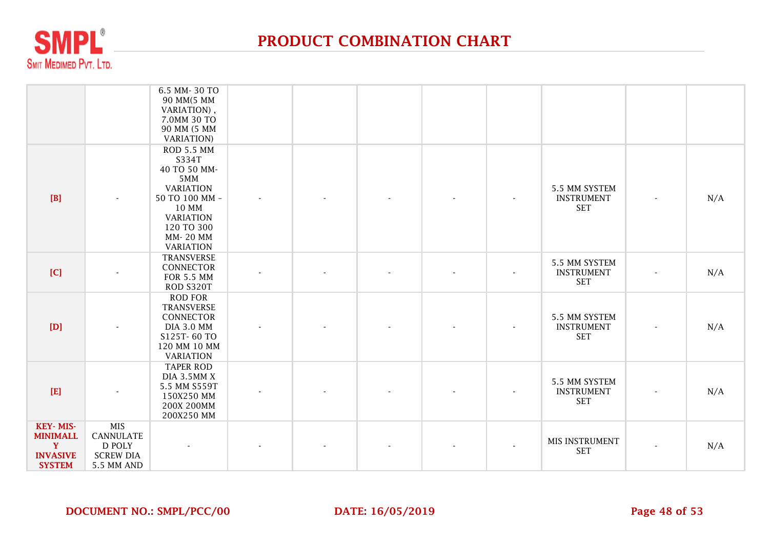# PRODUCT COMBINATION CHART

| | | | | | | | | | | |
|---|---|---|---|---|---|---|---|---|---|---|
| | | 6.5 MM- 30 TO 90 MM(5 MM VARIATION) , 7.0MM 30 TO 90 MM (5 MM VARIATION) | | | | | | | | |
| **[B]** | - | ROD 5.5 MM S334T 40 TO 50 MM- 5MM VARIATION 50 TO 100 MM - 10 MM VARIATION 120 TO 300 MM- 20 MM VARIATION | - | - | - | - | - | 5.5 MM SYSTEM INSTRUMENT SET | - | N/A |
| **[C]** | - | TRANSVERSE CONNECTOR FOR 5.5 MM ROD S320T | - | - | - | - | - | 5.5 MM SYSTEM INSTRUMENT SET | - | N/A |
| **[D]** | - | ROD FOR TRANSVERSE CONNECTOR DIA 3.0 MM S125T- 60 TO 120 MM 10 MM VARIATION | - | - | - | - | - | 5.5 MM SYSTEM INSTRUMENT SET | - | N/A |
| **[E]** | - | TAPER ROD DIA 3.5MM X 5.5 MM S559T 150X250 MM 200X 200MM 200X250 MM | - | - | - | - | - | 5.5 MM SYSTEM INSTRUMENT SET | - | N/A |
| **KEY- MIS- MINIMALLY INVASIVE SYSTEM** | MIS CANNULATED POLY SCREW DIA 5.5 MM AND | - | - | - | - | - | - | MIS INSTRUMENT SET | - | N/A |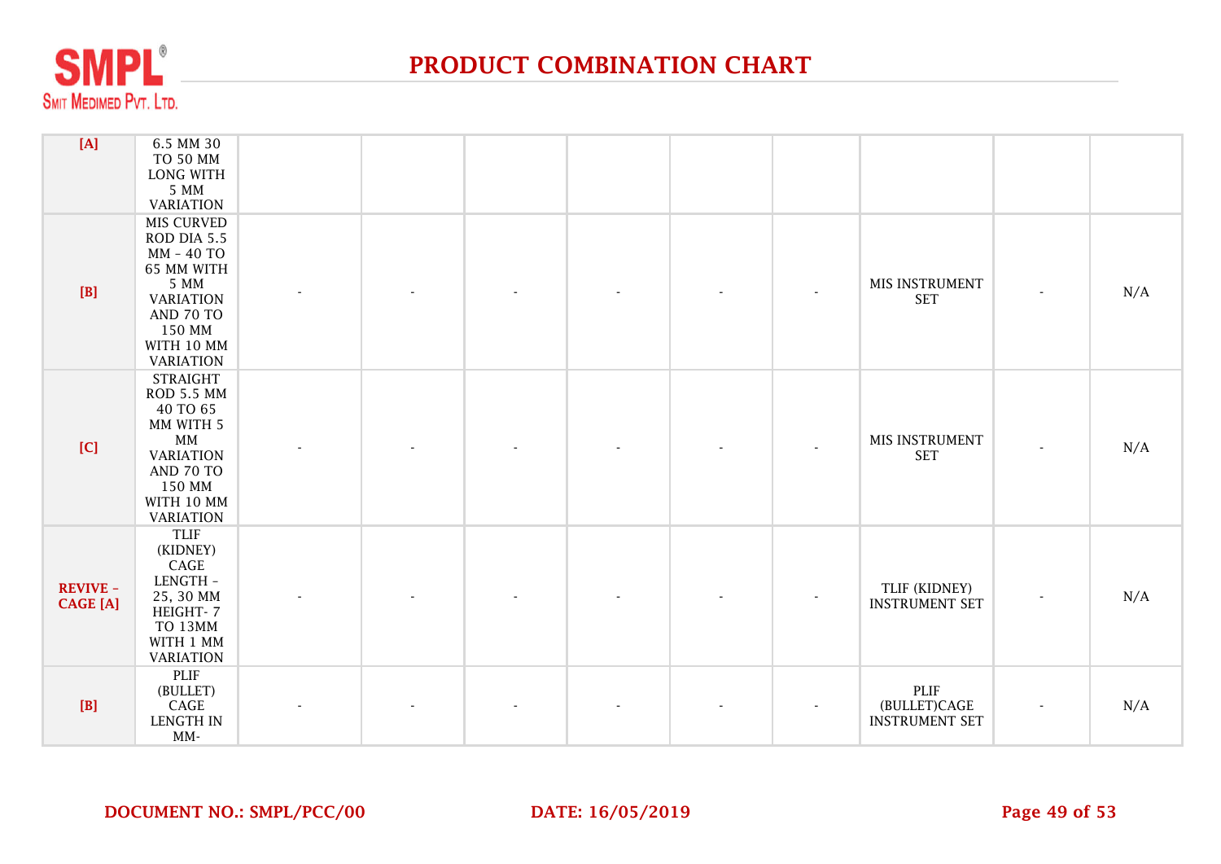# PRODUCT COMBINATION CHART

| | | | | | | | | | | |
|---|---|---|---|---|---|---|---|---|---|---|
| [A] | 6.5 MM 30 TO 50 MM LONG WITH 5 MM VARIATION | | | | | | | | | |
| [B] | MIS CURVED ROD DIA 5.5 MM - 40 TO 65 MM WITH 5 MM VARIATION AND 70 TO 150 MM WITH 10 MM VARIATION | - | - | - | - | - | - | MIS INSTRUMENT SET | - | N/A |
| [C] | STRAIGHT ROD 5.5 MM 40 TO 65 MM WITH 5 MM VARIATION AND 70 TO 150 MM WITH 10 MM VARIATION | - | - | - | - | - | - | MIS INSTRUMENT SET | - | N/A |
| REVIVE - CAGE [A] | TLIF (KIDNEY) CAGE LENGTH - 25, 30 MM HEIGHT- 7 TO 13MM WITH 1 MM VARIATION | - | - | - | - | - | - | TLIF (KIDNEY) INSTRUMENT SET | - | N/A |
| [B] | PLIF (BULLET) CAGE LENGTH IN MM- | - | - | - | - | - | - | PLIF (BULLET)CAGE INSTRUMENT SET | - | N/A |

DOCUMENT NO.: SMPL/PCC/00 DATE: 16/05/2019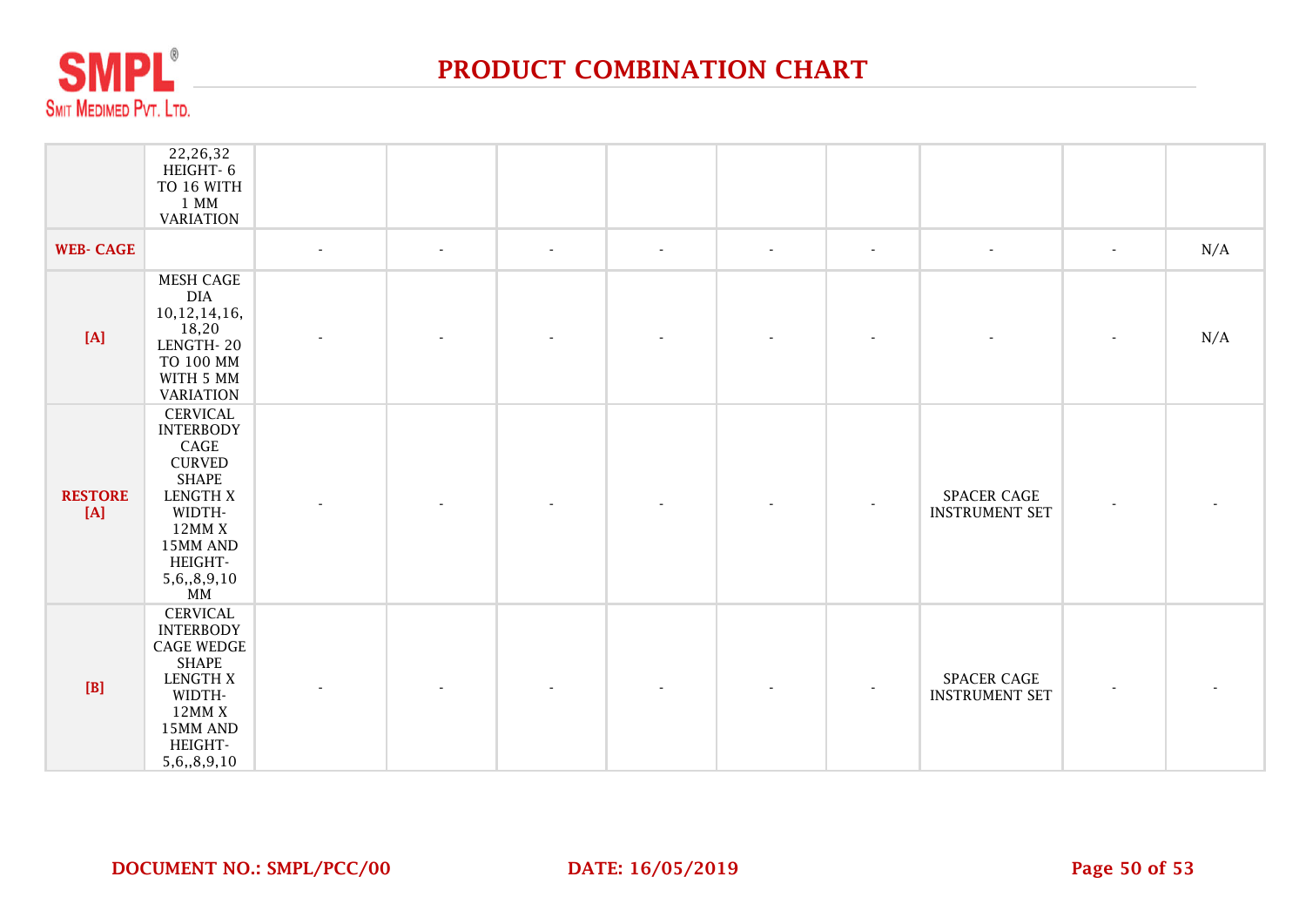# PRODUCT COMBINATION CHART

| | | | | | | | | | | |
|---|---|---|---|---|---|---|---|---|---|---|
| | 22,26,32 HEIGHT- 6 TO 16 WITH 1 MM VARIATION | | | | | | | | | |
| **WEB- CAGE** | | - | - | - | - | - | - | - | - | N/A |
| **[A]** | MESH CAGE DIA 10,12,14,16, 18,20 LENGTH- 20 TO 100 MM WITH 5 MM VARIATION | - | - | - | - | - | - | - | - | N/A |
| **RESTORE [A]** | CERVICAL INTERBODY CAGE CURVED SHAPE LENGTH X WIDTH- 12MM X 15MM AND HEIGHT- 5,6,,8,9,10 MM | - | - | - | - | - | - | SPACER CAGE INSTRUMENT SET | - | - |
| **[B]** | CERVICAL INTERBODY CAGE WEDGE SHAPE LENGTH X WIDTH- 12MM X 15MM AND HEIGHT- 5,6,,8,9,10 | - | - | - | - | - | - | SPACER CAGE INSTRUMENT SET | - | - |

**DOCUMENT NO.: SMPL/PCC/00** **DATE: 16/05/2019**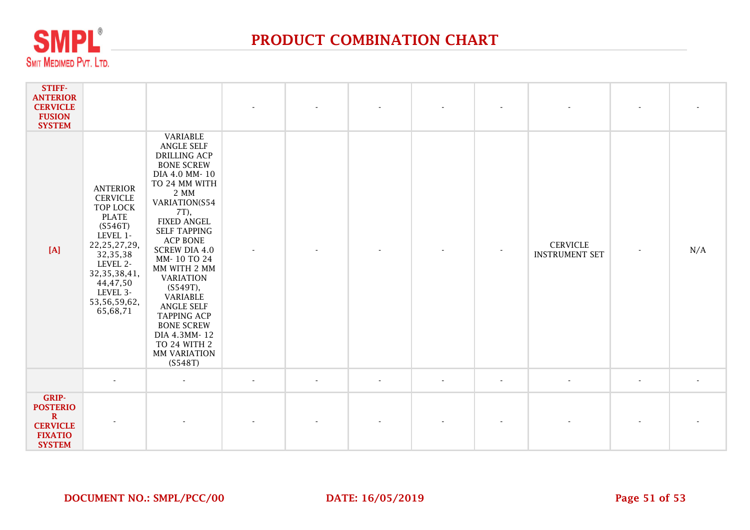# PRODUCT COMBINATION CHART

| | | | | | | | | | | |
|---|---|---|---|---|---|---|---|---|---|---|
| **STIFF-ANTERIOR CERVICLE FUSION SYSTEM** | | | - | - | - | - | - | - | - | - |
| **[A]** | ANTERIOR CERVICLE TOP LOCK PLATE (S546T) LEVEL 1-22,25,27,29,32,35,38 LEVEL 2-32,35,38,41,44,47,50 LEVEL 3-53,56,59,62,65,68,71 | VARIABLE ANGLE SELF DRILLING ACP BONE SCREW DIA 4.0 MM- 10 TO 24 MM WITH 2 MM VARIATION(S547T), FIXED ANGEL SELF TAPPING ACP BONE SCREW DIA 4.0 MM- 10 TO 24 MM WITH 2 MM VARIATION (S549T), VARIABLE ANGLE SELF TAPPING ACP BONE SCREW DIA 4.3MM- 12 TO 24 WITH 2 MM VARIATION (S548T) | - | - | - | - | - | CERVICLE INSTRUMENT SET | - | N/A |
| | - | - | - | - | - | - | - | - | - | - |
| **GRIP-POSTERIOR CERVICLE FIXATIO SYSTEM** | - | - | - | - | - | - | - | - | - | - |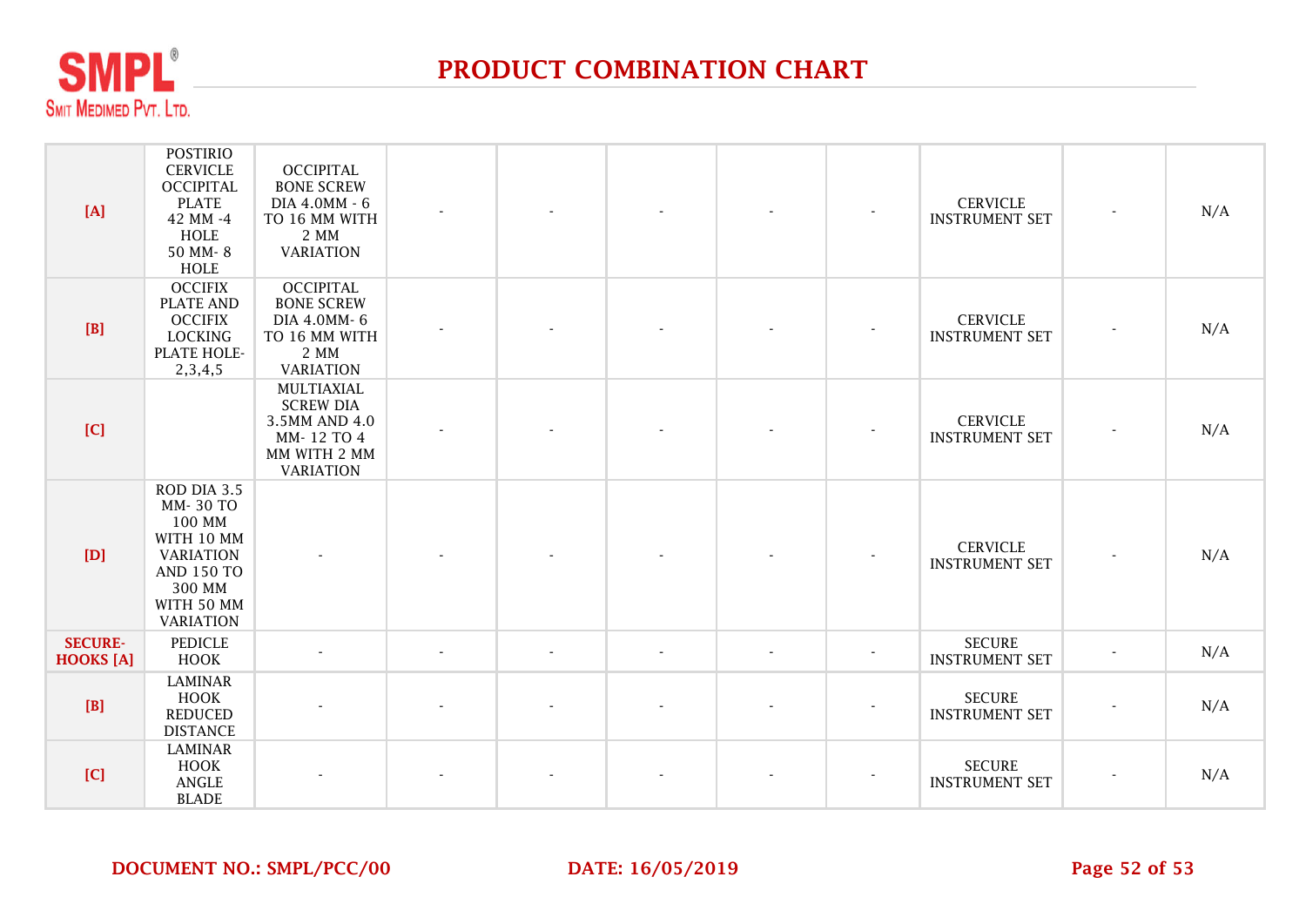# PRODUCT COMBINATION CHART

| | | | | | | | | | | |
|---|---|---|---|---|---|---|---|---|---|---|
| **[A]** | POSTIRIO CERVICLE OCCIPITAL PLATE 42 MM -4 HOLE 50 MM- 8 HOLE | OCCIPITAL BONE SCREW DIA 4.0MM - 6 TO 16 MM WITH 2 MM VARIATION | - | - | - | - | - | CERVICLE INSTRUMENT SET | - | N/A |
| **[B]** | OCCIFIX PLATE AND OCCIFIX LOCKING PLATE HOLE- 2,3,4,5 | OCCIPITAL BONE SCREW DIA 4.0MM- 6 TO 16 MM WITH 2 MM VARIATION | - | - | - | - | - | CERVICLE INSTRUMENT SET | - | N/A |
| **[C]** | | MULTIAXIAL SCREW DIA 3.5MM AND 4.0 MM- 12 TO 4 MM WITH 2 MM VARIATION | - | - | - | - | - | CERVICLE INSTRUMENT SET | - | N/A |
| **[D]** | ROD DIA 3.5 MM- 30 TO 100 MM WITH 10 MM VARIATION AND 150 TO 300 MM WITH 50 MM VARIATION | - | - | - | - | - | - | CERVICLE INSTRUMENT SET | - | N/A |
| **SECURE-HOOKS [A]** | PEDICLE HOOK | - | - | - | - | - | - | SECURE INSTRUMENT SET | - | N/A |
| **[B]** | LAMINAR HOOK REDUCED DISTANCE | - | - | - | - | - | - | SECURE INSTRUMENT SET | - | N/A |
| **[C]** | LAMINAR HOOK ANGLE BLADE | - | - | - | - | - | - | SECURE INSTRUMENT SET | - | N/A |

**DOCUMENT NO.: SMPL/PCC/00** **DATE: 16/05/2019**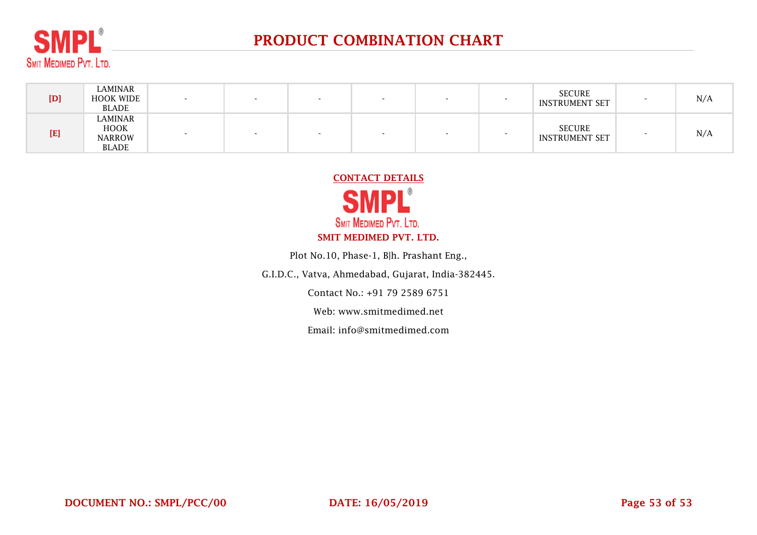| | | | | | | | | | | |
|---|---|---|---|---|---|---|---|---|---|---|
| [D] | LAMINAR HOOK WIDE BLADE | - | - | - | - | - | - | SECURE INSTRUMENT SET | - | N/A |
| [E] | LAMINAR HOOK NARROW BLADE | - | - | - | - | - | - | SECURE INSTRUMENT SET | - | N/A |

## CONTACT DETAILS

**SMIT MEDIMED PVT. LTD.**

Plot No.10, Phase-1, B|h. Prashant Eng.,

G.I.D.C., Vatva, Ahmedabad, Gujarat, India-382445.

Contact No.: +91 79 2589 6751

Web: www.smitmedimed.net

Email: info@smitmedimed.com